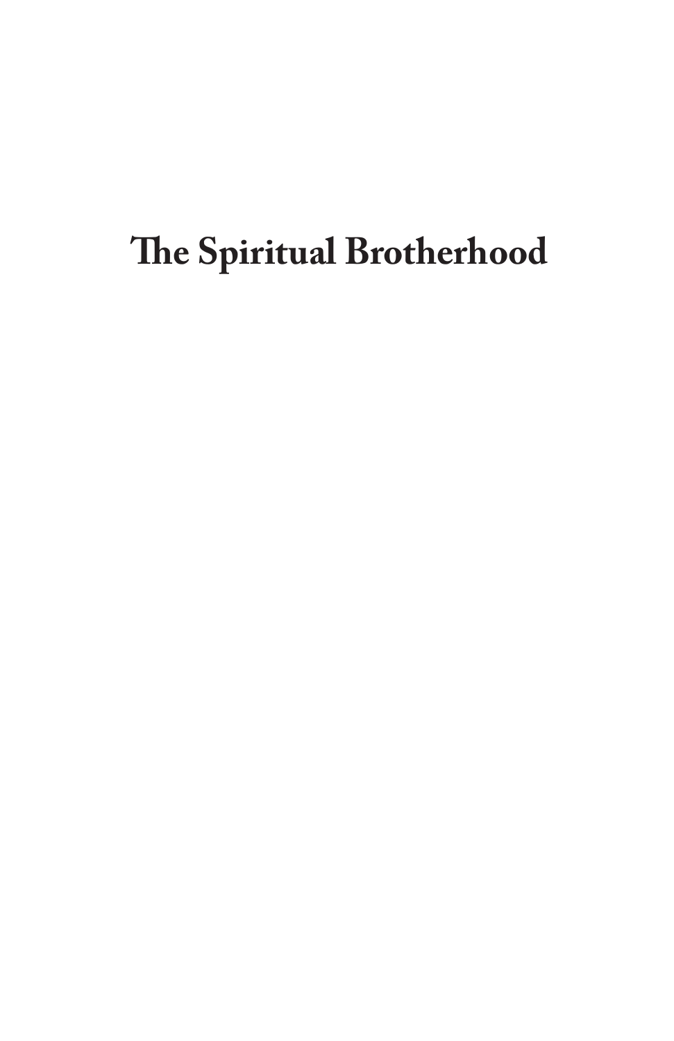# The Spiritual Brotherhood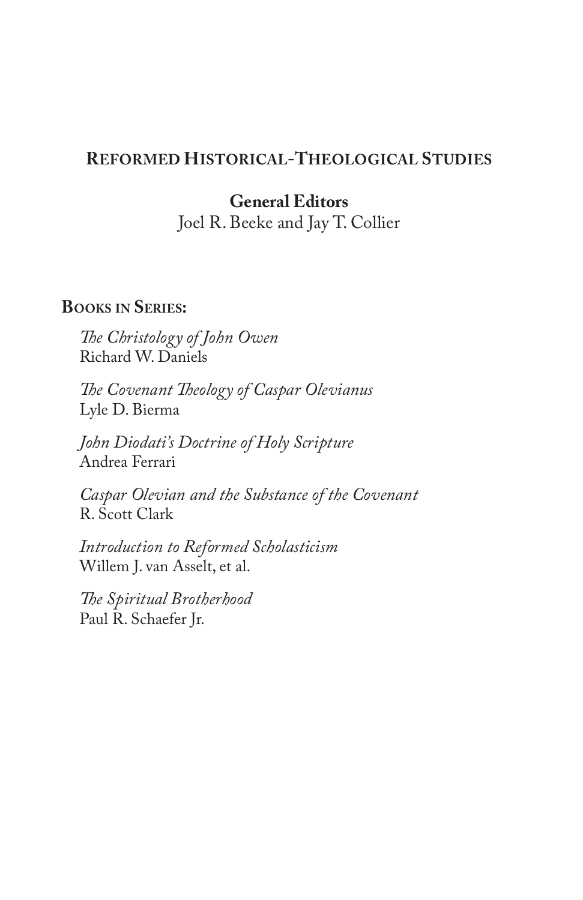## Reformed Historical-Theological Studies

**General Editors**
Joel R. Beeke and Jay T. Collier

**Books in Series:**

*The Christology of John Owen*
Richard W. Daniels

*The Covenant Theology of Caspar Olevianus*
Lyle D. Bierma

*John Diodati's Doctrine of Holy Scripture*
Andrea Ferrari

*Caspar Olevian and the Substance of the Covenant*
R. Scott Clark

*Introduction to Reformed Scholasticism*
Willem J. van Asselt, et al.

*The Spiritual Brotherhood*
Paul R. Schaefer Jr.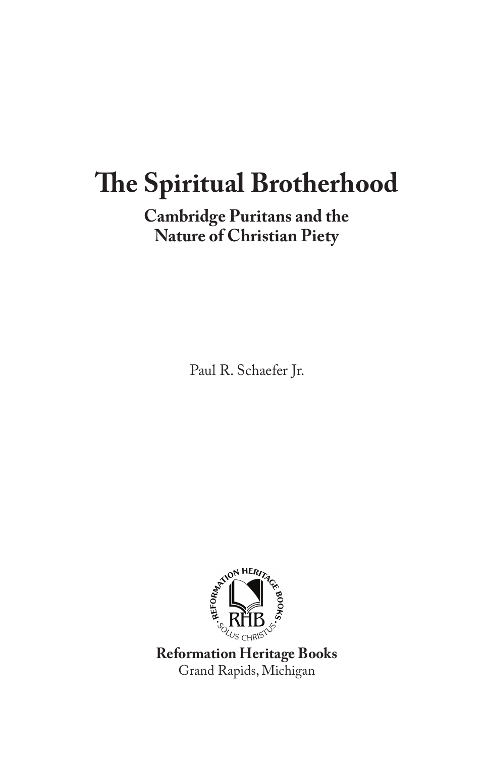# The Spiritual Brotherhood

## Cambridge Puritans and the Nature of Christian Piety

Paul R. Schaefer Jr.

**Reformation Heritage Books**
Grand Rapids, Michigan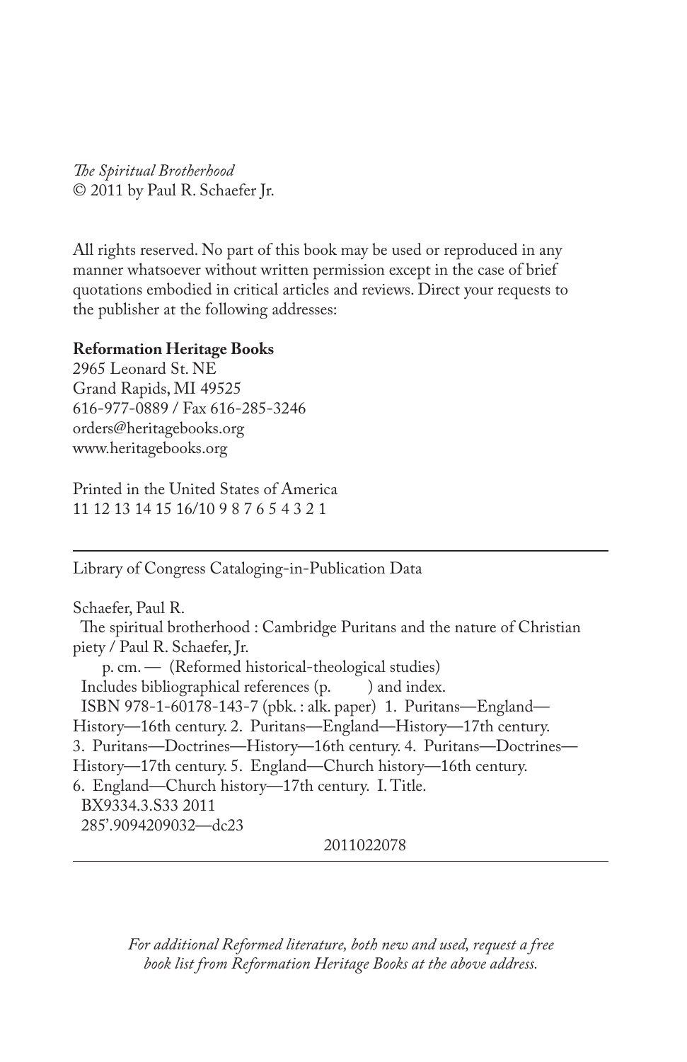*The Spiritual Brotherhood*
© 2011 by Paul R. Schaefer Jr.

All rights reserved. No part of this book may be used or reproduced in any manner whatsoever without written permission except in the case of brief quotations embodied in critical articles and reviews. Direct your requests to the publisher at the following addresses:

**Reformation Heritage Books**
2965 Leonard St. NE
Grand Rapids, MI 49525
616-977-0889 / Fax 616-285-3246
orders@heritagebooks.org
www.heritagebooks.org

Printed in the United States of America
11 12 13 14 15 16/10 9 8 7 6 5 4 3 2 1

---

Library of Congress Cataloging-in-Publication Data

Schaefer, Paul R.
The spiritual brotherhood : Cambridge Puritans and the nature of Christian piety / Paul R. Schaefer, Jr.
p. cm. — (Reformed historical-theological studies)
Includes bibliographical references (p. ) and index.
ISBN 978-1-60178-143-7 (pbk. : alk. paper) 1. Puritans—England—History—16th century. 2. Puritans—England—History—17th century. 3. Puritans—Doctrines—History—16th century. 4. Puritans—Doctrines—History—17th century. 5. England—Church history—16th century. 6. England—Church history—17th century. I. Title.
BX9334.3.S33 2011
285'.9094209032—dc23
2011022078

---

*For additional Reformed literature, both new and used, request a free book list from Reformation Heritage Books at the above address.*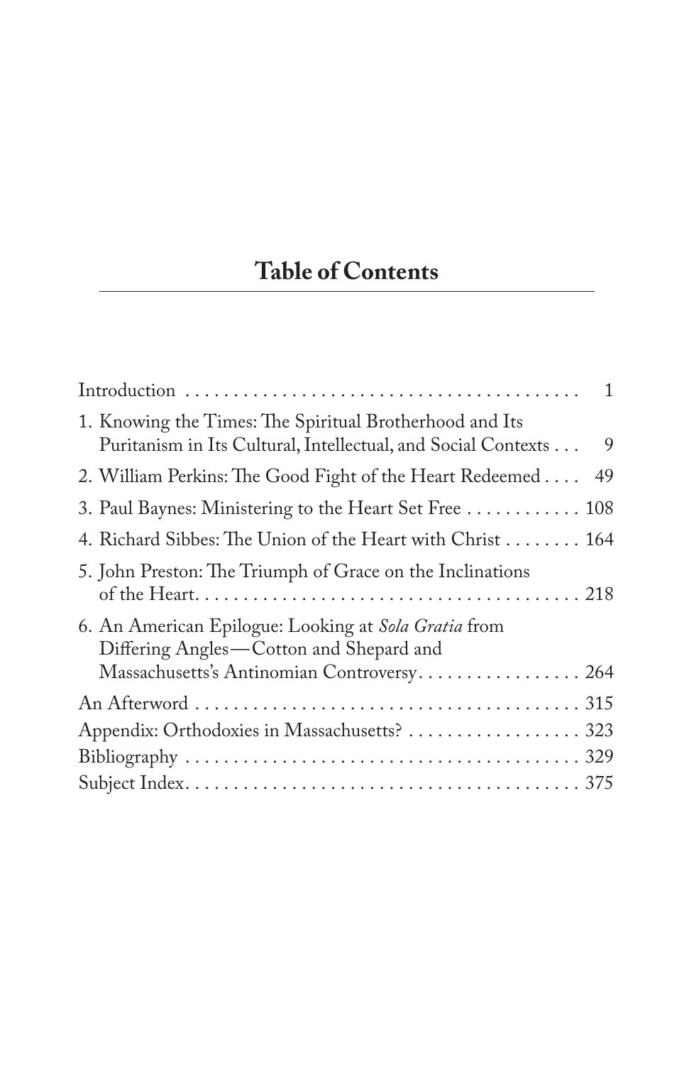# Table of Contents

| | |
|---|---|
| Introduction | 1 |
| 1. Knowing the Times: The Spiritual Brotherhood and Its Puritanism in Its Cultural, Intellectual, and Social Contexts | 9 |
| 2. William Perkins: The Good Fight of the Heart Redeemed | 49 |
| 3. Paul Baynes: Ministering to the Heart Set Free | 108 |
| 4. Richard Sibbes: The Union of the Heart with Christ | 164 |
| 5. John Preston: The Triumph of Grace on the Inclinations of the Heart | 218 |
| 6. An American Epilogue: Looking at *Sola Gratia* from Differing Angles—Cotton and Shepard and Massachusetts's Antinomian Controversy | 264 |
| An Afterword | 315 |
| Appendix: Orthodoxies in Massachusetts? | 323 |
| Bibliography | 329 |
| Subject Index | 375 |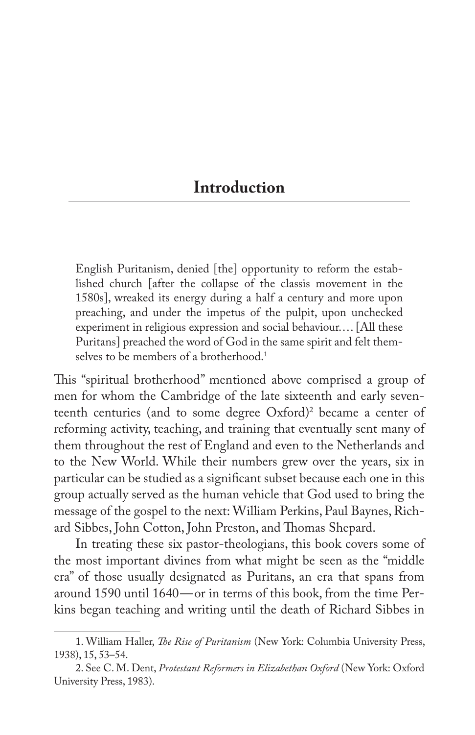# Introduction

> English Puritanism, denied [the] opportunity to reform the established church [after the collapse of the classis movement in the 1580s], wreaked its energy during a half a century and more upon preaching, and under the impetus of the pulpit, upon unchecked experiment in religious expression and social behaviour.... [All these Puritans] preached the word of God in the same spirit and felt themselves to be members of a brotherhood.[1]

This "spiritual brotherhood" mentioned above comprised a group of men for whom the Cambridge of the late sixteenth and early seventeenth centuries (and to some degree Oxford)[2] became a center of reforming activity, teaching, and training that eventually sent many of them throughout the rest of England and even to the Netherlands and to the New World. While their numbers grew over the years, six in particular can be studied as a significant subset because each one in this group actually served as the human vehicle that God used to bring the message of the gospel to the next: William Perkins, Paul Baynes, Richard Sibbes, John Cotton, John Preston, and Thomas Shepard.

In treating these six pastor-theologians, this book covers some of the most important divines from what might be seen as the "middle era" of those usually designated as Puritans, an era that spans from around 1590 until 1640—or in terms of this book, from the time Perkins began teaching and writing until the death of Richard Sibbes in

---

1. William Haller, *The Rise of Puritanism* (New York: Columbia University Press, 1938), 15, 53–54.

2. See C. M. Dent, *Protestant Reformers in Elizabethan Oxford* (New York: Oxford University Press, 1983).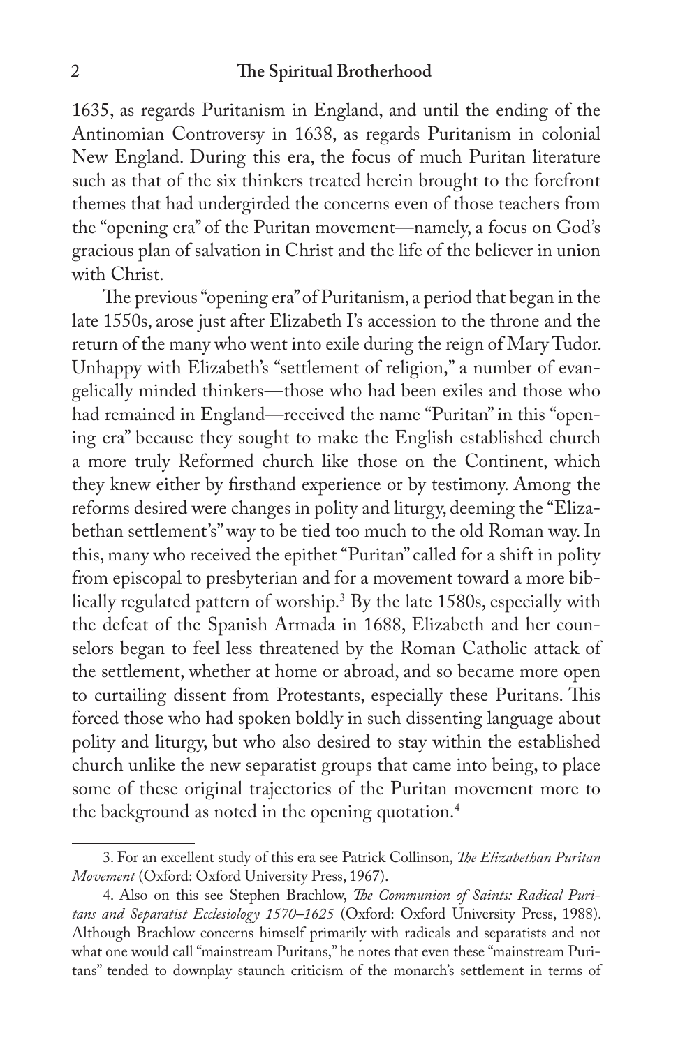1635, as regards Puritanism in England, and until the ending of the Antinomian Controversy in 1638, as regards Puritanism in colonial New England. During this era, the focus of much Puritan literature such as that of the six thinkers treated herein brought to the forefront themes that had undergirded the concerns even of those teachers from the "opening era" of the Puritan movement—namely, a focus on God's gracious plan of salvation in Christ and the life of the believer in union with Christ.

The previous "opening era" of Puritanism, a period that began in the late 1550s, arose just after Elizabeth I's accession to the throne and the return of the many who went into exile during the reign of Mary Tudor. Unhappy with Elizabeth's "settlement of religion," a number of evangelically minded thinkers—those who had been exiles and those who had remained in England—received the name "Puritan" in this "opening era" because they sought to make the English established church a more truly Reformed church like those on the Continent, which they knew either by firsthand experience or by testimony. Among the reforms desired were changes in polity and liturgy, deeming the "Elizabethan settlement's" way to be tied too much to the old Roman way. In this, many who received the epithet "Puritan" called for a shift in polity from episcopal to presbyterian and for a movement toward a more biblically regulated pattern of worship.[3] By the late 1580s, especially with the defeat of the Spanish Armada in 1688, Elizabeth and her counselors began to feel less threatened by the Roman Catholic attack of the settlement, whether at home or abroad, and so became more open to curtailing dissent from Protestants, especially these Puritans. This forced those who had spoken boldly in such dissenting language about polity and liturgy, but who also desired to stay within the established church unlike the new separatist groups that came into being, to place some of these original trajectories of the Puritan movement more to the background as noted in the opening quotation.[4]

---

3. For an excellent study of this era see Patrick Collinson, *The Elizabethan Puritan Movement* (Oxford: Oxford University Press, 1967).

4. Also on this see Stephen Brachlow, *The Communion of Saints: Radical Puritans and Separatist Ecclesiology 1570–1625* (Oxford: Oxford University Press, 1988). Although Brachlow concerns himself primarily with radicals and separatists and not what one would call "mainstream Puritans," he notes that even these "mainstream Puritans" tended to downplay staunch criticism of the monarch's settlement in terms of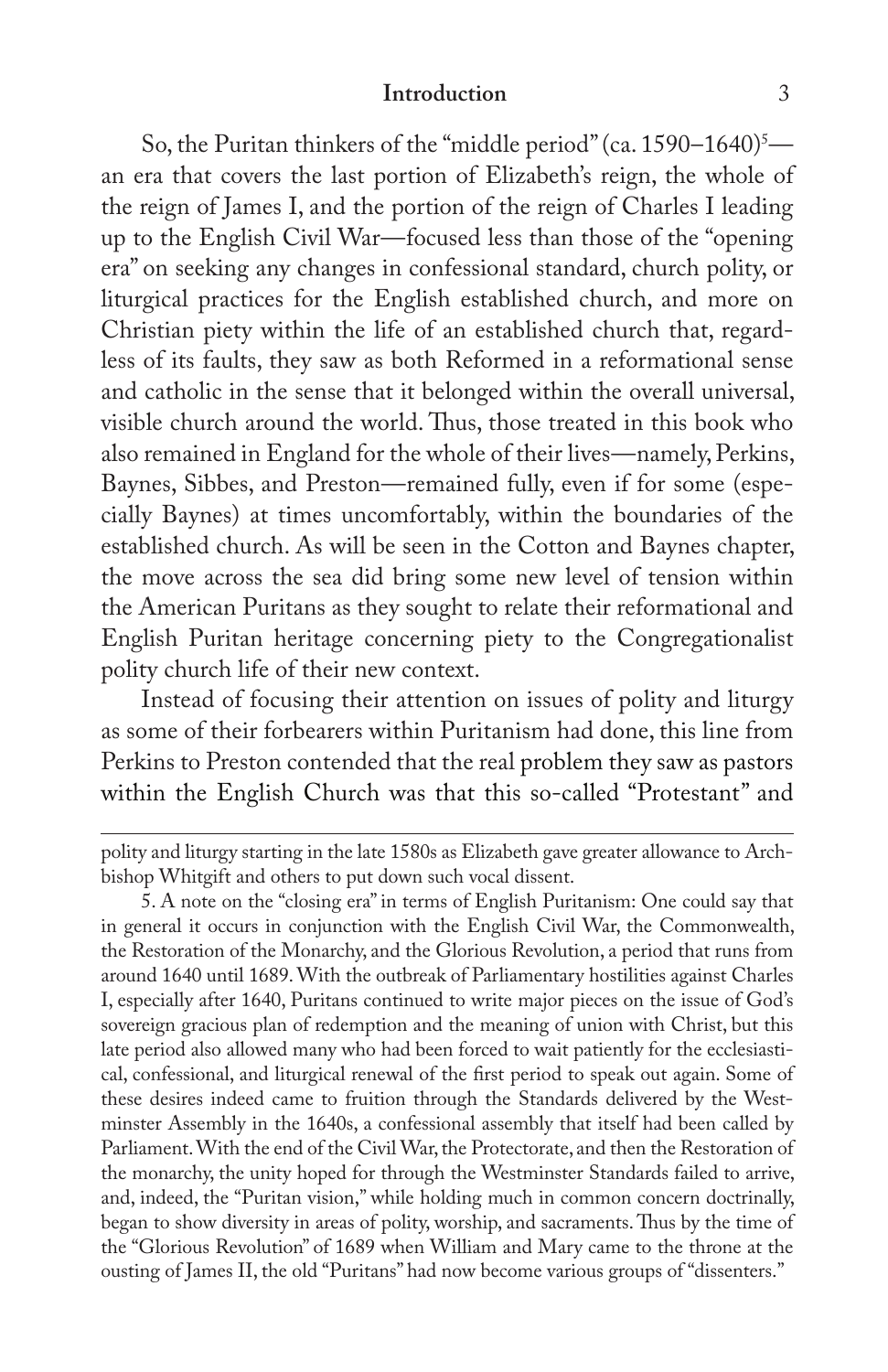So, the Puritan thinkers of the "middle period" (ca. 1590–1640)[5]—an era that covers the last portion of Elizabeth's reign, the whole of the reign of James I, and the portion of the reign of Charles I leading up to the English Civil War—focused less than those of the "opening era" on seeking any changes in confessional standard, church polity, or liturgical practices for the English established church, and more on Christian piety within the life of an established church that, regardless of its faults, they saw as both Reformed in a reformational sense and catholic in the sense that it belonged within the overall universal, visible church around the world. Thus, those treated in this book who also remained in England for the whole of their lives—namely, Perkins, Baynes, Sibbes, and Preston—remained fully, even if for some (especially Baynes) at times uncomfortably, within the boundaries of the established church. As will be seen in the Cotton and Baynes chapter, the move across the sea did bring some new level of tension within the American Puritans as they sought to relate their reformational and English Puritan heritage concerning piety to the Congregationalist polity church life of their new context.

Instead of focusing their attention on issues of polity and liturgy as some of their forbearers within Puritanism had done, this line from Perkins to Preston contended that the real problem they saw as pastors within the English Church was that this so-called "Protestant" and

---

polity and liturgy starting in the late 1580s as Elizabeth gave greater allowance to Archbishop Whitgift and others to put down such vocal dissent.

5. A note on the "closing era" in terms of English Puritanism: One could say that in general it occurs in conjunction with the English Civil War, the Commonwealth, the Restoration of the Monarchy, and the Glorious Revolution, a period that runs from around 1640 until 1689. With the outbreak of Parliamentary hostilities against Charles I, especially after 1640, Puritans continued to write major pieces on the issue of God's sovereign gracious plan of redemption and the meaning of union with Christ, but this late period also allowed many who had been forced to wait patiently for the ecclesiastical, confessional, and liturgical renewal of the first period to speak out again. Some of these desires indeed came to fruition through the Standards delivered by the Westminster Assembly in the 1640s, a confessional assembly that itself had been called by Parliament. With the end of the Civil War, the Protectorate, and then the Restoration of the monarchy, the unity hoped for through the Westminster Standards failed to arrive, and, indeed, the "Puritan vision," while holding much in common concern doctrinally, began to show diversity in areas of polity, worship, and sacraments. Thus by the time of the "Glorious Revolution" of 1689 when William and Mary came to the throne at the ousting of James II, the old "Puritans" had now become various groups of "dissenters."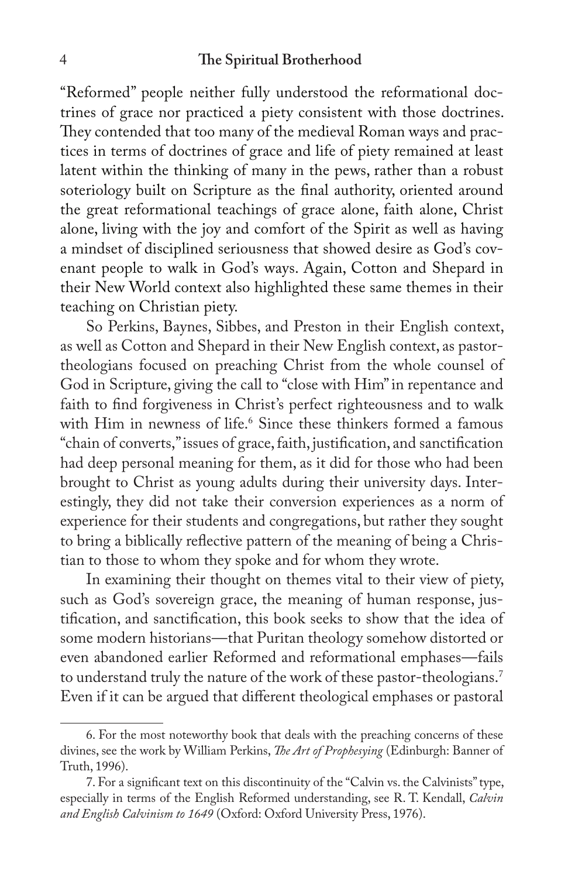"Reformed" people neither fully understood the reformational doctrines of grace nor practiced a piety consistent with those doctrines. They contended that too many of the medieval Roman ways and practices in terms of doctrines of grace and life of piety remained at least latent within the thinking of many in the pews, rather than a robust soteriology built on Scripture as the final authority, oriented around the great reformational teachings of grace alone, faith alone, Christ alone, living with the joy and comfort of the Spirit as well as having a mindset of disciplined seriousness that showed desire as God's covenant people to walk in God's ways. Again, Cotton and Shepard in their New World context also highlighted these same themes in their teaching on Christian piety.

So Perkins, Baynes, Sibbes, and Preston in their English context, as well as Cotton and Shepard in their New English context, as pastor-theologians focused on preaching Christ from the whole counsel of God in Scripture, giving the call to "close with Him" in repentance and faith to find forgiveness in Christ's perfect righteousness and to walk with Him in newness of life.[6] Since these thinkers formed a famous "chain of converts," issues of grace, faith, justification, and sanctification had deep personal meaning for them, as it did for those who had been brought to Christ as young adults during their university days. Interestingly, they did not take their conversion experiences as a norm of experience for their students and congregations, but rather they sought to bring a biblically reflective pattern of the meaning of being a Christian to those to whom they spoke and for whom they wrote.

In examining their thought on themes vital to their view of piety, such as God's sovereign grace, the meaning of human response, justification, and sanctification, this book seeks to show that the idea of some modern historians—that Puritan theology somehow distorted or even abandoned earlier Reformed and reformational emphases—fails to understand truly the nature of the work of these pastor-theologians.[7] Even if it can be argued that different theological emphases or pastoral

---

6. For the most noteworthy book that deals with the preaching concerns of these divines, see the work by William Perkins, *The Art of Prophesying* (Edinburgh: Banner of Truth, 1996).

7. For a significant text on this discontinuity of the "Calvin vs. the Calvinists" type, especially in terms of the English Reformed understanding, see R. T. Kendall, *Calvin and English Calvinism to 1649* (Oxford: Oxford University Press, 1976).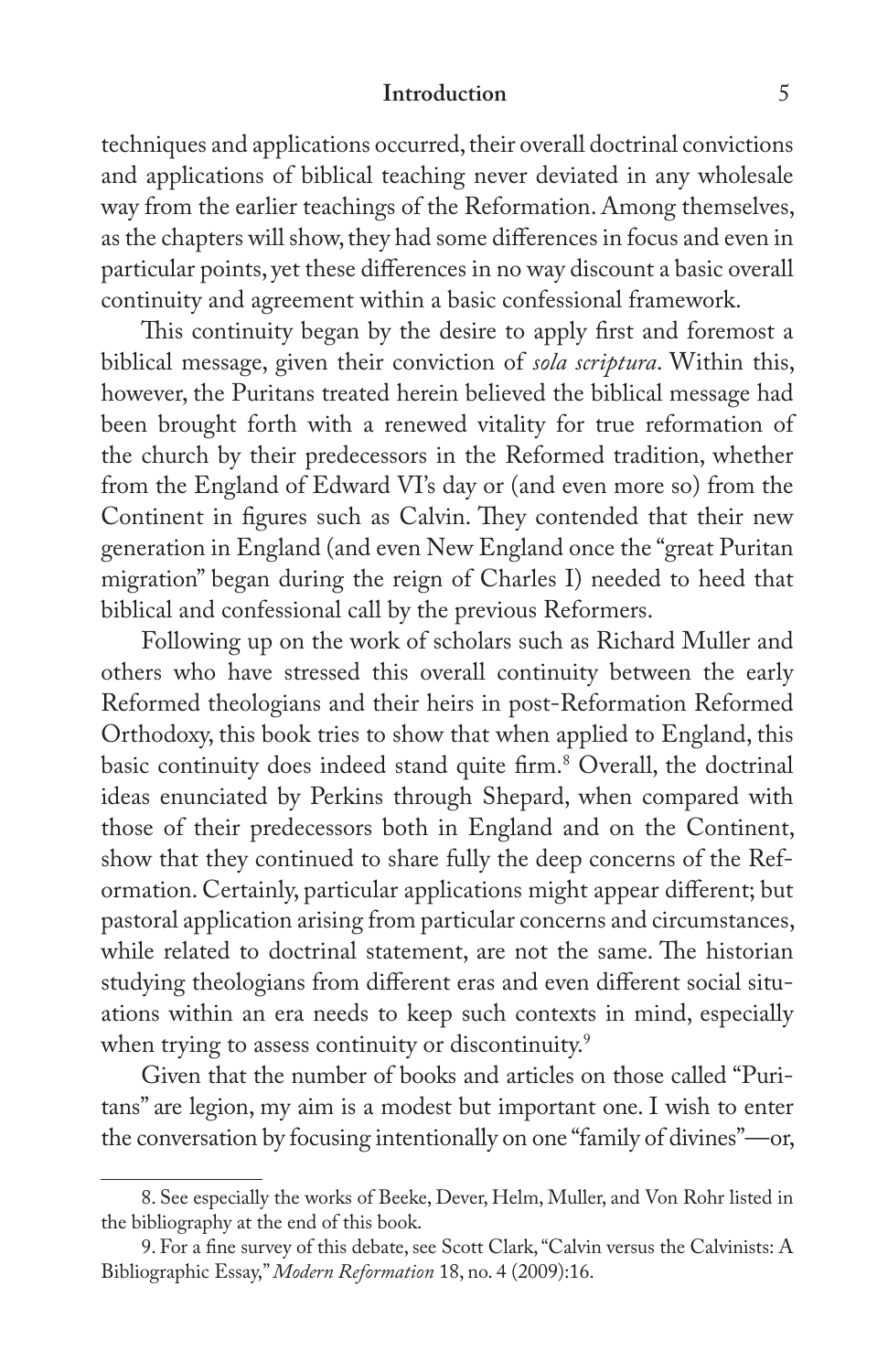techniques and applications occurred, their overall doctrinal convictions and applications of biblical teaching never deviated in any wholesale way from the earlier teachings of the Reformation. Among themselves, as the chapters will show, they had some differences in focus and even in particular points, yet these differences in no way discount a basic overall continuity and agreement within a basic confessional framework.

This continuity began by the desire to apply first and foremost a biblical message, given their conviction of *sola scriptura*. Within this, however, the Puritans treated herein believed the biblical message had been brought forth with a renewed vitality for true reformation of the church by their predecessors in the Reformed tradition, whether from the England of Edward VI's day or (and even more so) from the Continent in figures such as Calvin. They contended that their new generation in England (and even New England once the "great Puritan migration" began during the reign of Charles I) needed to heed that biblical and confessional call by the previous Reformers.

Following up on the work of scholars such as Richard Muller and others who have stressed this overall continuity between the early Reformed theologians and their heirs in post-Reformation Reformed Orthodoxy, this book tries to show that when applied to England, this basic continuity does indeed stand quite firm.[8] Overall, the doctrinal ideas enunciated by Perkins through Shepard, when compared with those of their predecessors both in England and on the Continent, show that they continued to share fully the deep concerns of the Reformation. Certainly, particular applications might appear different; but pastoral application arising from particular concerns and circumstances, while related to doctrinal statement, are not the same. The historian studying theologians from different eras and even different social situations within an era needs to keep such contexts in mind, especially when trying to assess continuity or discontinuity.[9]

Given that the number of books and articles on those called "Puritans" are legion, my aim is a modest but important one. I wish to enter the conversation by focusing intentionally on one "family of divines"—or,

---

8. See especially the works of Beeke, Dever, Helm, Muller, and Von Rohr listed in the bibliography at the end of this book.

9. For a fine survey of this debate, see Scott Clark, "Calvin versus the Calvinists: A Bibliographic Essay," *Modern Reformation* 18, no. 4 (2009):16.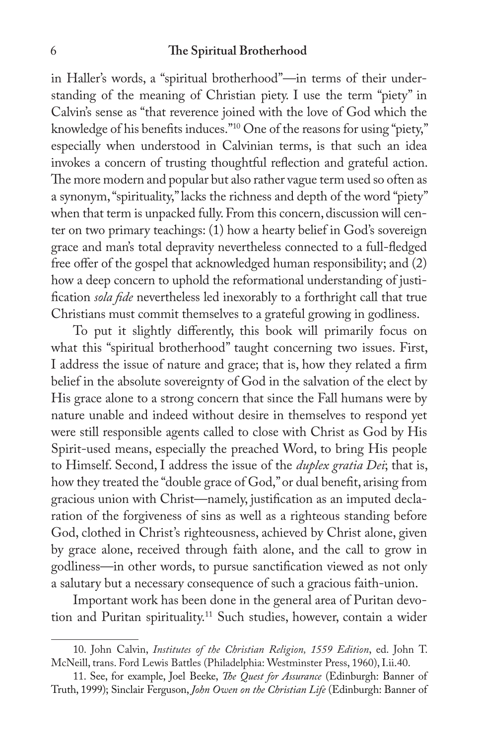in Haller's words, a "spiritual brotherhood"—in terms of their understanding of the meaning of Christian piety. I use the term "piety" in Calvin's sense as "that reverence joined with the love of God which the knowledge of his benefits induces."[10] One of the reasons for using "piety," especially when understood in Calvinian terms, is that such an idea invokes a concern of trusting thoughtful reflection and grateful action. The more modern and popular but also rather vague term used so often as a synonym, "spirituality," lacks the richness and depth of the word "piety" when that term is unpacked fully. From this concern, discussion will center on two primary teachings: (1) how a hearty belief in God's sovereign grace and man's total depravity nevertheless connected to a full-fledged free offer of the gospel that acknowledged human responsibility; and (2) how a deep concern to uphold the reformational understanding of justification *sola fide* nevertheless led inexorably to a forthright call that true Christians must commit themselves to a grateful growing in godliness.

To put it slightly differently, this book will primarily focus on what this "spiritual brotherhood" taught concerning two issues. First, I address the issue of nature and grace; that is, how they related a firm belief in the absolute sovereignty of God in the salvation of the elect by His grace alone to a strong concern that since the Fall humans were by nature unable and indeed without desire in themselves to respond yet were still responsible agents called to close with Christ as God by His Spirit-used means, especially the preached Word, to bring His people to Himself. Second, I address the issue of the *duplex gratia Dei*; that is, how they treated the "double grace of God," or dual benefit, arising from gracious union with Christ—namely, justification as an imputed declaration of the forgiveness of sins as well as a righteous standing before God, clothed in Christ's righteousness, achieved by Christ alone, given by grace alone, received through faith alone, and the call to grow in godliness—in other words, to pursue sanctification viewed as not only a salutary but a necessary consequence of such a gracious faith-union.

Important work has been done in the general area of Puritan devotion and Puritan spirituality.[11] Such studies, however, contain a wider

---

10. John Calvin, *Institutes of the Christian Religion, 1559 Edition*, ed. John T. McNeill, trans. Ford Lewis Battles (Philadelphia: Westminster Press, 1960), I.ii.40.

11. See, for example, Joel Beeke, *The Quest for Assurance* (Edinburgh: Banner of Truth, 1999); Sinclair Ferguson, *John Owen on the Christian Life* (Edinburgh: Banner of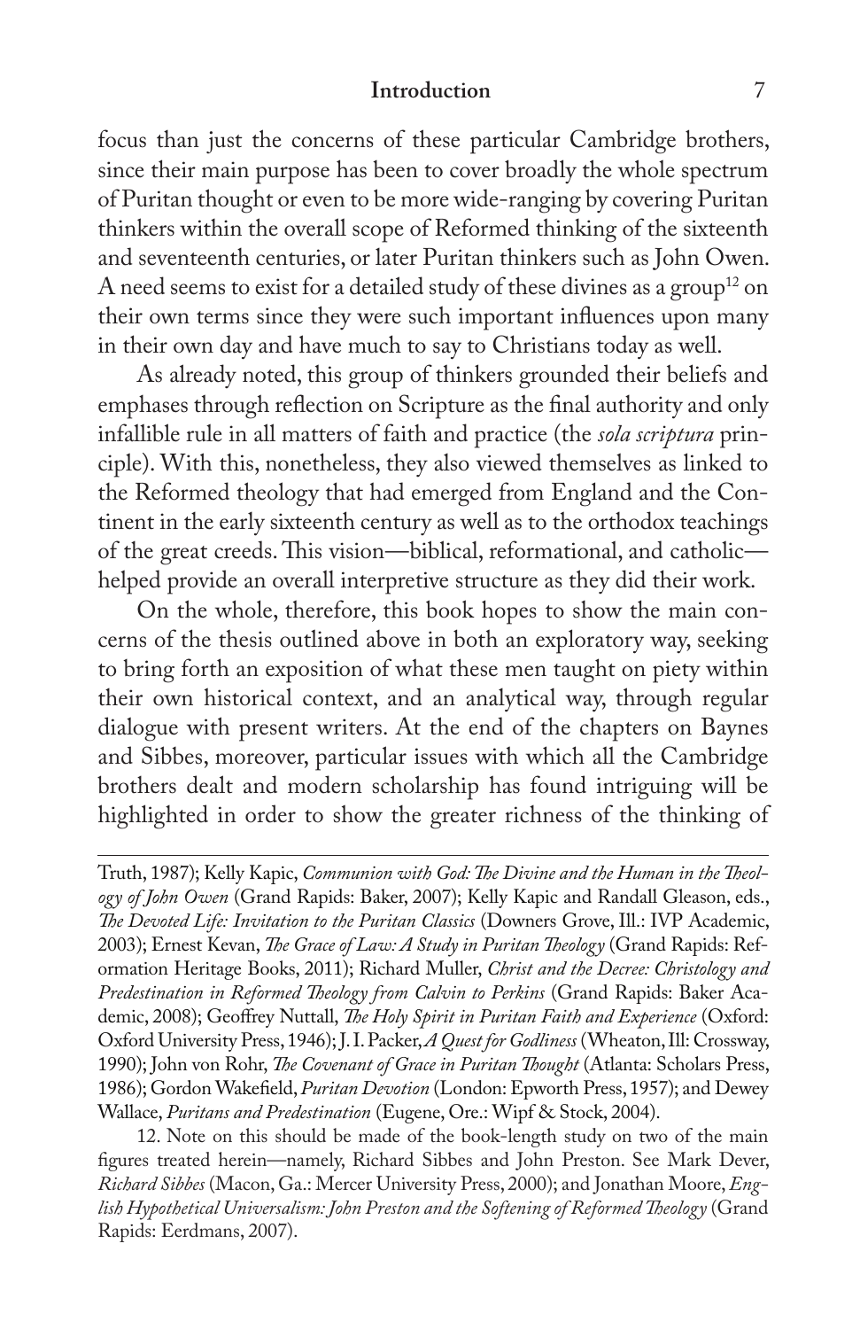focus than just the concerns of these particular Cambridge brothers, since their main purpose has been to cover broadly the whole spectrum of Puritan thought or even to be more wide-ranging by covering Puritan thinkers within the overall scope of Reformed thinking of the sixteenth and seventeenth centuries, or later Puritan thinkers such as John Owen. A need seems to exist for a detailed study of these divines as a group[12] on their own terms since they were such important influences upon many in their own day and have much to say to Christians today as well.

As already noted, this group of thinkers grounded their beliefs and emphases through reflection on Scripture as the final authority and only infallible rule in all matters of faith and practice (the *sola scriptura* principle). With this, nonetheless, they also viewed themselves as linked to the Reformed theology that had emerged from England and the Continent in the early sixteenth century as well as to the orthodox teachings of the great creeds. This vision—biblical, reformational, and catholic—helped provide an overall interpretive structure as they did their work.

On the whole, therefore, this book hopes to show the main concerns of the thesis outlined above in both an exploratory way, seeking to bring forth an exposition of what these men taught on piety within their own historical context, and an analytical way, through regular dialogue with present writers. At the end of the chapters on Baynes and Sibbes, moreover, particular issues with which all the Cambridge brothers dealt and modern scholarship has found intriguing will be highlighted in order to show the greater richness of the thinking of

---

Truth, 1987); Kelly Kapic, *Communion with God: The Divine and the Human in the Theology of John Owen* (Grand Rapids: Baker, 2007); Kelly Kapic and Randall Gleason, eds., *The Devoted Life: Invitation to the Puritan Classics* (Downers Grove, Ill.: IVP Academic, 2003); Ernest Kevan, *The Grace of Law: A Study in Puritan Theology* (Grand Rapids: Reformation Heritage Books, 2011); Richard Muller, *Christ and the Decree: Christology and Predestination in Reformed Theology from Calvin to Perkins* (Grand Rapids: Baker Academic, 2008); Geoffrey Nuttall, *The Holy Spirit in Puritan Faith and Experience* (Oxford: Oxford University Press, 1946); J. I. Packer, *A Quest for Godliness* (Wheaton, Ill: Crossway, 1990); John von Rohr, *The Covenant of Grace in Puritan Thought* (Atlanta: Scholars Press, 1986); Gordon Wakefield, *Puritan Devotion* (London: Epworth Press, 1957); and Dewey Wallace, *Puritans and Predestination* (Eugene, Ore.: Wipf & Stock, 2004).

12. Note on this should be made of the book-length study on two of the main figures treated herein—namely, Richard Sibbes and John Preston. See Mark Dever, *Richard Sibbes* (Macon, Ga.: Mercer University Press, 2000); and Jonathan Moore, *English Hypothetical Universalism: John Preston and the Softening of Reformed Theology* (Grand Rapids: Eerdmans, 2007).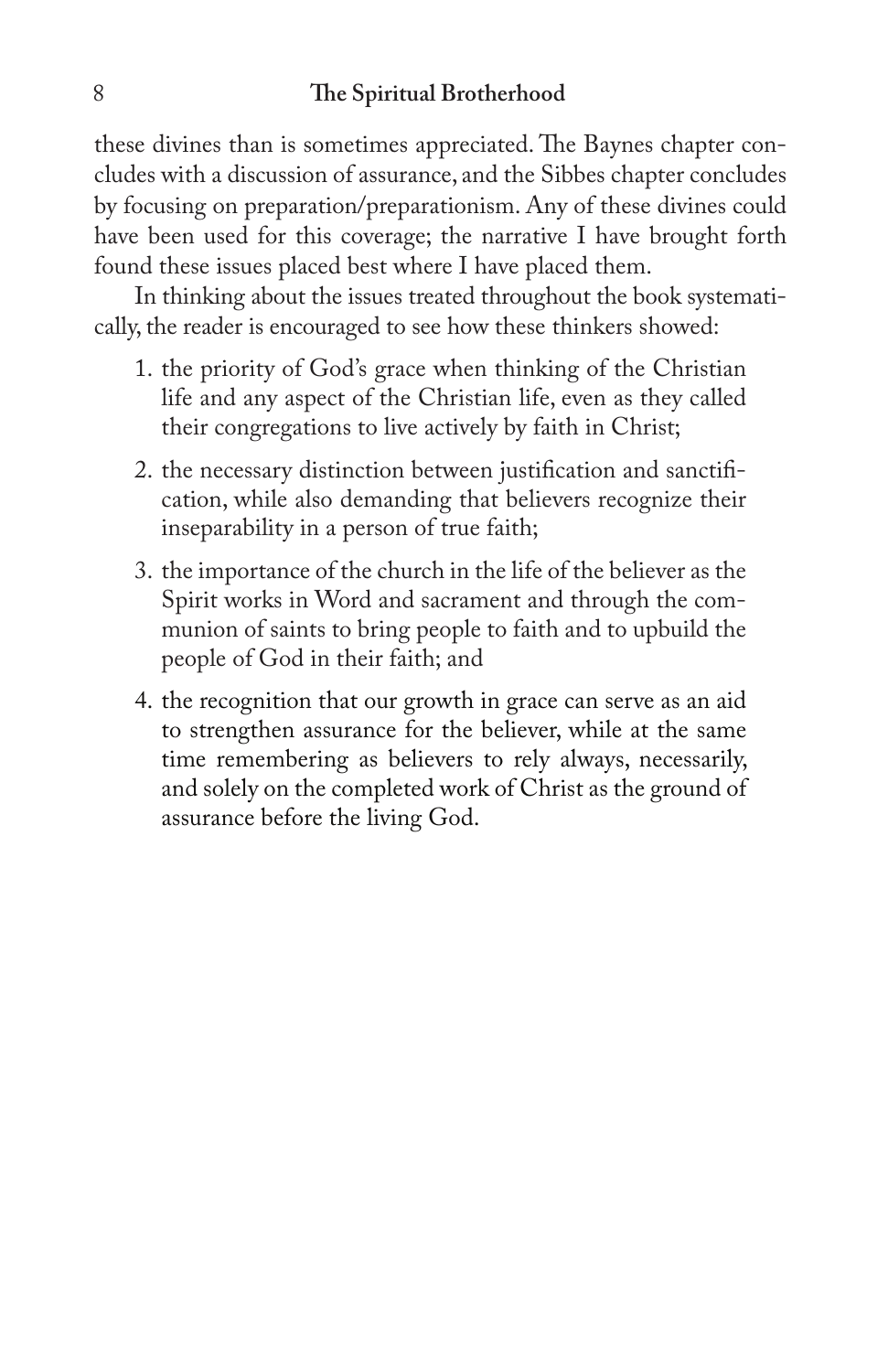these divines than is sometimes appreciated. The Baynes chapter concludes with a discussion of assurance, and the Sibbes chapter concludes by focusing on preparation/preparationism. Any of these divines could have been used for this coverage; the narrative I have brought forth found these issues placed best where I have placed them.

In thinking about the issues treated throughout the book systematically, the reader is encouraged to see how these thinkers showed:

1. the priority of God's grace when thinking of the Christian life and any aspect of the Christian life, even as they called their congregations to live actively by faith in Christ;
2. the necessary distinction between justification and sanctification, while also demanding that believers recognize their inseparability in a person of true faith;
3. the importance of the church in the life of the believer as the Spirit works in Word and sacrament and through the communion of saints to bring people to faith and to upbuild the people of God in their faith; and
4. the recognition that our growth in grace can serve as an aid to strengthen assurance for the believer, while at the same time remembering as believers to rely always, necessarily, and solely on the completed work of Christ as the ground of assurance before the living God.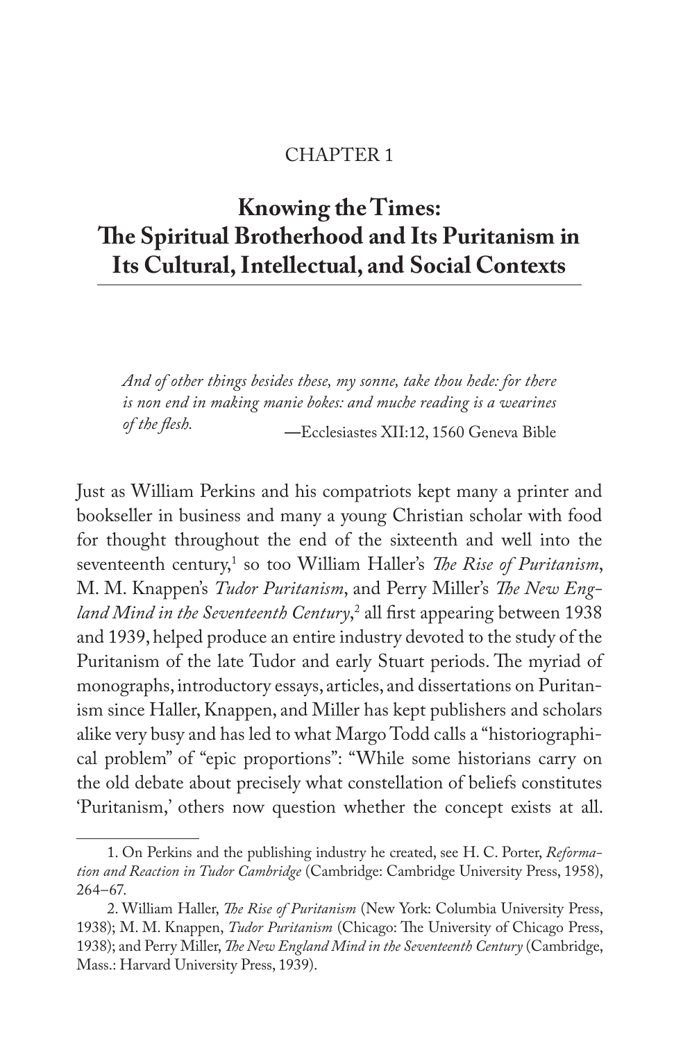CHAPTER 1

# Knowing the Times: The Spiritual Brotherhood and Its Puritanism in Its Cultural, Intellectual, and Social Contexts

> *And of other things besides these, my sonne, take thou hede: for there is non end in making manie bokes: and muche reading is a wearines of the flesh.*
>
> —Ecclesiastes XII:12, 1560 Geneva Bible

Just as William Perkins and his compatriots kept many a printer and bookseller in business and many a young Christian scholar with food for thought throughout the end of the sixteenth and well into the seventeenth century,[1] so too William Haller's *The Rise of Puritanism*, M. M. Knappen's *Tudor Puritanism*, and Perry Miller's *The New England Mind in the Seventeenth Century*,[2] all first appearing between 1938 and 1939, helped produce an entire industry devoted to the study of the Puritanism of the late Tudor and early Stuart periods. The myriad of monographs, introductory essays, articles, and dissertations on Puritanism since Haller, Knappen, and Miller has kept publishers and scholars alike very busy and has led to what Margo Todd calls a "historiographical problem" of "epic proportions": "While some historians carry on the old debate about precisely what constellation of beliefs constitutes 'Puritanism,' others now question whether the concept exists at all.

1. On Perkins and the publishing industry he created, see H. C. Porter, *Reformation and Reaction in Tudor Cambridge* (Cambridge: Cambridge University Press, 1958), 264–67.

2. William Haller, *The Rise of Puritanism* (New York: Columbia University Press, 1938); M. M. Knappen, *Tudor Puritanism* (Chicago: The University of Chicago Press, 1938); and Perry Miller, *The New England Mind in the Seventeenth Century* (Cambridge, Mass.: Harvard University Press, 1939).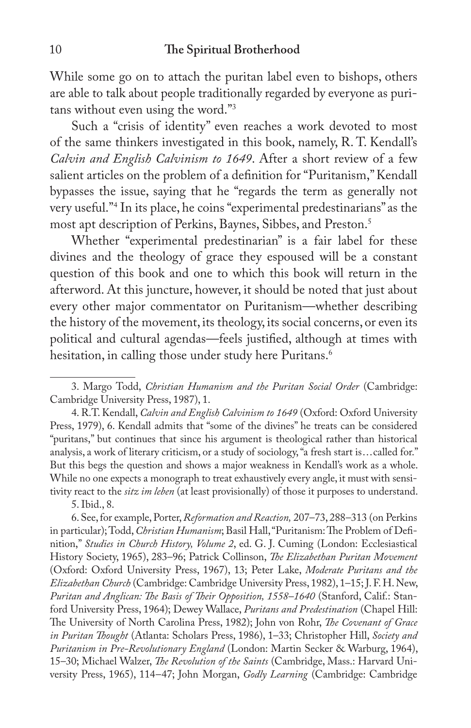While some go on to attach the puritan label even to bishops, others are able to talk about people traditionally regarded by everyone as puritans without even using the word."[3]

Such a "crisis of identity" even reaches a work devoted to most of the same thinkers investigated in this book, namely, R. T. Kendall's *Calvin and English Calvinism to 1649*. After a short review of a few salient articles on the problem of a definition for "Puritanism," Kendall bypasses the issue, saying that he "regards the term as generally not very useful."[4] In its place, he coins "experimental predestinarians" as the most apt description of Perkins, Baynes, Sibbes, and Preston.[5]

Whether "experimental predestinarian" is a fair label for these divines and the theology of grace they espoused will be a constant question of this book and one to which this book will return in the afterword. At this juncture, however, it should be noted that just about every other major commentator on Puritanism—whether describing the history of the movement, its theology, its social concerns, or even its political and cultural agendas—feels justified, although at times with hesitation, in calling those under study here Puritans.[6]

---

3. Margo Todd, *Christian Humanism and the Puritan Social Order* (Cambridge: Cambridge University Press, 1987), 1.

4. R.T. Kendall, *Calvin and English Calvinism to 1649* (Oxford: Oxford University Press, 1979), 6. Kendall admits that "some of the divines" he treats can be considered "puritans," but continues that since his argument is theological rather than historical analysis, a work of literary criticism, or a study of sociology, "a fresh start is…called for." But this begs the question and shows a major weakness in Kendall's work as a whole. While no one expects a monograph to treat exhaustively every angle, it must with sensitivity react to the *sitz im leben* (at least provisionally) of those it purposes to understand.

5. Ibid., 8.

6. See, for example, Porter, *Reformation and Reaction,* 207–73, 288–313 (on Perkins in particular); Todd, *Christian Humanism*; Basil Hall, "Puritanism: The Problem of Definition," *Studies in Church History, Volume 2*, ed. G. J. Cuming (London: Ecclesiastical History Society, 1965), 283–96; Patrick Collinson, *The Elizabethan Puritan Movement* (Oxford: Oxford University Press, 1967), 13; Peter Lake, *Moderate Puritans and the Elizabethan Church* (Cambridge: Cambridge University Press, 1982), 1–15; J. F. H. New, *Puritan and Anglican: The Basis of Their Opposition, 1558–1640* (Stanford, Calif.: Stanford University Press, 1964); Dewey Wallace, *Puritans and Predestination* (Chapel Hill: The University of North Carolina Press, 1982); John von Rohr, *The Covenant of Grace in Puritan Thought* (Atlanta: Scholars Press, 1986), 1–33; Christopher Hill, *Society and Puritanism in Pre-Revolutionary England* (London: Martin Secker & Warburg, 1964), 15–30; Michael Walzer, *The Revolution of the Saints* (Cambridge, Mass.: Harvard University Press, 1965), 114–47; John Morgan, *Godly Learning* (Cambridge: Cambridge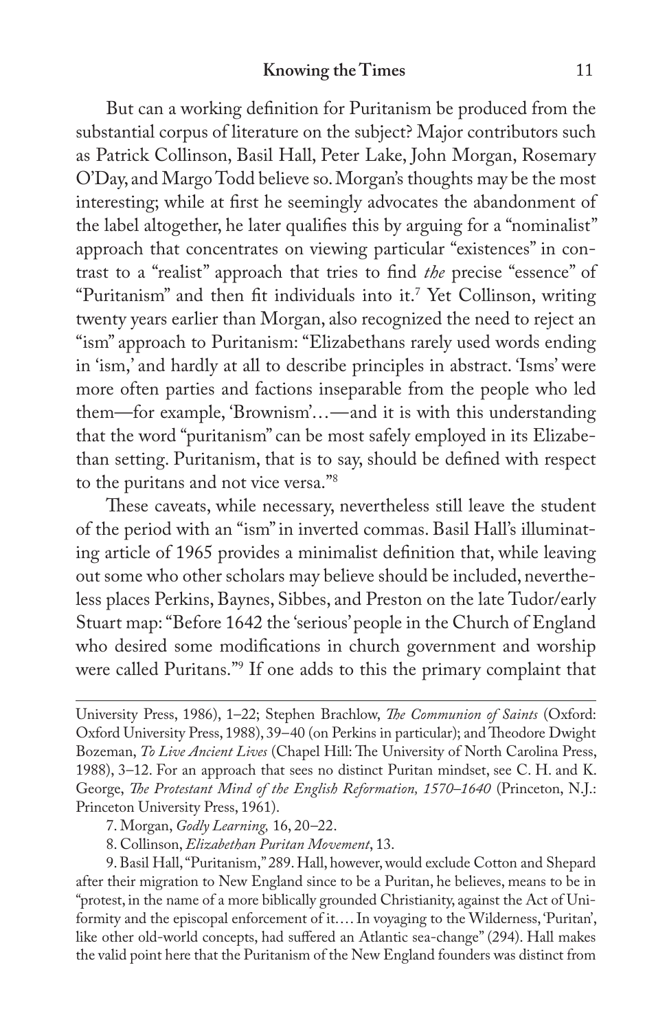But can a working definition for Puritanism be produced from the substantial corpus of literature on the subject? Major contributors such as Patrick Collinson, Basil Hall, Peter Lake, John Morgan, Rosemary O'Day, and Margo Todd believe so. Morgan's thoughts may be the most interesting; while at first he seemingly advocates the abandonment of the label altogether, he later qualifies this by arguing for a "nominalist" approach that concentrates on viewing particular "existences" in contrast to a "realist" approach that tries to find *the* precise "essence" of "Puritanism" and then fit individuals into it.[7] Yet Collinson, writing twenty years earlier than Morgan, also recognized the need to reject an "ism" approach to Puritanism: "Elizabethans rarely used words ending in 'ism,' and hardly at all to describe principles in abstract. 'Isms' were more often parties and factions inseparable from the people who led them—for example, 'Brownism'…—and it is with this understanding that the word "puritanism" can be most safely employed in its Elizabethan setting. Puritanism, that is to say, should be defined with respect to the puritans and not vice versa."[8]

These caveats, while necessary, nevertheless still leave the student of the period with an "ism" in inverted commas. Basil Hall's illuminating article of 1965 provides a minimalist definition that, while leaving out some who other scholars may believe should be included, nevertheless places Perkins, Baynes, Sibbes, and Preston on the late Tudor/early Stuart map: "Before 1642 the 'serious' people in the Church of England who desired some modifications in church government and worship were called Puritans."[9] If one adds to this the primary complaint that

---

University Press, 1986), 1–22; Stephen Brachlow, *The Communion of Saints* (Oxford: Oxford University Press, 1988), 39–40 (on Perkins in particular); and Theodore Dwight Bozeman, *To Live Ancient Lives* (Chapel Hill: The University of North Carolina Press, 1988), 3–12. For an approach that sees no distinct Puritan mindset, see C. H. and K. George, *The Protestant Mind of the English Reformation, 1570–1640* (Princeton, N.J.: Princeton University Press, 1961).

7. Morgan, *Godly Learning,* 16, 20–22.

8. Collinson, *Elizabethan Puritan Movement*, 13.

9. Basil Hall, "Puritanism," 289. Hall, however, would exclude Cotton and Shepard after their migration to New England since to be a Puritan, he believes, means to be in "protest, in the name of a more biblically grounded Christianity, against the Act of Uniformity and the episcopal enforcement of it.… In voyaging to the Wilderness, 'Puritan', like other old-world concepts, had suffered an Atlantic sea-change" (294). Hall makes the valid point here that the Puritanism of the New England founders was distinct from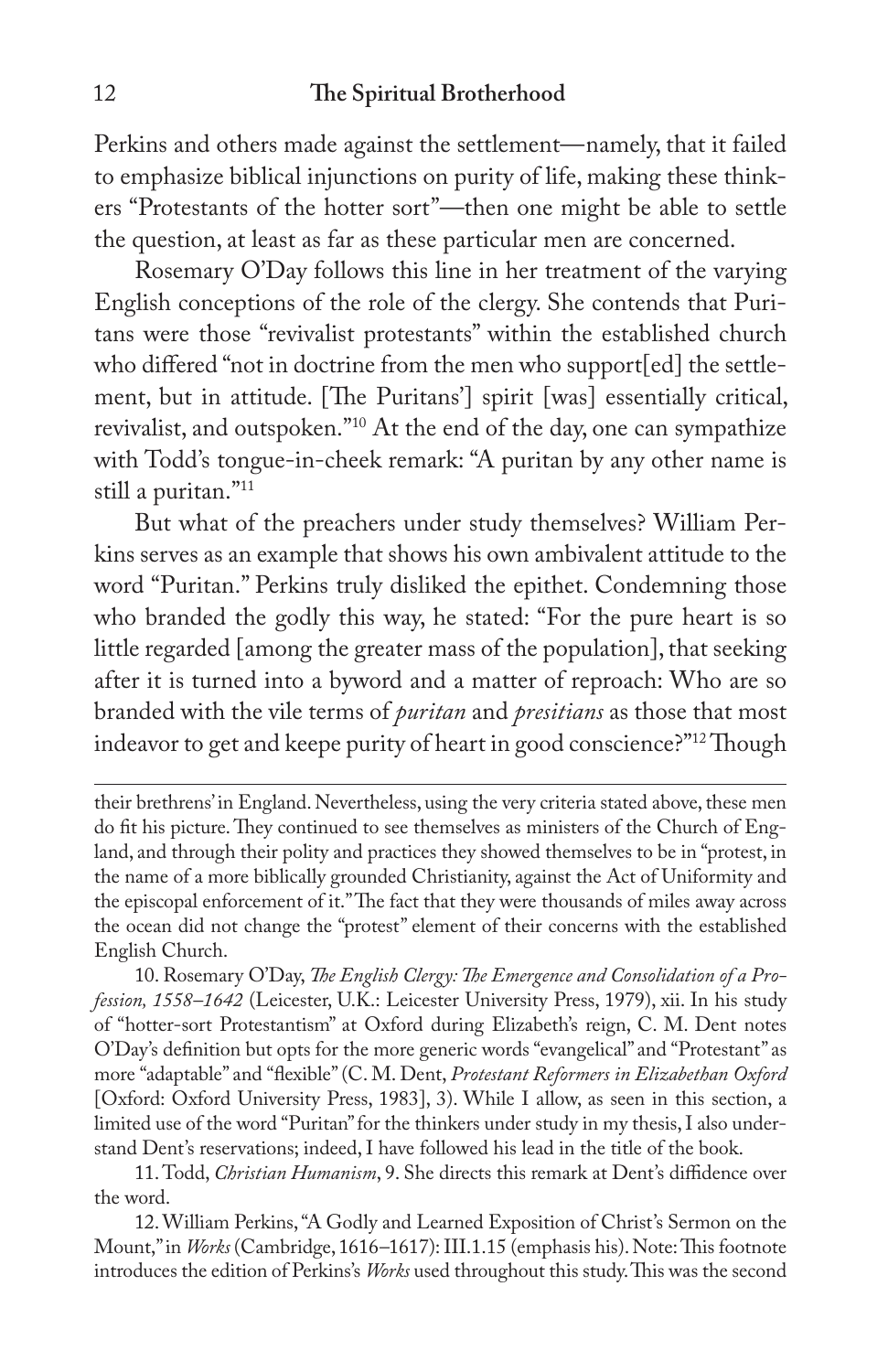Perkins and others made against the settlement—namely, that it failed to emphasize biblical injunctions on purity of life, making these thinkers "Protestants of the hotter sort"—then one might be able to settle the question, at least as far as these particular men are concerned.

Rosemary O'Day follows this line in her treatment of the varying English conceptions of the role of the clergy. She contends that Puritans were those "revivalist protestants" within the established church who differed "not in doctrine from the men who support[ed] the settlement, but in attitude. [The Puritans'] spirit [was] essentially critical, revivalist, and outspoken."[10] At the end of the day, one can sympathize with Todd's tongue-in-cheek remark: "A puritan by any other name is still a puritan."[11]

But what of the preachers under study themselves? William Perkins serves as an example that shows his own ambivalent attitude to the word "Puritan." Perkins truly disliked the epithet. Condemning those who branded the godly this way, he stated: "For the pure heart is so little regarded [among the greater mass of the population], that seeking after it is turned into a byword and a matter of reproach: Who are so branded with the vile terms of *puritan* and *presitians* as those that most indeavor to get and keepe purity of heart in good conscience?"[12] Though

---

their brethrens' in England. Nevertheless, using the very criteria stated above, these men do fit his picture. They continued to see themselves as ministers of the Church of England, and through their polity and practices they showed themselves to be in "protest, in the name of a more biblically grounded Christianity, against the Act of Uniformity and the episcopal enforcement of it." The fact that they were thousands of miles away across the ocean did not change the "protest" element of their concerns with the established English Church.

10. Rosemary O'Day, *The English Clergy: The Emergence and Consolidation of a Profession, 1558–1642* (Leicester, U.K.: Leicester University Press, 1979), xii. In his study of "hotter-sort Protestantism" at Oxford during Elizabeth's reign, C. M. Dent notes O'Day's definition but opts for the more generic words "evangelical" and "Protestant" as more "adaptable" and "flexible" (C. M. Dent, *Protestant Reformers in Elizabethan Oxford* [Oxford: Oxford University Press, 1983], 3). While I allow, as seen in this section, a limited use of the word "Puritan" for the thinkers under study in my thesis, I also understand Dent's reservations; indeed, I have followed his lead in the title of the book.

11. Todd, *Christian Humanism*, 9. She directs this remark at Dent's diffidence over the word.

12. William Perkins, "A Godly and Learned Exposition of Christ's Sermon on the Mount," in *Works* (Cambridge, 1616–1617): III.1.15 (emphasis his). Note: This footnote introduces the edition of Perkins's *Works* used throughout this study. This was the second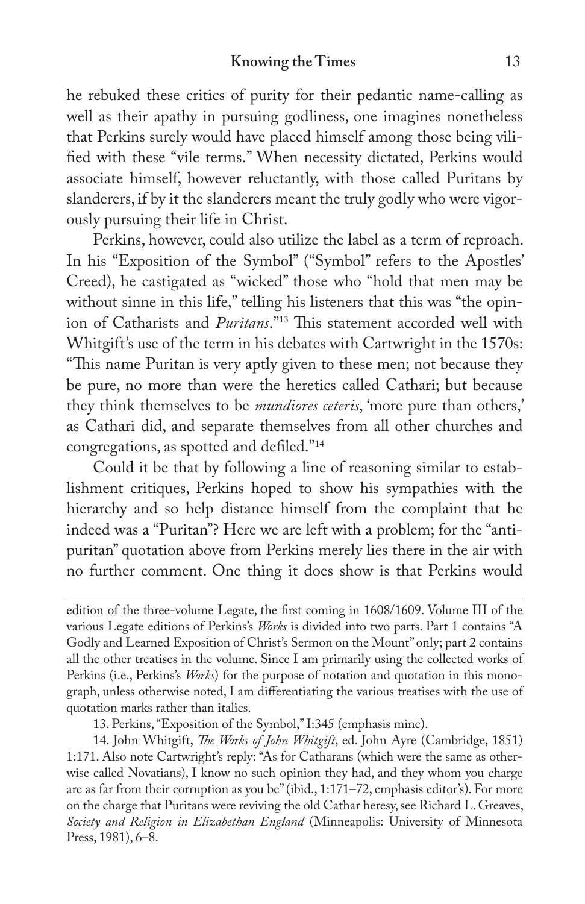he rebuked these critics of purity for their pedantic name-calling as well as their apathy in pursuing godliness, one imagines nonetheless that Perkins surely would have placed himself among those being vilified with these "vile terms." When necessity dictated, Perkins would associate himself, however reluctantly, with those called Puritans by slanderers, if by it the slanderers meant the truly godly who were vigorously pursuing their life in Christ.

Perkins, however, could also utilize the label as a term of reproach. In his "Exposition of the Symbol" ("Symbol" refers to the Apostles' Creed), he castigated as "wicked" those who "hold that men may be without sinne in this life," telling his listeners that this was "the opinion of Catharists and *Puritans*."[13] This statement accorded well with Whitgift's use of the term in his debates with Cartwright in the 1570s: "This name Puritan is very aptly given to these men; not because they be pure, no more than were the heretics called Cathari; but because they think themselves to be *mundiores ceteris*, 'more pure than others,' as Cathari did, and separate themselves from all other churches and congregations, as spotted and defiled."[14]

Could it be that by following a line of reasoning similar to establishment critiques, Perkins hoped to show his sympathies with the hierarchy and so help distance himself from the complaint that he indeed was a "Puritan"? Here we are left with a problem; for the "antipuritan" quotation above from Perkins merely lies there in the air with no further comment. One thing it does show is that Perkins would

---

edition of the three-volume Legate, the first coming in 1608/1609. Volume III of the various Legate editions of Perkins's *Works* is divided into two parts. Part 1 contains "A Godly and Learned Exposition of Christ's Sermon on the Mount" only; part 2 contains all the other treatises in the volume. Since I am primarily using the collected works of Perkins (i.e., Perkins's *Works*) for the purpose of notation and quotation in this monograph, unless otherwise noted, I am differentiating the various treatises with the use of quotation marks rather than italics.

13. Perkins, "Exposition of the Symbol," I:345 (emphasis mine).

14. John Whitgift, *The Works of John Whitgift*, ed. John Ayre (Cambridge, 1851) 1:171. Also note Cartwright's reply: "As for Catharans (which were the same as otherwise called Novatians), I know no such opinion they had, and they whom you charge are as far from their corruption as you be" (ibid., 1:171–72, emphasis editor's). For more on the charge that Puritans were reviving the old Cathar heresy, see Richard L. Greaves, *Society and Religion in Elizabethan England* (Minneapolis: University of Minnesota Press, 1981), 6–8.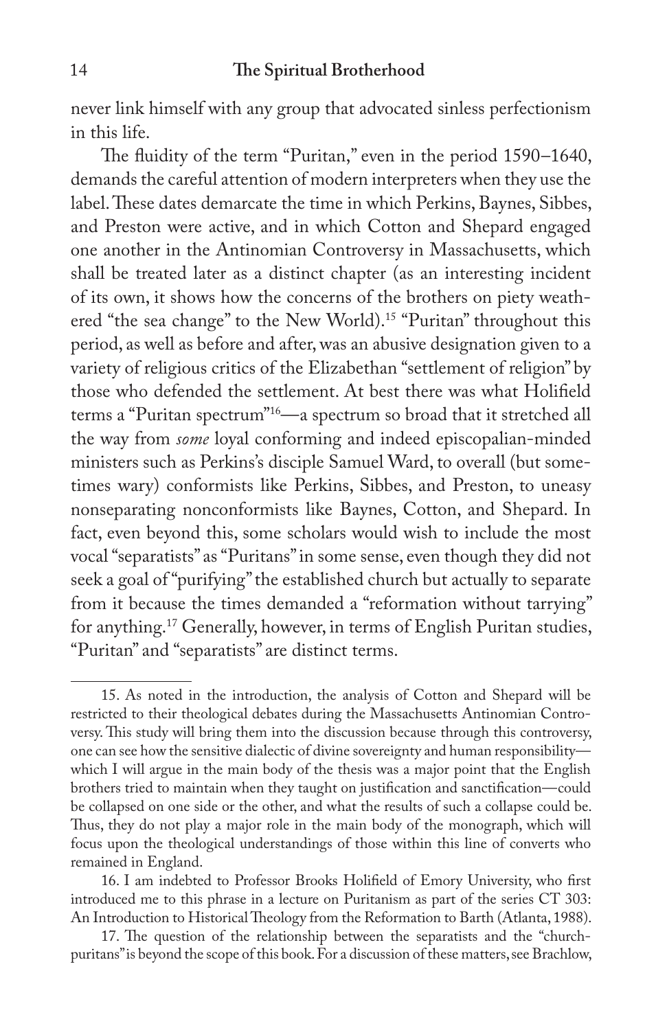never link himself with any group that advocated sinless perfectionism in this life.

The fluidity of the term "Puritan," even in the period 1590–1640, demands the careful attention of modern interpreters when they use the label. These dates demarcate the time in which Perkins, Baynes, Sibbes, and Preston were active, and in which Cotton and Shepard engaged one another in the Antinomian Controversy in Massachusetts, which shall be treated later as a distinct chapter (as an interesting incident of its own, it shows how the concerns of the brothers on piety weathered "the sea change" to the New World).[15] "Puritan" throughout this period, as well as before and after, was an abusive designation given to a variety of religious critics of the Elizabethan "settlement of religion" by those who defended the settlement. At best there was what Holifield terms a "Puritan spectrum"[16]—a spectrum so broad that it stretched all the way from *some* loyal conforming and indeed episcopalian-minded ministers such as Perkins's disciple Samuel Ward, to overall (but sometimes wary) conformists like Perkins, Sibbes, and Preston, to uneasy nonseparating nonconformists like Baynes, Cotton, and Shepard. In fact, even beyond this, some scholars would wish to include the most vocal "separatists" as "Puritans" in some sense, even though they did not seek a goal of "purifying" the established church but actually to separate from it because the times demanded a "reformation without tarrying" for anything.[17] Generally, however, in terms of English Puritan studies, "Puritan" and "separatists" are distinct terms.

---

15. As noted in the introduction, the analysis of Cotton and Shepard will be restricted to their theological debates during the Massachusetts Antinomian Controversy. This study will bring them into the discussion because through this controversy, one can see how the sensitive dialectic of divine sovereignty and human responsibility—which I will argue in the main body of the thesis was a major point that the English brothers tried to maintain when they taught on justification and sanctification—could be collapsed on one side or the other, and what the results of such a collapse could be. Thus, they do not play a major role in the main body of the monograph, which will focus upon the theological understandings of those within this line of converts who remained in England.

16. I am indebted to Professor Brooks Holifield of Emory University, who first introduced me to this phrase in a lecture on Puritanism as part of the series CT 303: An Introduction to Historical Theology from the Reformation to Barth (Atlanta, 1988).

17. The question of the relationship between the separatists and the "church-puritans" is beyond the scope of this book. For a discussion of these matters, see Brachlow,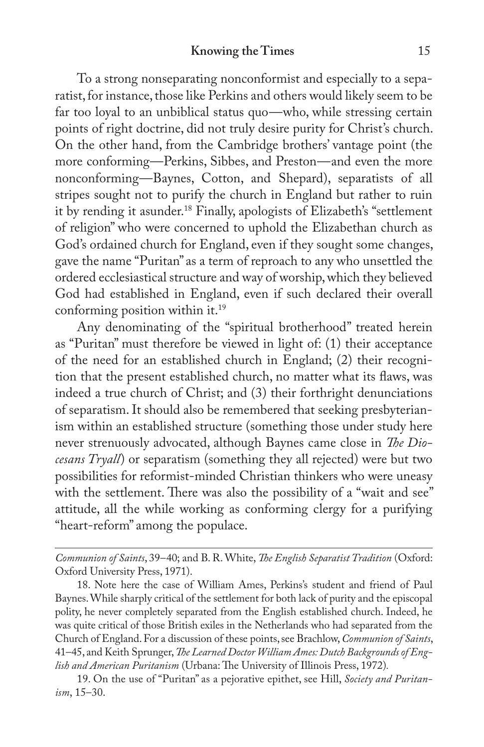To a strong nonseparating nonconformist and especially to a separatist, for instance, those like Perkins and others would likely seem to be far too loyal to an unbiblical status quo—who, while stressing certain points of right doctrine, did not truly desire purity for Christ's church. On the other hand, from the Cambridge brothers' vantage point (the more conforming—Perkins, Sibbes, and Preston—and even the more nonconforming—Baynes, Cotton, and Shepard), separatists of all stripes sought not to purify the church in England but rather to ruin it by rending it asunder.[18] Finally, apologists of Elizabeth's "settlement of religion" who were concerned to uphold the Elizabethan church as God's ordained church for England, even if they sought some changes, gave the name "Puritan" as a term of reproach to any who unsettled the ordered ecclesiastical structure and way of worship, which they believed God had established in England, even if such declared their overall conforming position within it.[19]

Any denominating of the "spiritual brotherhood" treated herein as "Puritan" must therefore be viewed in light of: (1) their acceptance of the need for an established church in England; (2) their recognition that the present established church, no matter what its flaws, was indeed a true church of Christ; and (3) their forthright denunciations of separatism. It should also be remembered that seeking presbyterianism within an established structure (something those under study here never strenuously advocated, although Baynes came close in *The Diocesans Tryall*) or separatism (something they all rejected) were but two possibilities for reformist-minded Christian thinkers who were uneasy with the settlement. There was also the possibility of a "wait and see" attitude, all the while working as conforming clergy for a purifying "heart-reform" among the populace.

---

*Communion of Saints*, 39–40; and B. R. White, *The English Separatist Tradition* (Oxford: Oxford University Press, 1971).

18. Note here the case of William Ames, Perkins's student and friend of Paul Baynes. While sharply critical of the settlement for both lack of purity and the episcopal polity, he never completely separated from the English established church. Indeed, he was quite critical of those British exiles in the Netherlands who had separated from the Church of England. For a discussion of these points, see Brachlow, *Communion of Saints*, 41–45, and Keith Sprunger, *The Learned Doctor William Ames: Dutch Backgrounds of English and American Puritanism* (Urbana: The University of Illinois Press, 1972).

19. On the use of "Puritan" as a pejorative epithet, see Hill, *Society and Puritanism*, 15–30.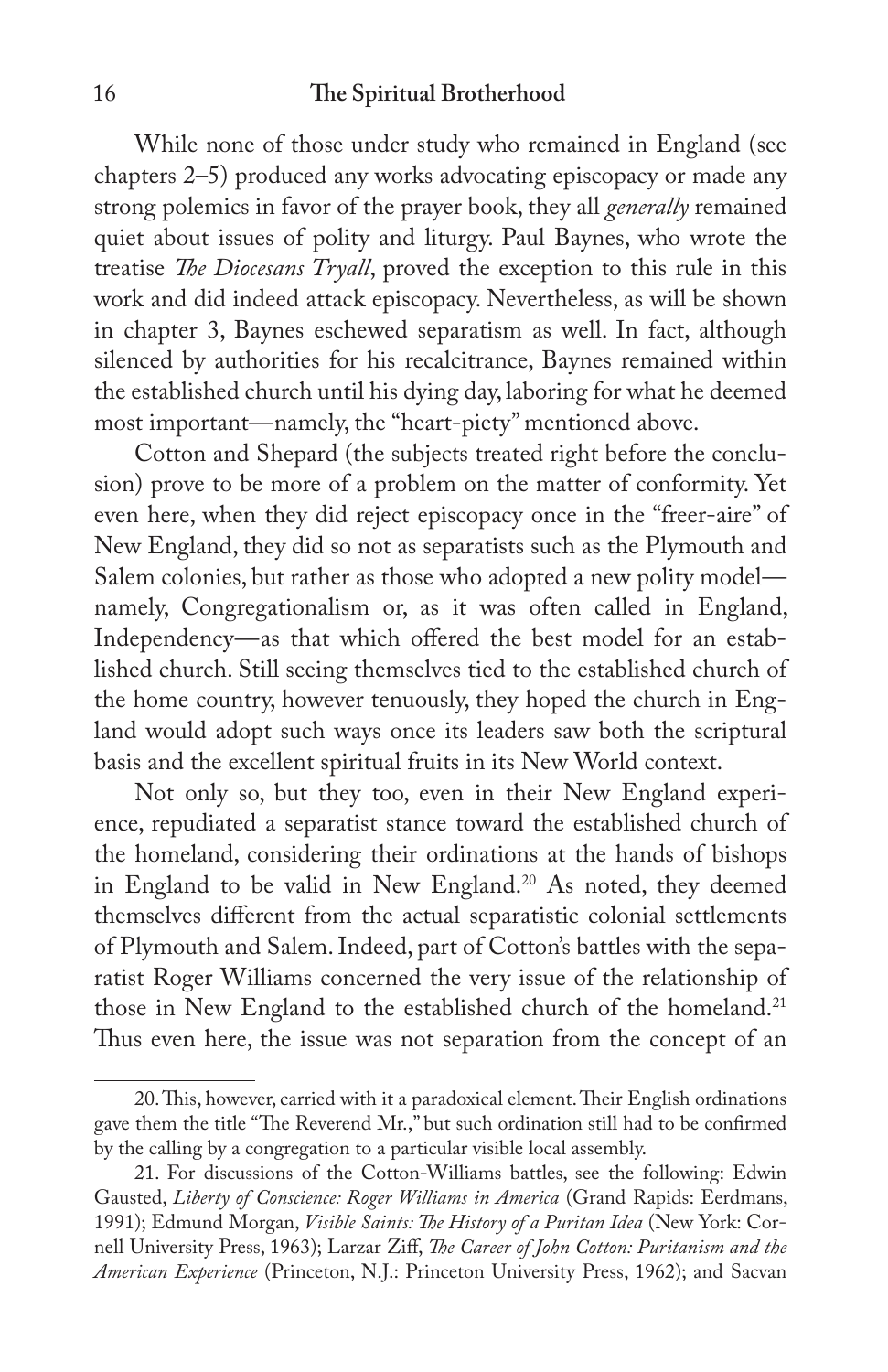While none of those under study who remained in England (see chapters 2–5) produced any works advocating episcopacy or made any strong polemics in favor of the prayer book, they all *generally* remained quiet about issues of polity and liturgy. Paul Baynes, who wrote the treatise *The Diocesans Tryall*, proved the exception to this rule in this work and did indeed attack episcopacy. Nevertheless, as will be shown in chapter 3, Baynes eschewed separatism as well. In fact, although silenced by authorities for his recalcitrance, Baynes remained within the established church until his dying day, laboring for what he deemed most important—namely, the "heart-piety" mentioned above.

Cotton and Shepard (the subjects treated right before the conclusion) prove to be more of a problem on the matter of conformity. Yet even here, when they did reject episcopacy once in the "freer-aire" of New England, they did so not as separatists such as the Plymouth and Salem colonies, but rather as those who adopted a new polity model—namely, Congregationalism or, as it was often called in England, Independency—as that which offered the best model for an established church. Still seeing themselves tied to the established church of the home country, however tenuously, they hoped the church in England would adopt such ways once its leaders saw both the scriptural basis and the excellent spiritual fruits in its New World context.

Not only so, but they too, even in their New England experience, repudiated a separatist stance toward the established church of the homeland, considering their ordinations at the hands of bishops in England to be valid in New England.[20] As noted, they deemed themselves different from the actual separatistic colonial settlements of Plymouth and Salem. Indeed, part of Cotton's battles with the separatist Roger Williams concerned the very issue of the relationship of those in New England to the established church of the homeland.[21] Thus even here, the issue was not separation from the concept of an

---

20. This, however, carried with it a paradoxical element. Their English ordinations gave them the title "The Reverend Mr.," but such ordination still had to be confirmed by the calling by a congregation to a particular visible local assembly.

21. For discussions of the Cotton-Williams battles, see the following: Edwin Gausted, *Liberty of Conscience: Roger Williams in America* (Grand Rapids: Eerdmans, 1991); Edmund Morgan, *Visible Saints: The History of a Puritan Idea* (New York: Cornell University Press, 1963); Larzar Ziff, *The Career of John Cotton: Puritanism and the American Experience* (Princeton, N.J.: Princeton University Press, 1962); and Sacvan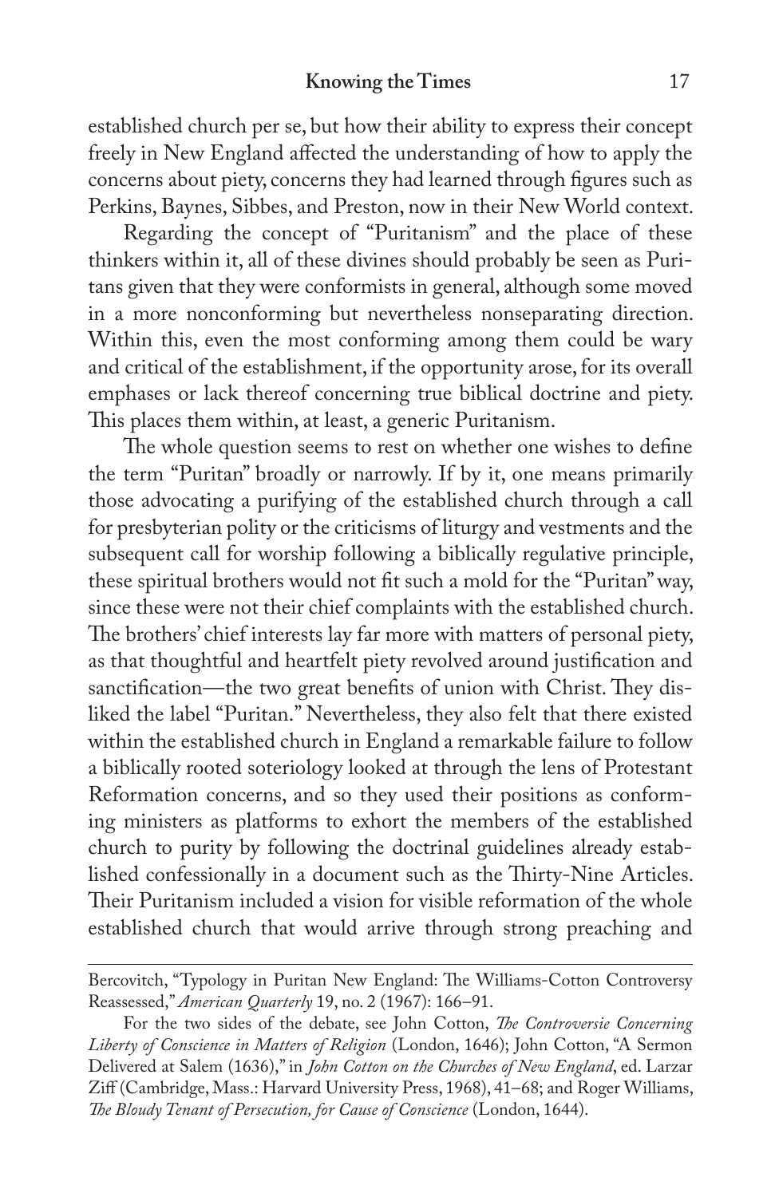established church per se, but how their ability to express their concept freely in New England affected the understanding of how to apply the concerns about piety, concerns they had learned through figures such as Perkins, Baynes, Sibbes, and Preston, now in their New World context.

Regarding the concept of "Puritanism" and the place of these thinkers within it, all of these divines should probably be seen as Puritans given that they were conformists in general, although some moved in a more nonconforming but nevertheless nonseparating direction. Within this, even the most conforming among them could be wary and critical of the establishment, if the opportunity arose, for its overall emphases or lack thereof concerning true biblical doctrine and piety. This places them within, at least, a generic Puritanism.

The whole question seems to rest on whether one wishes to define the term "Puritan" broadly or narrowly. If by it, one means primarily those advocating a purifying of the established church through a call for presbyterian polity or the criticisms of liturgy and vestments and the subsequent call for worship following a biblically regulative principle, these spiritual brothers would not fit such a mold for the "Puritan" way, since these were not their chief complaints with the established church. The brothers' chief interests lay far more with matters of personal piety, as that thoughtful and heartfelt piety revolved around justification and sanctification—the two great benefits of union with Christ. They disliked the label "Puritan." Nevertheless, they also felt that there existed within the established church in England a remarkable failure to follow a biblically rooted soteriology looked at through the lens of Protestant Reformation concerns, and so they used their positions as conforming ministers as platforms to exhort the members of the established church to purity by following the doctrinal guidelines already established confessionally in a document such as the Thirty-Nine Articles. Their Puritanism included a vision for visible reformation of the whole established church that would arrive through strong preaching and

---

Bercovitch, "Typology in Puritan New England: The Williams-Cotton Controversy Reassessed," *American Quarterly* 19, no. 2 (1967): 166–91.

For the two sides of the debate, see John Cotton, *The Controversie Concerning Liberty of Conscience in Matters of Religion* (London, 1646); John Cotton, "A Sermon Delivered at Salem (1636)," in *John Cotton on the Churches of New England*, ed. Larzar Ziff (Cambridge, Mass.: Harvard University Press, 1968), 41–68; and Roger Williams, *The Bloudy Tenant of Persecution, for Cause of Conscience* (London, 1644).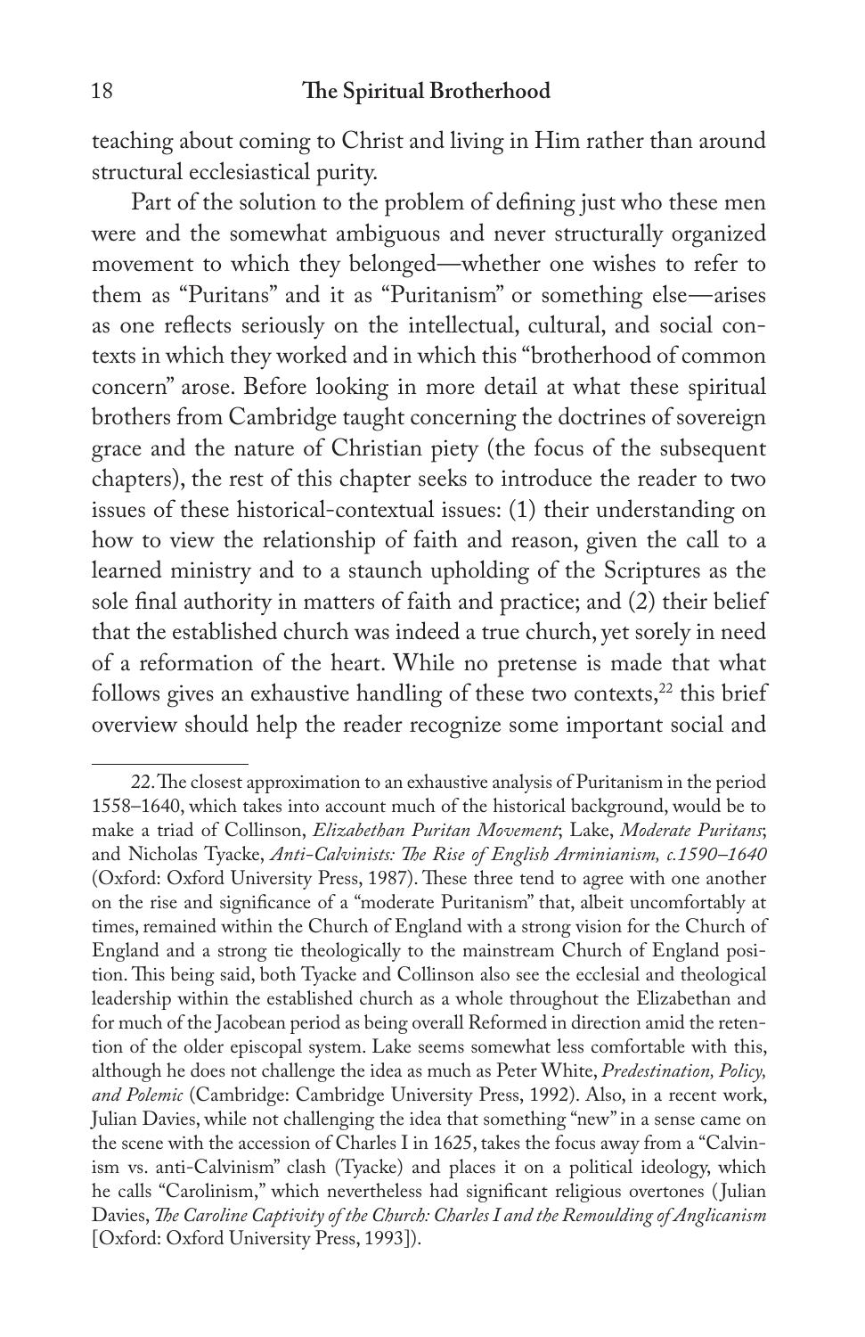teaching about coming to Christ and living in Him rather than around structural ecclesiastical purity.

Part of the solution to the problem of defining just who these men were and the somewhat ambiguous and never structurally organized movement to which they belonged—whether one wishes to refer to them as "Puritans" and it as "Puritanism" or something else—arises as one reflects seriously on the intellectual, cultural, and social contexts in which they worked and in which this "brotherhood of common concern" arose. Before looking in more detail at what these spiritual brothers from Cambridge taught concerning the doctrines of sovereign grace and the nature of Christian piety (the focus of the subsequent chapters), the rest of this chapter seeks to introduce the reader to two issues of these historical-contextual issues: (1) their understanding on how to view the relationship of faith and reason, given the call to a learned ministry and to a staunch upholding of the Scriptures as the sole final authority in matters of faith and practice; and (2) their belief that the established church was indeed a true church, yet sorely in need of a reformation of the heart. While no pretense is made that what follows gives an exhaustive handling of these two contexts,[22] this brief overview should help the reader recognize some important social and

---

22. The closest approximation to an exhaustive analysis of Puritanism in the period 1558–1640, which takes into account much of the historical background, would be to make a triad of Collinson, *Elizabethan Puritan Movement*; Lake, *Moderate Puritans*; and Nicholas Tyacke, *Anti-Calvinists: The Rise of English Arminianism, c.1590–1640* (Oxford: Oxford University Press, 1987). These three tend to agree with one another on the rise and significance of a "moderate Puritanism" that, albeit uncomfortably at times, remained within the Church of England with a strong vision for the Church of England and a strong tie theologically to the mainstream Church of England position. This being said, both Tyacke and Collinson also see the ecclesial and theological leadership within the established church as a whole throughout the Elizabethan and for much of the Jacobean period as being overall Reformed in direction amid the retention of the older episcopal system. Lake seems somewhat less comfortable with this, although he does not challenge the idea as much as Peter White, *Predestination, Policy, and Polemic* (Cambridge: Cambridge University Press, 1992). Also, in a recent work, Julian Davies, while not challenging the idea that something "new" in a sense came on the scene with the accession of Charles I in 1625, takes the focus away from a "Calvinism vs. anti-Calvinism" clash (Tyacke) and places it on a political ideology, which he calls "Carolinism," which nevertheless had significant religious overtones (Julian Davies, *The Caroline Captivity of the Church: Charles I and the Remoulding of Anglicanism* [Oxford: Oxford University Press, 1993]).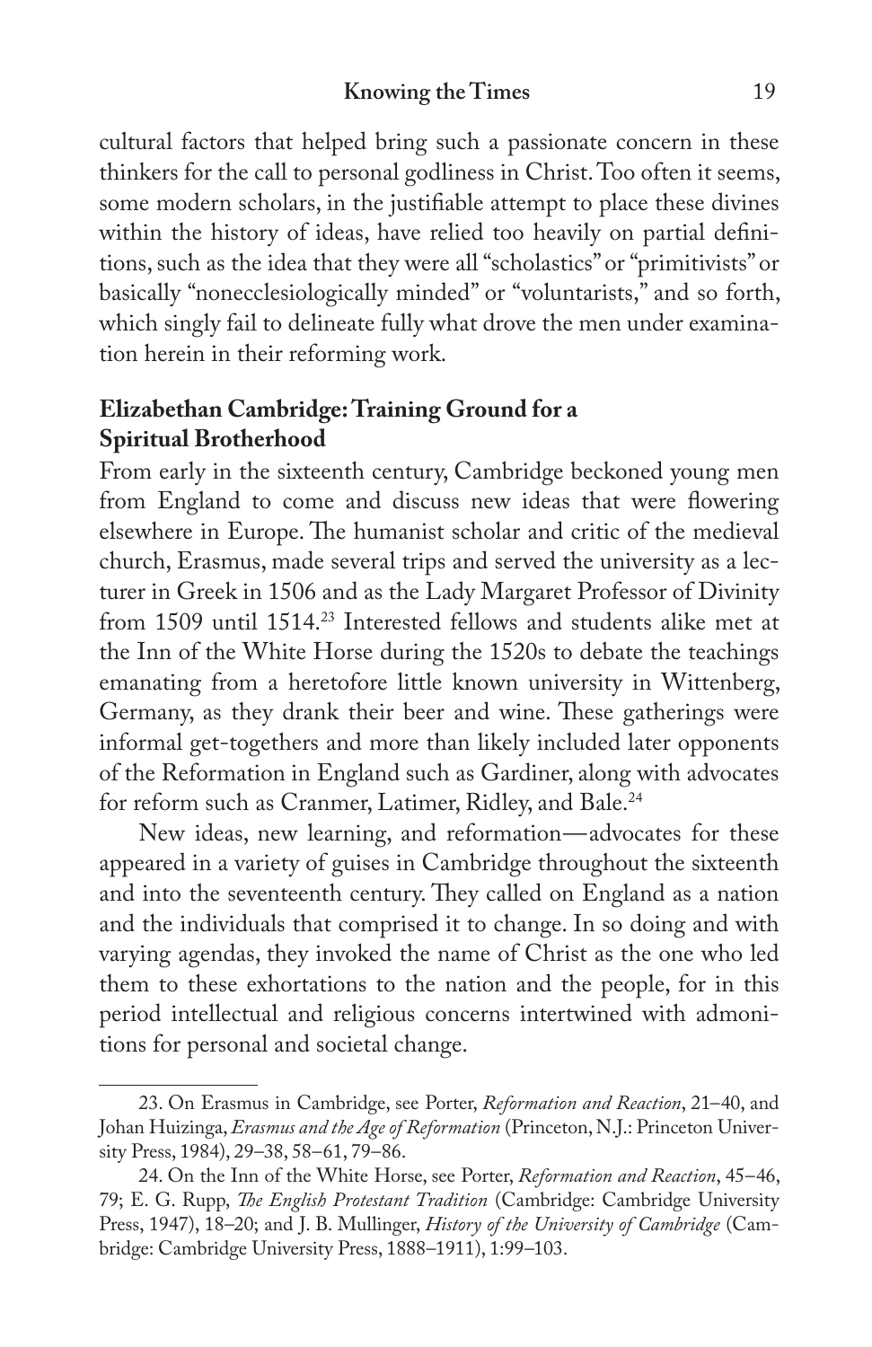cultural factors that helped bring such a passionate concern in these thinkers for the call to personal godliness in Christ. Too often it seems, some modern scholars, in the justifiable attempt to place these divines within the history of ideas, have relied too heavily on partial definitions, such as the idea that they were all "scholastics" or "primitivists" or basically "nonecclesiologically minded" or "voluntarists," and so forth, which singly fail to delineate fully what drove the men under examination herein in their reforming work.

## Elizabethan Cambridge: Training Ground for a Spiritual Brotherhood

From early in the sixteenth century, Cambridge beckoned young men from England to come and discuss new ideas that were flowering elsewhere in Europe. The humanist scholar and critic of the medieval church, Erasmus, made several trips and served the university as a lecturer in Greek in 1506 and as the Lady Margaret Professor of Divinity from 1509 until 1514.[23] Interested fellows and students alike met at the Inn of the White Horse during the 1520s to debate the teachings emanating from a heretofore little known university in Wittenberg, Germany, as they drank their beer and wine. These gatherings were informal get-togethers and more than likely included later opponents of the Reformation in England such as Gardiner, along with advocates for reform such as Cranmer, Latimer, Ridley, and Bale.[24]

New ideas, new learning, and reformation—advocates for these appeared in a variety of guises in Cambridge throughout the sixteenth and into the seventeenth century. They called on England as a nation and the individuals that comprised it to change. In so doing and with varying agendas, they invoked the name of Christ as the one who led them to these exhortations to the nation and the people, for in this period intellectual and religious concerns intertwined with admonitions for personal and societal change.

---

23. On Erasmus in Cambridge, see Porter, *Reformation and Reaction*, 21–40, and Johan Huizinga, *Erasmus and the Age of Reformation* (Princeton, N.J.: Princeton University Press, 1984), 29–38, 58–61, 79–86.

24. On the Inn of the White Horse, see Porter, *Reformation and Reaction*, 45–46, 79; E. G. Rupp, *The English Protestant Tradition* (Cambridge: Cambridge University Press, 1947), 18–20; and J. B. Mullinger, *History of the University of Cambridge* (Cambridge: Cambridge University Press, 1888–1911), 1:99–103.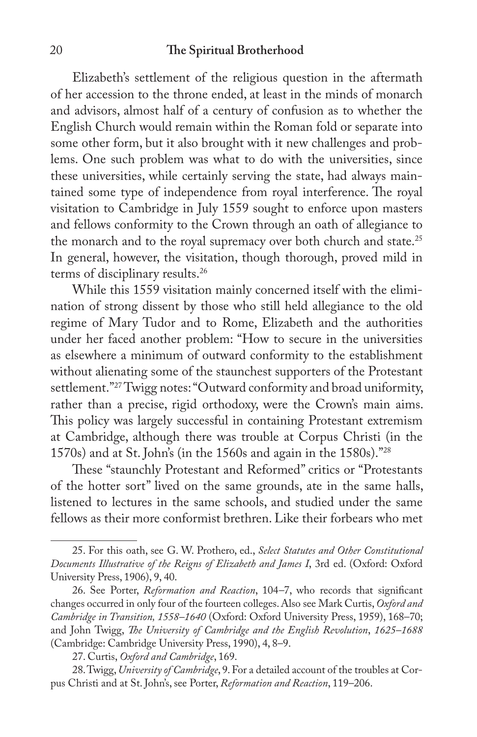Elizabeth's settlement of the religious question in the aftermath of her accession to the throne ended, at least in the minds of monarch and advisors, almost half of a century of confusion as to whether the English Church would remain within the Roman fold or separate into some other form, but it also brought with it new challenges and problems. One such problem was what to do with the universities, since these universities, while certainly serving the state, had always maintained some type of independence from royal interference. The royal visitation to Cambridge in July 1559 sought to enforce upon masters and fellows conformity to the Crown through an oath of allegiance to the monarch and to the royal supremacy over both church and state.[25] In general, however, the visitation, though thorough, proved mild in terms of disciplinary results.[26]

While this 1559 visitation mainly concerned itself with the elimination of strong dissent by those who still held allegiance to the old regime of Mary Tudor and to Rome, Elizabeth and the authorities under her faced another problem: "How to secure in the universities as elsewhere a minimum of outward conformity to the establishment without alienating some of the staunchest supporters of the Protestant settlement."[27] Twigg notes: "Outward conformity and broad uniformity, rather than a precise, rigid orthodoxy, were the Crown's main aims. This policy was largely successful in containing Protestant extremism at Cambridge, although there was trouble at Corpus Christi (in the 1570s) and at St. John's (in the 1560s and again in the 1580s)."[28]

These "staunchly Protestant and Reformed" critics or "Protestants of the hotter sort" lived on the same grounds, ate in the same halls, listened to lectures in the same schools, and studied under the same fellows as their more conformist brethren. Like their forbears who met

---

25. For this oath, see G. W. Prothero, ed., *Select Statutes and Other Constitutional Documents Illustrative of the Reigns of Elizabeth and James I*, 3rd ed. (Oxford: Oxford University Press, 1906), 9, 40.

26. See Porter, *Reformation and Reaction*, 104–7, who records that significant changes occurred in only four of the fourteen colleges. Also see Mark Curtis, *Oxford and Cambridge in Transition, 1558–1640* (Oxford: Oxford University Press, 1959), 168–70; and John Twigg, *The University of Cambridge and the English Revolution*, *1625–1688* (Cambridge: Cambridge University Press, 1990), 4, 8–9.

27. Curtis, *Oxford and Cambridge*, 169.

28. Twigg, *University of Cambridge*, 9. For a detailed account of the troubles at Corpus Christi and at St. John's, see Porter, *Reformation and Reaction*, 119–206.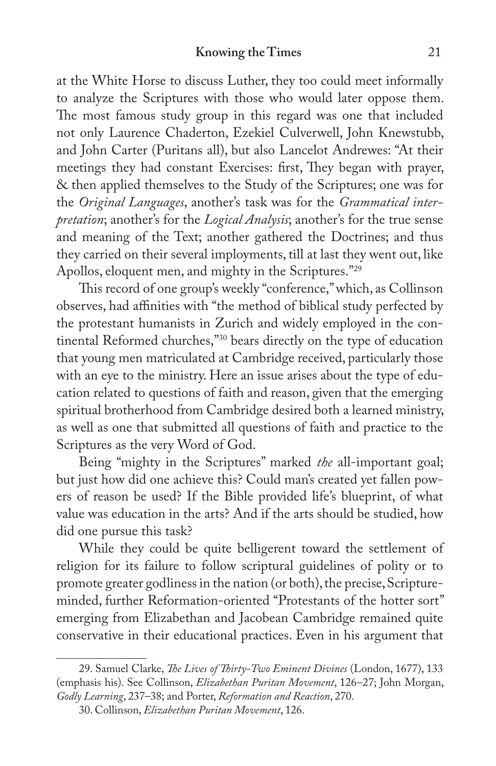at the White Horse to discuss Luther, they too could meet informally to analyze the Scriptures with those who would later oppose them. The most famous study group in this regard was one that included not only Laurence Chaderton, Ezekiel Culverwell, John Knewstubb, and John Carter (Puritans all), but also Lancelot Andrewes: "At their meetings they had constant Exercises: first, They began with prayer, & then applied themselves to the Study of the Scriptures; one was for the *Original Languages*, another's task was for the *Grammatical interpretation*; another's for the *Logical Analysis*; another's for the true sense and meaning of the Text; another gathered the Doctrines; and thus they carried on their several imployments, till at last they went out, like Apollos, eloquent men, and mighty in the Scriptures."[29]

This record of one group's weekly "conference," which, as Collinson observes, had affinities with "the method of biblical study perfected by the protestant humanists in Zurich and widely employed in the continental Reformed churches,"[30] bears directly on the type of education that young men matriculated at Cambridge received, particularly those with an eye to the ministry. Here an issue arises about the type of education related to questions of faith and reason, given that the emerging spiritual brotherhood from Cambridge desired both a learned ministry, as well as one that submitted all questions of faith and practice to the Scriptures as the very Word of God.

Being "mighty in the Scriptures" marked *the* all-important goal; but just how did one achieve this? Could man's created yet fallen powers of reason be used? If the Bible provided life's blueprint, of what value was education in the arts? And if the arts should be studied, how did one pursue this task?

While they could be quite belligerent toward the settlement of religion for its failure to follow scriptural guidelines of polity or to promote greater godliness in the nation (or both), the precise, Scripture-minded, further Reformation-oriented "Protestants of the hotter sort" emerging from Elizabethan and Jacobean Cambridge remained quite conservative in their educational practices. Even in his argument that

---

29. Samuel Clarke, *The Lives of Thirty-Two Eminent Divines* (London, 1677), 133 (emphasis his). See Collinson, *Elizabethan Puritan Movement*, 126–27; John Morgan, *Godly Learning*, 237–38; and Porter, *Reformation and Reaction*, 270.

30. Collinson, *Elizabethan Puritan Movement*, 126.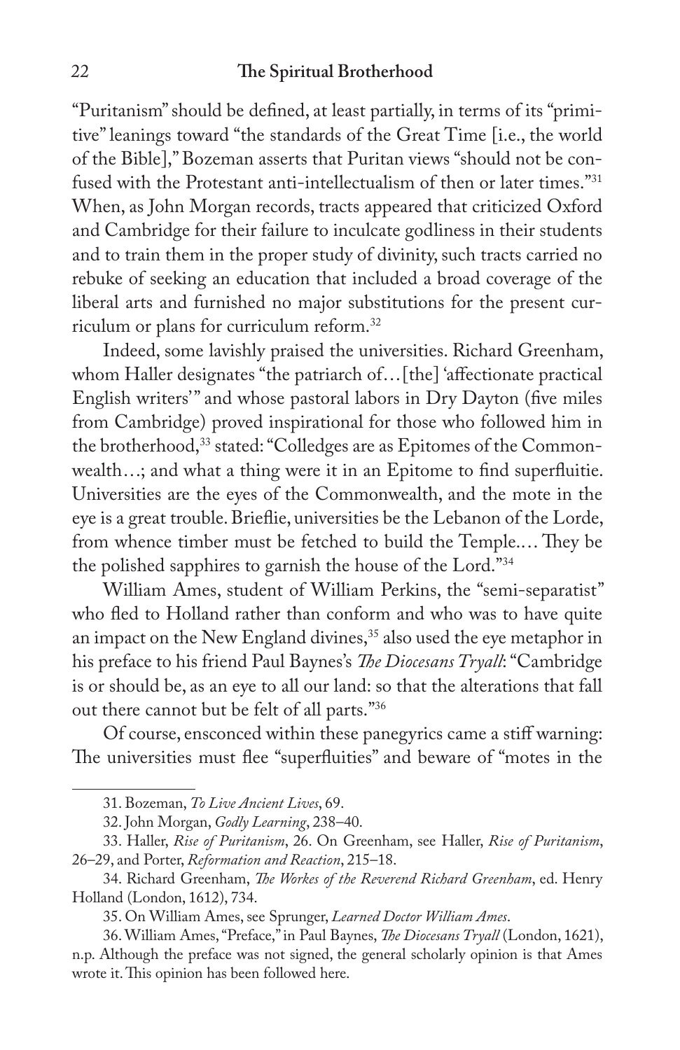"Puritanism" should be defined, at least partially, in terms of its "primitive" leanings toward "the standards of the Great Time [i.e., the world of the Bible]," Bozeman asserts that Puritan views "should not be confused with the Protestant anti-intellectualism of then or later times."[31] When, as John Morgan records, tracts appeared that criticized Oxford and Cambridge for their failure to inculcate godliness in their students and to train them in the proper study of divinity, such tracts carried no rebuke of seeking an education that included a broad coverage of the liberal arts and furnished no major substitutions for the present curriculum or plans for curriculum reform.[32]

Indeed, some lavishly praised the universities. Richard Greenham, whom Haller designates "the patriarch of…[the] 'affectionate practical English writers'" and whose pastoral labors in Dry Dayton (five miles from Cambridge) proved inspirational for those who followed him in the brotherhood,[33] stated: "Colledges are as Epitomes of the Commonwealth…; and what a thing were it in an Epitome to find superfluitie. Universities are the eyes of the Commonwealth, and the mote in the eye is a great trouble. Brieflie, universities be the Lebanon of the Lorde, from whence timber must be fetched to build the Temple.… They be the polished sapphires to garnish the house of the Lord."[34]

William Ames, student of William Perkins, the "semi-separatist" who fled to Holland rather than conform and who was to have quite an impact on the New England divines,[35] also used the eye metaphor in his preface to his friend Paul Baynes's *The Diocesans Tryall*: "Cambridge is or should be, as an eye to all our land: so that the alterations that fall out there cannot but be felt of all parts."[36]

Of course, ensconced within these panegyrics came a stiff warning: The universities must flee "superfluities" and beware of "motes in the

---

31. Bozeman, *To Live Ancient Lives*, 69.

32. John Morgan, *Godly Learning*, 238–40.

33. Haller, *Rise of Puritanism*, 26. On Greenham, see Haller, *Rise of Puritanism*, 26–29, and Porter, *Reformation and Reaction*, 215–18.

34. Richard Greenham, *The Workes of the Reverend Richard Greenham*, ed. Henry Holland (London, 1612), 734.

35. On William Ames, see Sprunger, *Learned Doctor William Ames*.

36. William Ames, "Preface," in Paul Baynes, *The Diocesans Tryall* (London, 1621), n.p. Although the preface was not signed, the general scholarly opinion is that Ames wrote it. This opinion has been followed here.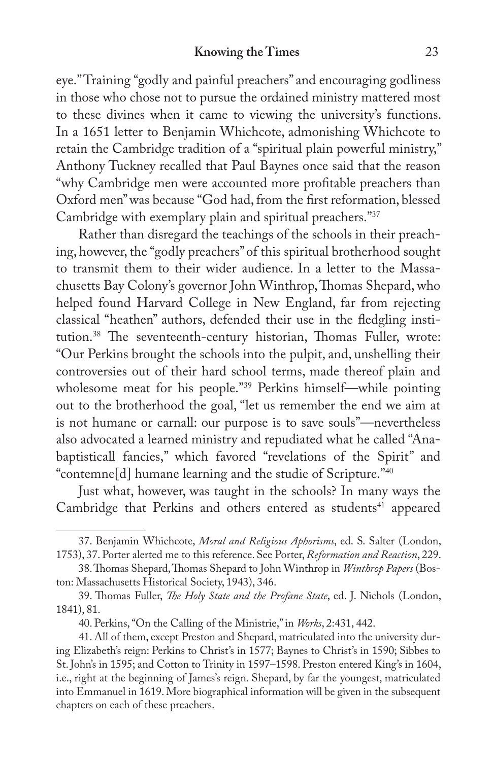eye." Training "godly and painful preachers" and encouraging godliness in those who chose not to pursue the ordained ministry mattered most to these divines when it came to viewing the university's functions. In a 1651 letter to Benjamin Whichcote, admonishing Whichcote to retain the Cambridge tradition of a "spiritual plain powerful ministry," Anthony Tuckney recalled that Paul Baynes once said that the reason "why Cambridge men were accounted more profitable preachers than Oxford men" was because "God had, from the first reformation, blessed Cambridge with exemplary plain and spiritual preachers."[37]

Rather than disregard the teachings of the schools in their preaching, however, the "godly preachers" of this spiritual brotherhood sought to transmit them to their wider audience. In a letter to the Massachusetts Bay Colony's governor John Winthrop, Thomas Shepard, who helped found Harvard College in New England, far from rejecting classical "heathen" authors, defended their use in the fledgling institution.[38] The seventeenth-century historian, Thomas Fuller, wrote: "Our Perkins brought the schools into the pulpit, and, unshelling their controversies out of their hard school terms, made thereof plain and wholesome meat for his people."[39] Perkins himself—while pointing out to the brotherhood the goal, "let us remember the end we aim at is not humane or carnall: our purpose is to save souls"—nevertheless also advocated a learned ministry and repudiated what he called "Anabaptisticall fancies," which favored "revelations of the Spirit" and "contemne[d] humane learning and the studie of Scripture."[40]

Just what, however, was taught in the schools? In many ways the Cambridge that Perkins and others entered as students[41] appeared

---

37. Benjamin Whichcote, *Moral and Religious Aphorisms*, ed. S. Salter (London, 1753), 37. Porter alerted me to this reference. See Porter, *Reformation and Reaction*, 229.

38. Thomas Shepard, Thomas Shepard to John Winthrop in *Winthrop Papers* (Boston: Massachusetts Historical Society, 1943), 346.

39. Thomas Fuller, *The Holy State and the Profane State*, ed. J. Nichols (London, 1841), 81.

40. Perkins, "On the Calling of the Ministrie," in *Works*, 2:431, 442.

41. All of them, except Preston and Shepard, matriculated into the university during Elizabeth's reign: Perkins to Christ's in 1577; Baynes to Christ's in 1590; Sibbes to St. John's in 1595; and Cotton to Trinity in 1597–1598. Preston entered King's in 1604, i.e., right at the beginning of James's reign. Shepard, by far the youngest, matriculated into Emmanuel in 1619. More biographical information will be given in the subsequent chapters on each of these preachers.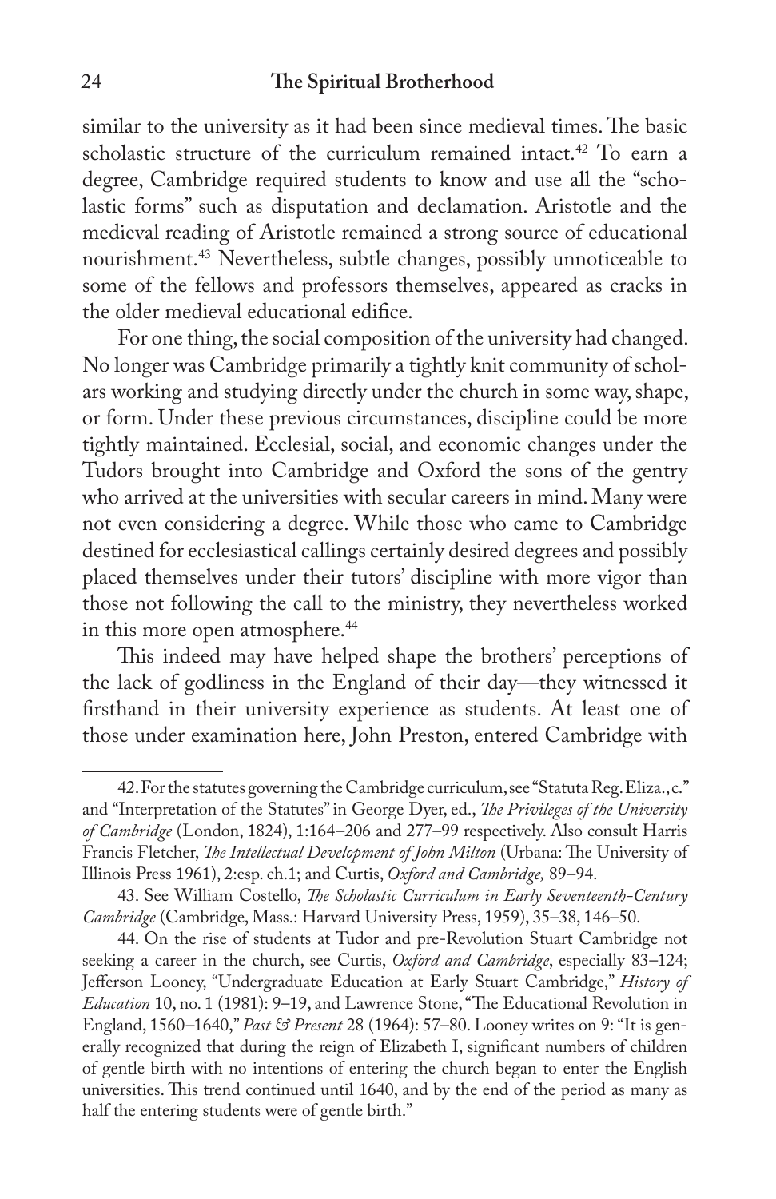similar to the university as it had been since medieval times. The basic scholastic structure of the curriculum remained intact.[42] To earn a degree, Cambridge required students to know and use all the "scholastic forms" such as disputation and declamation. Aristotle and the medieval reading of Aristotle remained a strong source of educational nourishment.[43] Nevertheless, subtle changes, possibly unnoticeable to some of the fellows and professors themselves, appeared as cracks in the older medieval educational edifice.

For one thing, the social composition of the university had changed. No longer was Cambridge primarily a tightly knit community of scholars working and studying directly under the church in some way, shape, or form. Under these previous circumstances, discipline could be more tightly maintained. Ecclesial, social, and economic changes under the Tudors brought into Cambridge and Oxford the sons of the gentry who arrived at the universities with secular careers in mind. Many were not even considering a degree. While those who came to Cambridge destined for ecclesiastical callings certainly desired degrees and possibly placed themselves under their tutors' discipline with more vigor than those not following the call to the ministry, they nevertheless worked in this more open atmosphere.[44]

This indeed may have helped shape the brothers' perceptions of the lack of godliness in the England of their day—they witnessed it firsthand in their university experience as students. At least one of those under examination here, John Preston, entered Cambridge with

---

42. For the statutes governing the Cambridge curriculum, see "Statuta Reg. Eliza., c." and "Interpretation of the Statutes" in George Dyer, ed., *The Privileges of the University of Cambridge* (London, 1824), 1:164–206 and 277–99 respectively. Also consult Harris Francis Fletcher, *The Intellectual Development of John Milton* (Urbana: The University of Illinois Press 1961), 2:esp. ch.1; and Curtis, *Oxford and Cambridge,* 89–94.

43. See William Costello, *The Scholastic Curriculum in Early Seventeenth-Century Cambridge* (Cambridge, Mass.: Harvard University Press, 1959), 35–38, 146–50.

44. On the rise of students at Tudor and pre-Revolution Stuart Cambridge not seeking a career in the church, see Curtis, *Oxford and Cambridge*, especially 83–124; Jefferson Looney, "Undergraduate Education at Early Stuart Cambridge," *History of Education* 10, no. 1 (1981): 9–19, and Lawrence Stone, "The Educational Revolution in England, 1560–1640," *Past & Present* 28 (1964): 57–80. Looney writes on 9: "It is generally recognized that during the reign of Elizabeth I, significant numbers of children of gentle birth with no intentions of entering the church began to enter the English universities. This trend continued until 1640, and by the end of the period as many as half the entering students were of gentle birth."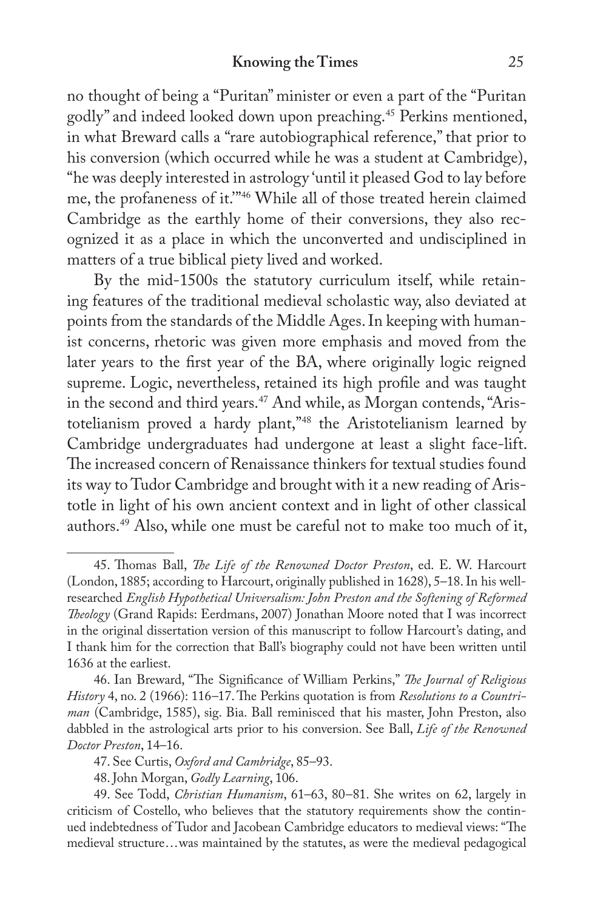no thought of being a "Puritan" minister or even a part of the "Puritan godly" and indeed looked down upon preaching.[45] Perkins mentioned, in what Breward calls a "rare autobiographical reference," that prior to his conversion (which occurred while he was a student at Cambridge), "he was deeply interested in astrology 'until it pleased God to lay before me, the profaneness of it.'"[46] While all of those treated herein claimed Cambridge as the earthly home of their conversions, they also recognized it as a place in which the unconverted and undisciplined in matters of a true biblical piety lived and worked.

By the mid-1500s the statutory curriculum itself, while retaining features of the traditional medieval scholastic way, also deviated at points from the standards of the Middle Ages. In keeping with humanist concerns, rhetoric was given more emphasis and moved from the later years to the first year of the BA, where originally logic reigned supreme. Logic, nevertheless, retained its high profile and was taught in the second and third years.[47] And while, as Morgan contends, "Aristotelianism proved a hardy plant,"[48] the Aristotelianism learned by Cambridge undergraduates had undergone at least slight face-lift. The increased concern of Renaissance thinkers for textual studies found its way to Tudor Cambridge and brought with it a new reading of Aristotle in light of his own ancient context and in light of other classical authors.[49] Also, while one must be careful not to make too much of it,

---

45. Thomas Ball, *The Life of the Renowned Doctor Preston*, ed. E. W. Harcourt (London, 1885; according to Harcourt, originally published in 1628), 5–18. In his well-researched *English Hypothetical Universalism: John Preston and the Softening of Reformed Theology* (Grand Rapids: Eerdmans, 2007) Jonathan Moore noted that I was incorrect in the original dissertation version of this manuscript to follow Harcourt's dating, and I thank him for the correction that Ball's biography could not have been written until 1636 at the earliest.

46. Ian Breward, "The Significance of William Perkins," *The Journal of Religious History* 4, no. 2 (1966): 116–17. The Perkins quotation is from *Resolutions to a Countriman* (Cambridge, 1585), sig. Bia. Ball reminisced that his master, John Preston, also dabbled in the astrological arts prior to his conversion. See Ball, *Life of the Renowned Doctor Preston*, 14–16.

47. See Curtis, *Oxford and Cambridge*, 85–93.

48. John Morgan, *Godly Learning*, 106.

49. See Todd, *Christian Humanism*, 61–63, 80–81. She writes on 62, largely in criticism of Costello, who believes that the statutory requirements show the continued indebtedness of Tudor and Jacobean Cambridge educators to medieval views: "The medieval structure…was maintained by the statutes, as were the medieval pedagogical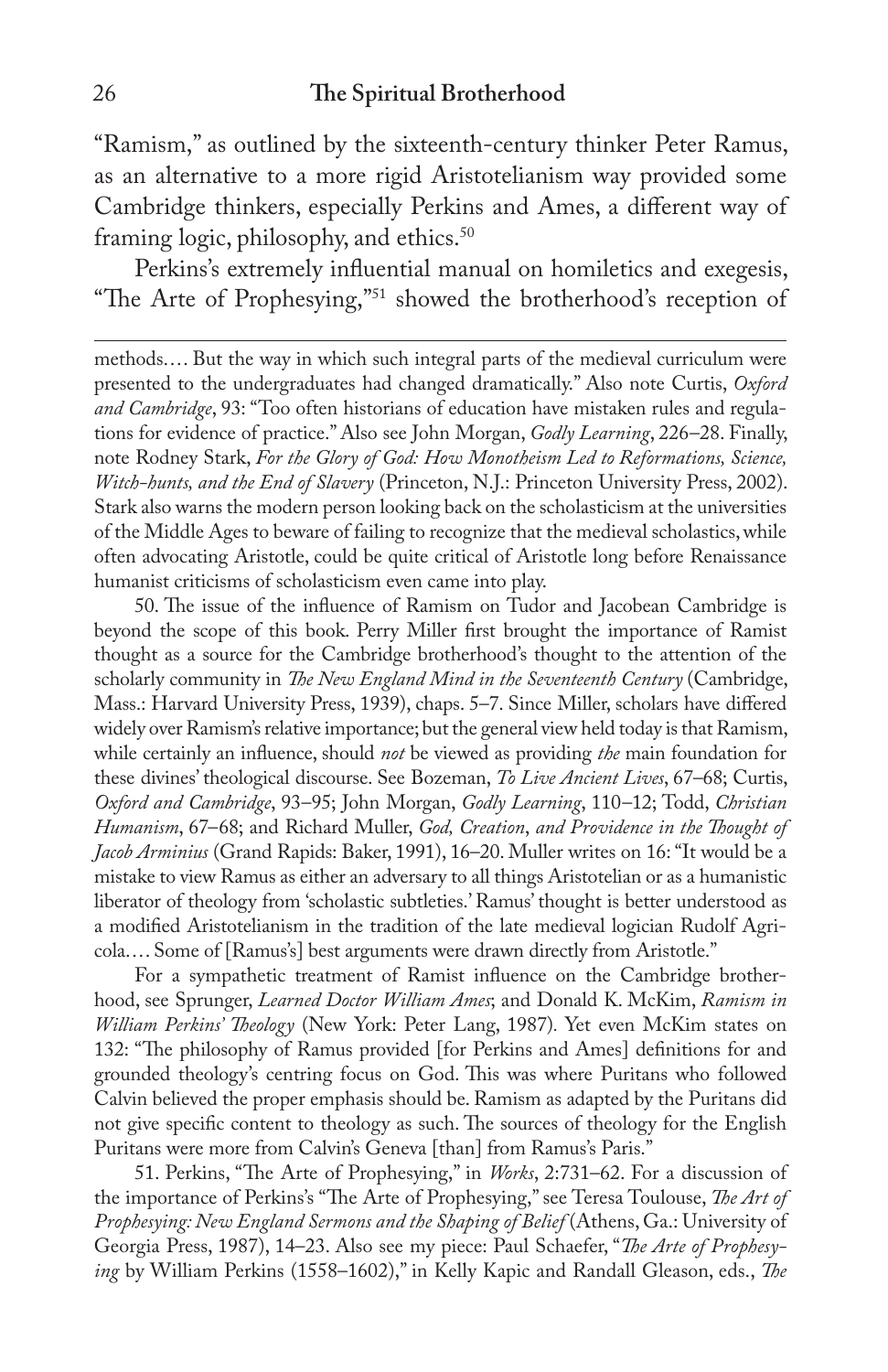"Ramism," as outlined by the sixteenth-century thinker Peter Ramus, as an alternative to a more rigid Aristotelianism way provided some Cambridge thinkers, especially Perkins and Ames, a different way of framing logic, philosophy, and ethics.[50]

Perkins's extremely influential manual on homiletics and exegesis, "The Arte of Prophesying,"[51] showed the brotherhood's reception of

---

methods.... But the way in which such integral parts of the medieval curriculum were presented to the undergraduates had changed dramatically." Also note Curtis, *Oxford and Cambridge*, 93: "Too often historians of education have mistaken rules and regulations for evidence of practice." Also see John Morgan, *Godly Learning*, 226–28. Finally, note Rodney Stark, *For the Glory of God: How Monotheism Led to Reformations, Science, Witch-hunts, and the End of Slavery* (Princeton, N.J.: Princeton University Press, 2002). Stark also warns the modern person looking back on the scholasticism at the universities of the Middle Ages to beware of failing to recognize that the medieval scholastics, while often advocating Aristotle, could be quite critical of Aristotle long before Renaissance humanist criticisms of scholasticism even came into play.

50. The issue of the influence of Ramism on Tudor and Jacobean Cambridge is beyond the scope of this book. Perry Miller first brought the importance of Ramist thought as a source for the Cambridge brotherhood's thought to the attention of the scholarly community in *The New England Mind in the Seventeenth Century* (Cambridge, Mass.: Harvard University Press, 1939), chaps. 5–7. Since Miller, scholars have differed widely over Ramism's relative importance; but the general view held today is that Ramism, while certainly an influence, should *not* be viewed as providing *the* main foundation for these divines' theological discourse. See Bozeman, *To Live Ancient Lives*, 67–68; Curtis, *Oxford and Cambridge*, 93–95; John Morgan, *Godly Learning*, 110–12; Todd, *Christian Humanism*, 67–68; and Richard Muller, *God, Creation, and Providence in the Thought of Jacob Arminius* (Grand Rapids: Baker, 1991), 16–20. Muller writes on 16: "It would be a mistake to view Ramus as either an adversary to all things Aristotelian or as a humanistic liberator of theology from 'scholastic subtleties.' Ramus' thought is better understood as a modified Aristotelianism in the tradition of the late medieval logician Rudolf Agricola.... Some of [Ramus's] best arguments were drawn directly from Aristotle."

For a sympathetic treatment of Ramist influence on the Cambridge brotherhood, see Sprunger, *Learned Doctor William Ames*; and Donald K. McKim, *Ramism in William Perkins' Theology* (New York: Peter Lang, 1987). Yet even McKim states on 132: "The philosophy of Ramus provided [for Perkins and Ames] definitions for and grounded theology's centring focus on God. This was where Puritans who followed Calvin believed the proper emphasis should be. Ramism as adapted by the Puritans did not give specific content to theology as such. The sources of theology for the English Puritans were more from Calvin's Geneva [than] from Ramus's Paris."

51. Perkins, "The Arte of Prophesying," in *Works*, 2:731–62. For a discussion of the importance of Perkins's "The Arte of Prophesying," see Teresa Toulouse, *The Art of Prophesying: New England Sermons and the Shaping of Belief* (Athens, Ga.: University of Georgia Press, 1987), 14–23. Also see my piece: Paul Schaefer, "*The Arte of Prophesying* by William Perkins (1558–1602)," in Kelly Kapic and Randall Gleason, eds., *The*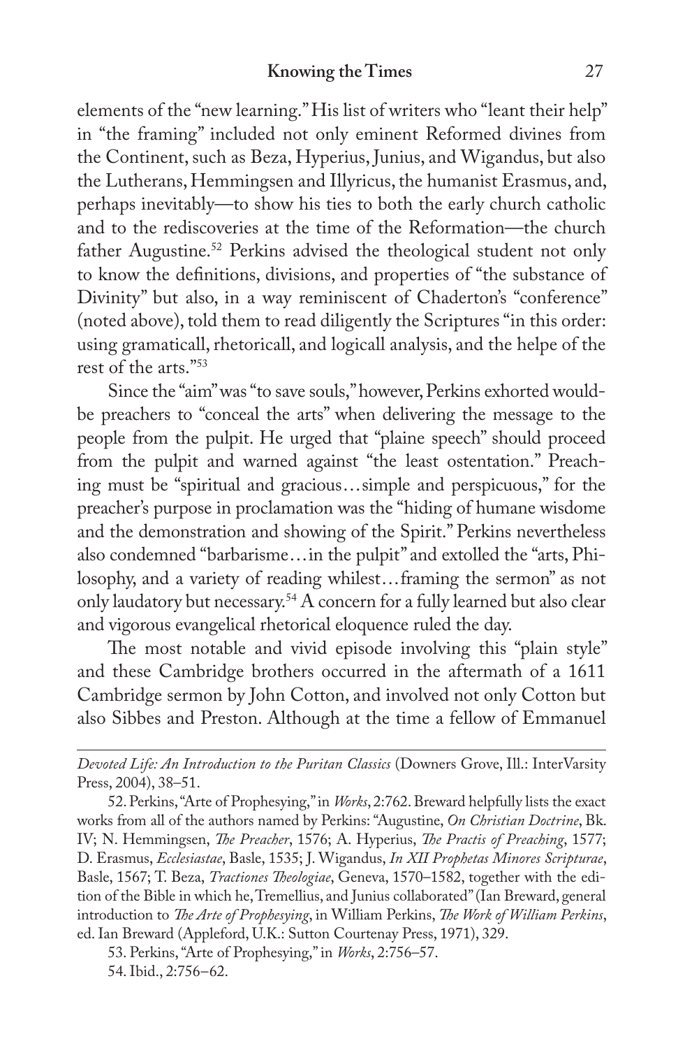elements of the "new learning." His list of writers who "leant their help" in "the framing" included not only eminent Reformed divines from the Continent, such as Beza, Hyperius, Junius, and Wigandus, but also the Lutherans, Hemmingsen and Illyricus, the humanist Erasmus, and, perhaps inevitably—to show his ties to both the early church catholic and to the rediscoveries at the time of the Reformation—the church father Augustine.[52] Perkins advised the theological student not only to know the definitions, divisions, and properties of "the substance of Divinity" but also, in a way reminiscent of Chaderton's "conference" (noted above), told them to read diligently the Scriptures "in this order: using gramaticall, rhetoricall, and logicall analysis, and the helpe of the rest of the arts."[53]

Since the "aim" was "to save souls," however, Perkins exhorted would-be preachers to "conceal the arts" when delivering the message to the people from the pulpit. He urged that "plaine speech" should proceed from the pulpit and warned against "the least ostentation." Preaching must be "spiritual and gracious…simple and perspicuous," for the preacher's purpose in proclamation was the "hiding of humane wisdome and the demonstration and showing of the Spirit." Perkins nevertheless also condemned "barbarisme…in the pulpit" and extolled the "arts, Philosophy, and a variety of reading whilest…framing the sermon" as not only laudatory but necessary.[54] A concern for a fully learned but also clear and vigorous evangelical rhetorical eloquence ruled the day.

The most notable and vivid episode involving this "plain style" and these Cambridge brothers occurred in the aftermath of a 1611 Cambridge sermon by John Cotton, and involved not only Cotton but also Sibbes and Preston. Although at the time a fellow of Emmanuel

---

*Devoted Life: An Introduction to the Puritan Classics* (Downers Grove, Ill.: InterVarsity Press, 2004), 38–51.

52. Perkins, "Arte of Prophesying," in *Works*, 2:762. Breward helpfully lists the exact works from all of the authors named by Perkins: "Augustine, *On Christian Doctrine*, Bk. IV; N. Hemmingsen, *The Preacher*, 1576; A. Hyperius, *The Practis of Preaching*, 1577; D. Erasmus, *Ecclesiastae*, Basle, 1535; J. Wigandus, *In XII Prophetas Minores Scripturae*, Basle, 1567; T. Beza, *Tractiones Theologiae*, Geneva, 1570–1582, together with the edition of the Bible in which he, Tremellius, and Junius collaborated" (Ian Breward, general introduction to *The Arte of Prophesying*, in William Perkins, *The Work of William Perkins*, ed. Ian Breward (Appleford, U.K.: Sutton Courtenay Press, 1971), 329.

53. Perkins, "Arte of Prophesying," in *Works*, 2:756–57.

54. Ibid., 2:756–62.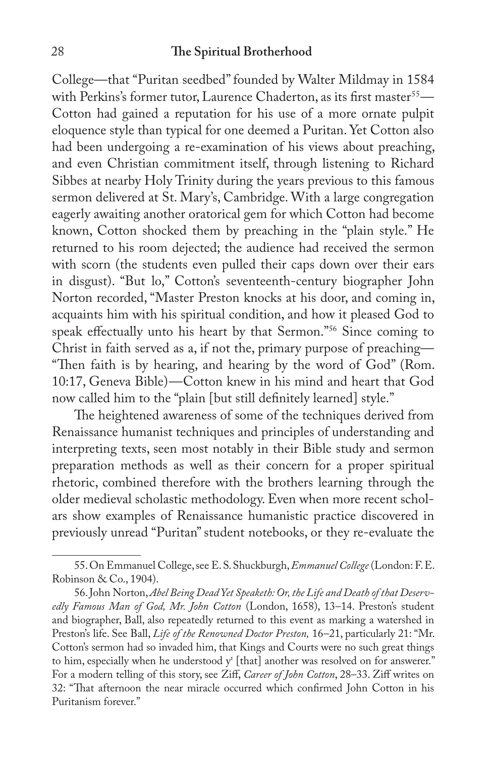College—that "Puritan seedbed" founded by Walter Mildmay in 1584 with Perkins's former tutor, Laurence Chaderton, as its first master[55]—Cotton had gained a reputation for his use of a more ornate pulpit eloquence style than typical for one deemed a Puritan. Yet Cotton also had been undergoing a re-examination of his views about preaching, and even Christian commitment itself, through listening to Richard Sibbes at nearby Holy Trinity during the years previous to this famous sermon delivered at St. Mary's, Cambridge. With a large congregation eagerly awaiting another oratorical gem for which Cotton had become known, Cotton shocked them by preaching in the "plain style." He returned to his room dejected; the audience had received the sermon with scorn (the students even pulled their caps down over their ears in disgust). "But lo," Cotton's seventeenth-century biographer John Norton recorded, "Master Preston knocks at his door, and coming in, acquaints him with his spiritual condition, and how it pleased God to speak effectually unto his heart by that Sermon."[56] Since coming to Christ in faith served as a, if not the, primary purpose of preaching—"Then faith is by hearing, and hearing by the word of God" (Rom. 10:17, Geneva Bible)—Cotton knew in his mind and heart that God now called him to the "plain [but still definitely learned] style."

The heightened awareness of some of the techniques derived from Renaissance humanist techniques and principles of understanding and interpreting texts, seen most notably in their Bible study and sermon preparation methods as well as their concern for a proper spiritual rhetoric, combined therefore with the brothers learning through the older medieval scholastic methodology. Even when more recent scholars show examples of Renaissance humanistic practice discovered in previously unread "Puritan" student notebooks, or they re-evaluate the

---

55. On Emmanuel College, see E. S. Shuckburgh, *Emmanuel College* (London: F. E. Robinson & Co., 1904).

56. John Norton, *Abel Being Dead Yet Speaketh: Or, the Life and Death of that Deservedly Famous Man of God, Mr. John Cotton* (London, 1658), 13–14. Preston's student and biographer, Ball, also repeatedly returned to this event as marking a watershed in Preston's life. See Ball, *Life of the Renowned Doctor Preston,* 16–21, particularly 21: "Mr. Cotton's sermon had so invaded him, that Kings and Courts were no such great things to him, especially when he understood y[t] [that] another was resolved on for answerer." For a modern telling of this story, see Ziff, *Career of John Cotton*, 28–33. Ziff writes on 32: "That afternoon the near miracle occurred which confirmed John Cotton in his Puritanism forever."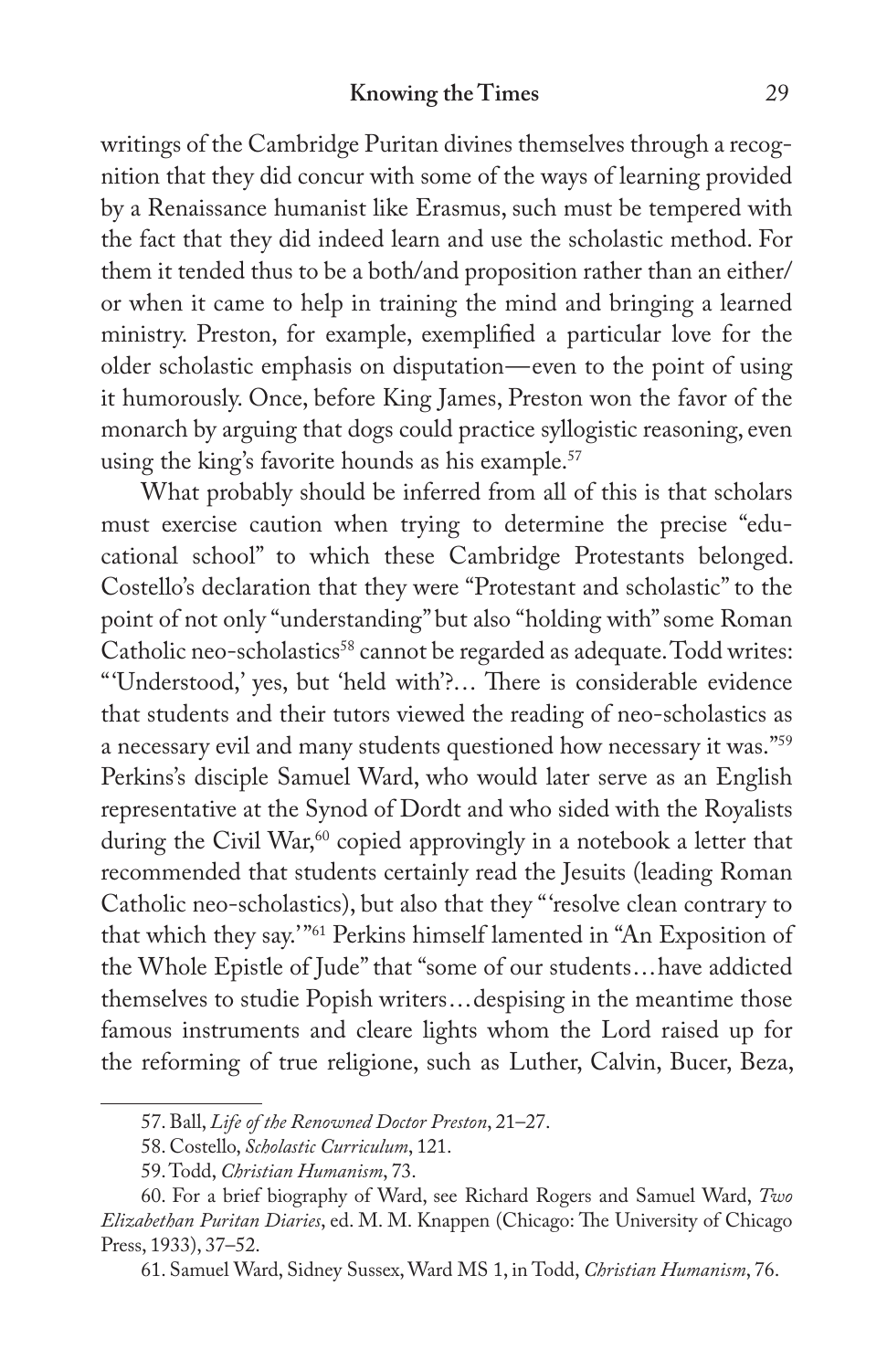writings of the Cambridge Puritan divines themselves through a recognition that they did concur with some of the ways of learning provided by a Renaissance humanist like Erasmus, such must be tempered with the fact that they did indeed learn and use the scholastic method. For them it tended thus to be a both/and proposition rather than an either/or when it came to help in training the mind and bringing a learned ministry. Preston, for example, exemplified a particular love for the older scholastic emphasis on disputation—even to the point of using it humorously. Once, before King James, Preston won the favor of the monarch by arguing that dogs could practice syllogistic reasoning, even using the king's favorite hounds as his example.[57]

What probably should be inferred from all of this is that scholars must exercise caution when trying to determine the precise "educational school" to which these Cambridge Protestants belonged. Costello's declaration that they were "Protestant and scholastic" to the point of not only "understanding" but also "holding with" some Roman Catholic neo-scholastics[58] cannot be regarded as adequate. Todd writes: "'Understood,' yes, but 'held with'?… There is considerable evidence that students and their tutors viewed the reading of neo-scholastics as a necessary evil and many students questioned how necessary it was."[59] Perkins's disciple Samuel Ward, who would later serve as an English representative at the Synod of Dordt and who sided with the Royalists during the Civil War,[60] copied approvingly in a notebook a letter that recommended that students certainly read the Jesuits (leading Roman Catholic neo-scholastics), but also that they "'resolve clean contrary to that which they say.'"[61] Perkins himself lamented in "An Exposition of the Whole Epistle of Jude" that "some of our students…have addicted themselves to studie Popish writers…despising in the meantime those famous instruments and cleare lights whom the Lord raised up for the reforming of true religione, such as Luther, Calvin, Bucer, Beza,

57. Ball, *Life of the Renowned Doctor Preston*, 21–27.

58. Costello, *Scholastic Curriculum*, 121.

59. Todd, *Christian Humanism*, 73.

60. For a brief biography of Ward, see Richard Rogers and Samuel Ward, *Two Elizabethan Puritan Diaries*, ed. M. M. Knappen (Chicago: The University of Chicago Press, 1933), 37–52.

61. Samuel Ward, Sidney Sussex, Ward MS 1, in Todd, *Christian Humanism*, 76.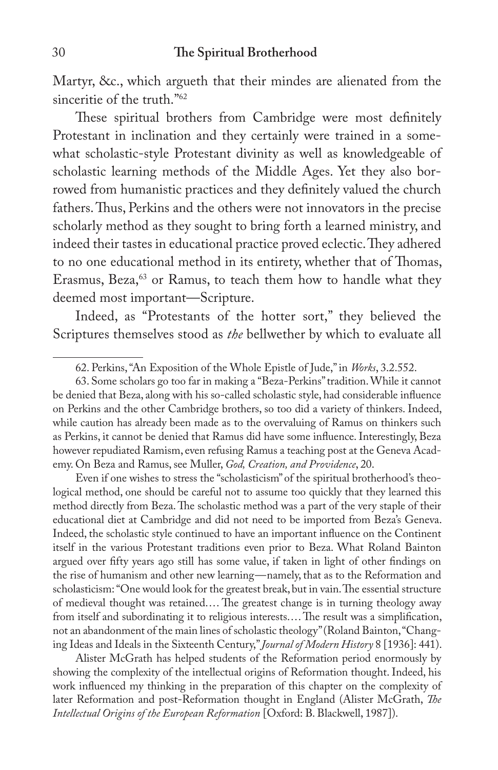Martyr, &c., which argueth that their mindes are alienated from the sinceritie of the truth."[62]

These spiritual brothers from Cambridge were most definitely Protestant in inclination and they certainly were trained in a somewhat scholastic-style Protestant divinity as well as knowledgeable of scholastic learning methods of the Middle Ages. Yet they also borrowed from humanistic practices and they definitely valued the church fathers. Thus, Perkins and the others were not innovators in the precise scholarly method as they sought to bring forth a learned ministry, and indeed their tastes in educational practice proved eclectic. They adhered to no one educational method in its entirety, whether that of Thomas, Erasmus, Beza,[63] or Ramus, to teach them how to handle what they deemed most important—Scripture.

Indeed, as "Protestants of the hotter sort," they believed the Scriptures themselves stood as *the* bellwether by which to evaluate all

---

62. Perkins, "An Exposition of the Whole Epistle of Jude," in *Works*, 3.2.552.

63. Some scholars go too far in making a "Beza-Perkins" tradition. While it cannot be denied that Beza, along with his so-called scholastic style, had considerable influence on Perkins and the other Cambridge brothers, so too did a variety of thinkers. Indeed, while caution has already been made as to the overvaluing of Ramus on thinkers such as Perkins, it cannot be denied that Ramus did have some influence. Interestingly, Beza however repudiated Ramism, even refusing Ramus a teaching post at the Geneva Academy. On Beza and Ramus, see Muller, *God, Creation, and Providence*, 20.

Even if one wishes to stress the "scholasticism" of the spiritual brotherhood's theological method, one should be careful not to assume too quickly that they learned this method directly from Beza. The scholastic method was a part of the very staple of their educational diet at Cambridge and did not need to be imported from Beza's Geneva. Indeed, the scholastic style continued to have an important influence on the Continent itself in the various Protestant traditions even prior to Beza. What Roland Bainton argued over fifty years ago still has some value, if taken in light of other findings on the rise of humanism and other new learning—namely, that as to the Reformation and scholasticism: "One would look for the greatest break, but in vain. The essential structure of medieval thought was retained.... The greatest change is in turning theology away from itself and subordinating it to religious interests.... The result was a simplification, not an abandonment of the main lines of scholastic theology" (Roland Bainton, "Changing Ideas and Ideals in the Sixteenth Century," *Journal of Modern History* 8 [1936]: 441).

Alister McGrath has helped students of the Reformation period enormously by showing the complexity of the intellectual origins of Reformation thought. Indeed, his work influenced my thinking in the preparation of this chapter on the complexity of later Reformation and post-Reformation thought in England (Alister McGrath, *The Intellectual Origins of the European Reformation* [Oxford: B. Blackwell, 1987]).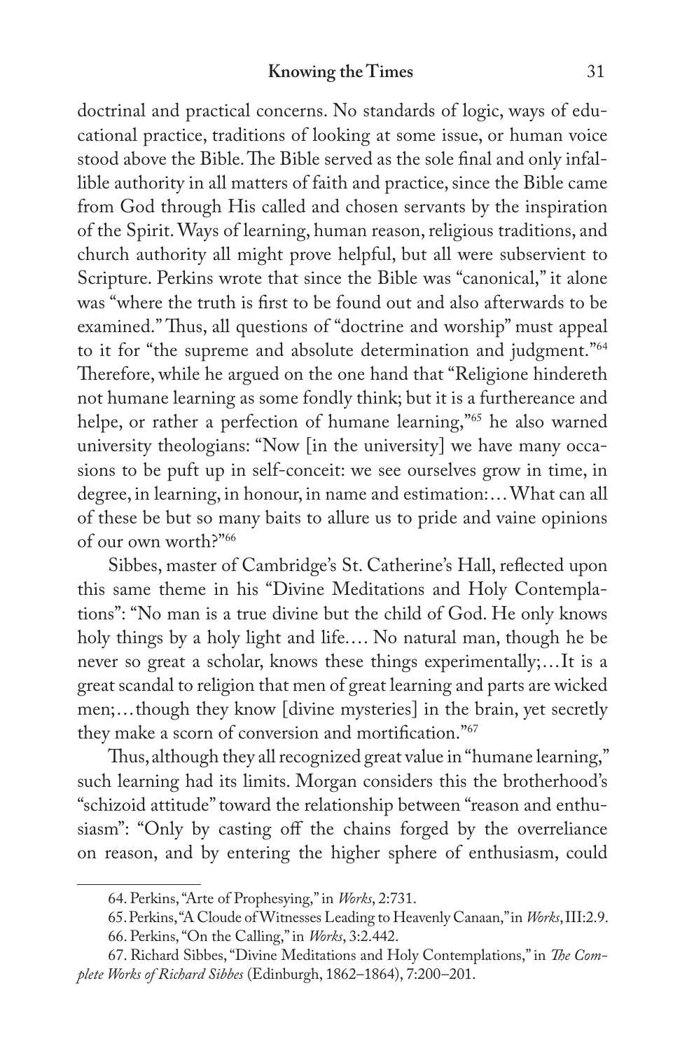doctrinal and practical concerns. No standards of logic, ways of educational practice, traditions of looking at some issue, or human voice stood above the Bible. The Bible served as the sole final and only infallible authority in all matters of faith and practice, since the Bible came from God through His called and chosen servants by the inspiration of the Spirit. Ways of learning, human reason, religious traditions, and church authority all might prove helpful, but all were subservient to Scripture. Perkins wrote that since the Bible was "canonical," it alone was "where the truth is first to be found out and also afterwards to be examined." Thus, all questions of "doctrine and worship" must appeal to it for "the supreme and absolute determination and judgment."[64] Therefore, while he argued on the one hand that "Religione hindereth not humane learning as some fondly think; but it is a furthereance and helpe, or rather a perfection of humane learning,"[65] he also warned university theologians: "Now [in the university] we have many occasions to be puft up in self-conceit: we see ourselves grow in time, in degree, in learning, in honour, in name and estimation:…What can all of these be but so many baits to allure us to pride and vaine opinions of our own worth?"[66]

Sibbes, master of Cambridge's St. Catherine's Hall, reflected upon this same theme in his "Divine Meditations and Holy Contemplations": "No man is a true divine but the child of God. He only knows holy things by a holy light and life.… No natural man, though he be never so great a scholar, knows these things experimentally;…It is a great scandal to religion that men of great learning and parts are wicked men;…though they know [divine mysteries] in the brain, yet secretly they make a scorn of conversion and mortification."[67]

Thus, although they all recognized great value in "humane learning," such learning had its limits. Morgan considers this the brotherhood's "schizoid attitude" toward the relationship between "reason and enthusiasm": "Only by casting off the chains forged by the overreliance on reason, and by entering the higher sphere of enthusiasm, could

---

64. Perkins, "Arte of Prophesying," in *Works*, 2:731.

65. Perkins, "A Cloude of Witnesses Leading to Heavenly Canaan," in *Works*, III:2.9.

66. Perkins, "On the Calling," in *Works*, 3:2.442.

67. Richard Sibbes, "Divine Meditations and Holy Contemplations," in *The Complete Works of Richard Sibbes* (Edinburgh, 1862–1864), 7:200–201.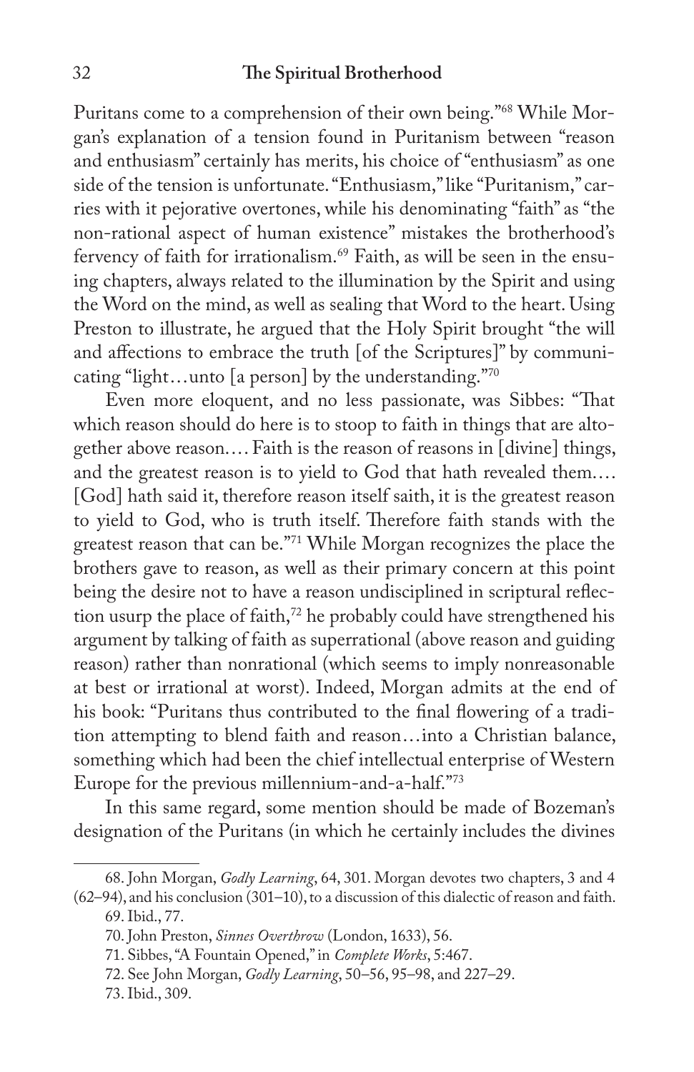Puritans come to a comprehension of their own being."[68] While Morgan's explanation of a tension found in Puritanism between "reason and enthusiasm" certainly has merits, his choice of "enthusiasm" as one side of the tension is unfortunate. "Enthusiasm," like "Puritanism," carries with it pejorative overtones, while his denominating "faith" as "the non-rational aspect of human existence" mistakes the brotherhood's fervency of faith for irrationalism.[69] Faith, as will be seen in the ensuing chapters, always related to the illumination by the Spirit and using the Word on the mind, as well as sealing that Word to the heart. Using Preston to illustrate, he argued that the Holy Spirit brought "the will and affections to embrace the truth [of the Scriptures]" by communicating "light…unto [a person] by the understanding."[70]

Even more eloquent, and no less passionate, was Sibbes: "That which reason should do here is to stoop to faith in things that are altogether above reason.… Faith is the reason of reasons in [divine] things, and the greatest reason is to yield to God that hath revealed them.… [God] hath said it, therefore reason itself saith, it is the greatest reason to yield to God, who is truth itself. Therefore faith stands with the greatest reason that can be."[71] While Morgan recognizes the place the brothers gave to reason, as well as their primary concern at this point being the desire not to have a reason undisciplined in scriptural reflection usurp the place of faith,[72] he probably could have strengthened his argument by talking of faith as superrational (above reason and guiding reason) rather than nonrational (which seems to imply nonreasonable at best or irrational at worst). Indeed, Morgan admits at the end of his book: "Puritans thus contributed to the final flowering of a tradition attempting to blend faith and reason…into a Christian balance, something which had been the chief intellectual enterprise of Western Europe for the previous millennium-and-a-half."[73]

In this same regard, some mention should be made of Bozeman's designation of the Puritans (in which he certainly includes the divines

---

68. John Morgan, *Godly Learning*, 64, 301. Morgan devotes two chapters, 3 and 4 (62–94), and his conclusion (301–10), to a discussion of this dialectic of reason and faith.

69. Ibid., 77.

70. John Preston, *Sinnes Overthrow* (London, 1633), 56.

71. Sibbes, "A Fountain Opened," in *Complete Works*, 5:467.

72. See John Morgan, *Godly Learning*, 50–56, 95–98, and 227–29.

73. Ibid., 309.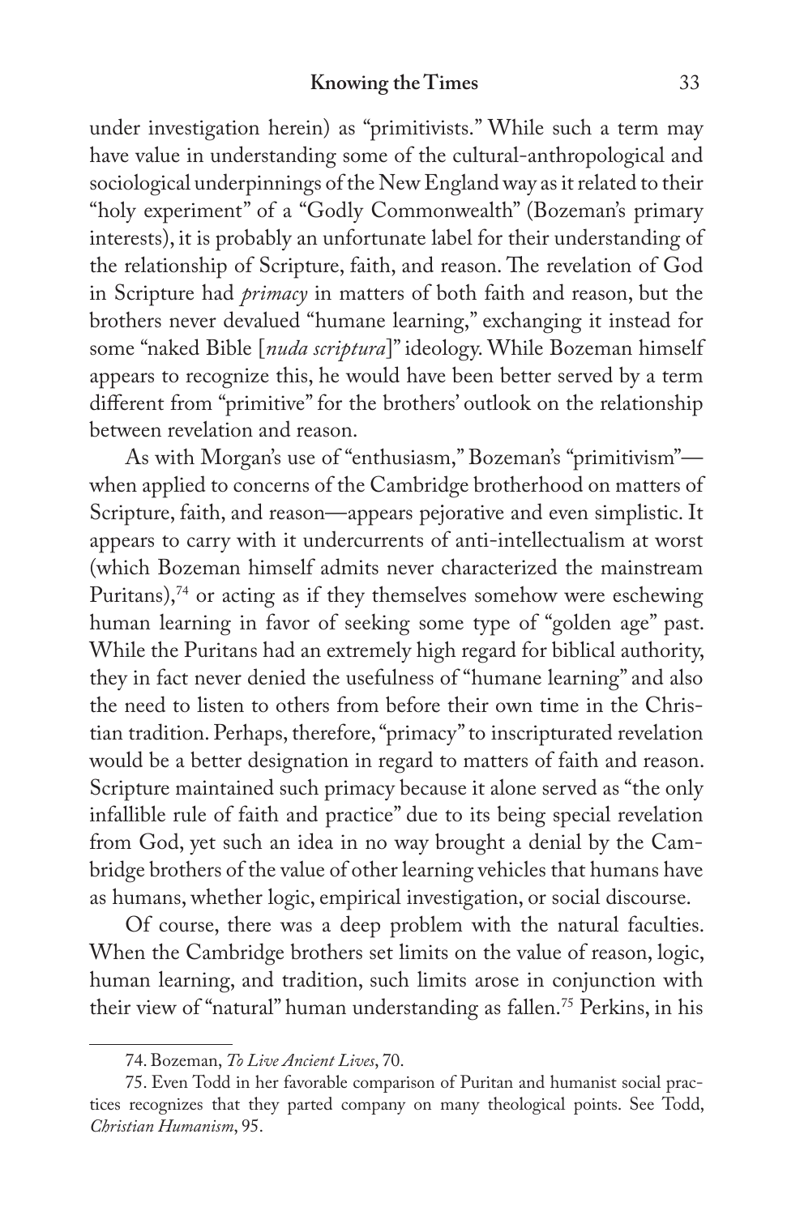under investigation herein) as "primitivists." While such a term may have value in understanding some of the cultural-anthropological and sociological underpinnings of the New England way as it related to their "holy experiment" of a "Godly Commonwealth" (Bozeman's primary interests), it is probably an unfortunate label for their understanding of the relationship of Scripture, faith, and reason. The revelation of God in Scripture had *primacy* in matters of both faith and reason, but the brothers never devalued "humane learning," exchanging it instead for some "naked Bible [*nuda scriptura*]" ideology. While Bozeman himself appears to recognize this, he would have been better served by a term different from "primitive" for the brothers' outlook on the relationship between revelation and reason.

As with Morgan's use of "enthusiasm," Bozeman's "primitivism"—when applied to concerns of the Cambridge brotherhood on matters of Scripture, faith, and reason—appears pejorative and even simplistic. It appears to carry with it undercurrents of anti-intellectualism at worst (which Bozeman himself admits never characterized the mainstream Puritans),[74] or acting as if they themselves somehow were eschewing human learning in favor of seeking some type of "golden age" past. While the Puritans had an extremely high regard for biblical authority, they in fact never denied the usefulness of "humane learning" and also the need to listen to others from before their own time in the Christian tradition. Perhaps, therefore, "primacy" to inscripturated revelation would be a better designation in regard to matters of faith and reason. Scripture maintained such primacy because it alone served as "the only infallible rule of faith and practice" due to its being special revelation from God, yet such an idea in no way brought a denial by the Cambridge brothers of the value of other learning vehicles that humans have as humans, whether logic, empirical investigation, or social discourse.

Of course, there was a deep problem with the natural faculties. When the Cambridge brothers set limits on the value of reason, logic, human learning, and tradition, such limits arose in conjunction with their view of "natural" human understanding as fallen.[75] Perkins, in his

---

74. Bozeman, *To Live Ancient Lives*, 70.

75. Even Todd in her favorable comparison of Puritan and humanist social practices recognizes that they parted company on many theological points. See Todd, *Christian Humanism*, 95.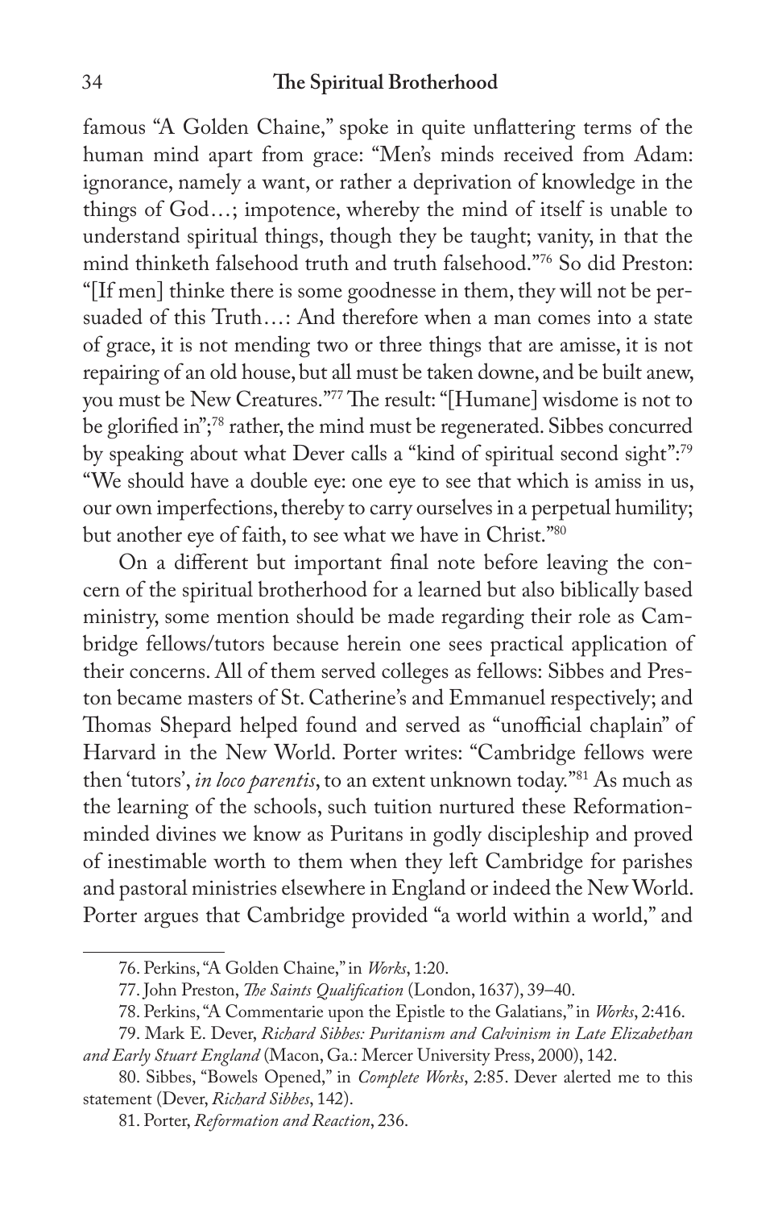famous "A Golden Chaine," spoke in quite unflattering terms of the human mind apart from grace: "Men's minds received from Adam: ignorance, namely a want, or rather a deprivation of knowledge in the things of God…; impotence, whereby the mind of itself is unable to understand spiritual things, though they be taught; vanity, in that the mind thinketh falsehood truth and truth falsehood."[76] So did Preston: "[If men] thinke there is some goodnesse in them, they will not be persuaded of this Truth…: And therefore when a man comes into a state of grace, it is not mending two or three things that are amisse, it is not repairing of an old house, but all must be taken downe, and be built anew, you must be New Creatures."[77] The result: "[Humane] wisdome is not to be glorified in";[78] rather, the mind must be regenerated. Sibbes concurred by speaking about what Dever calls a "kind of spiritual second sight":[79] "We should have a double eye: one eye to see that which is amiss in us, our own imperfections, thereby to carry ourselves in a perpetual humility; but another eye of faith, to see what we have in Christ."[80]

On a different but important final note before leaving the concern of the spiritual brotherhood for a learned but also biblically based ministry, some mention should be made regarding their role as Cambridge fellows/tutors because herein one sees practical application of their concerns. All of them served colleges as fellows: Sibbes and Preston became masters of St. Catherine's and Emmanuel respectively; and Thomas Shepard helped found and served as "unofficial chaplain" of Harvard in the New World. Porter writes: "Cambridge fellows were then 'tutors', *in loco parentis*, to an extent unknown today."[81] As much as the learning of the schools, such tuition nurtured these Reformation-minded divines we know as Puritans in godly discipleship and proved of inestimable worth to them when they left Cambridge for parishes and pastoral ministries elsewhere in England or indeed the New World. Porter argues that Cambridge provided "a world within a world," and

---

76. Perkins, "A Golden Chaine," in *Works*, 1:20.

77. John Preston, *The Saints Qualification* (London, 1637), 39–40.

78. Perkins, "A Commentarie upon the Epistle to the Galatians," in *Works*, 2:416.

79. Mark E. Dever, *Richard Sibbes: Puritanism and Calvinism in Late Elizabethan and Early Stuart England* (Macon, Ga.: Mercer University Press, 2000), 142.

80. Sibbes, "Bowels Opened," in *Complete Works*, 2:85. Dever alerted me to this statement (Dever, *Richard Sibbes*, 142).

81. Porter, *Reformation and Reaction*, 236.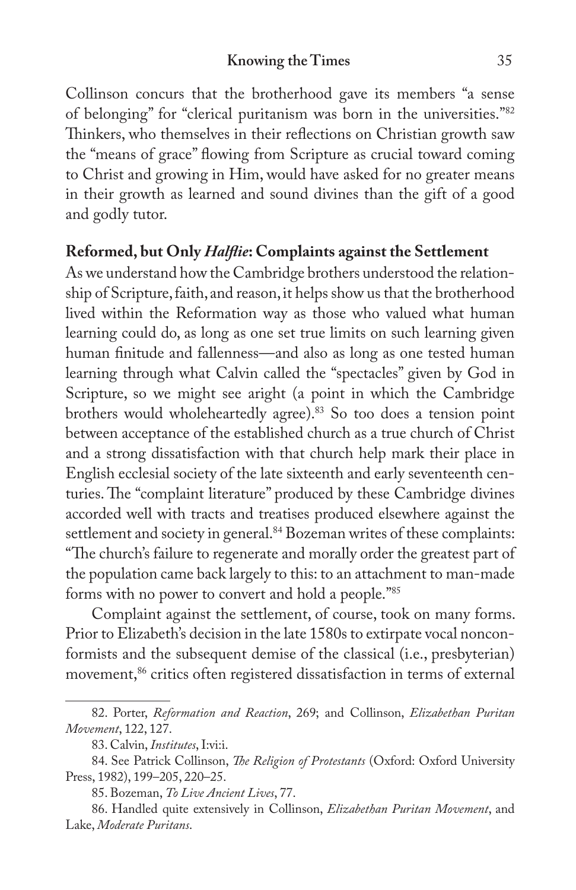Collinson concurs that the brotherhood gave its members "a sense of belonging" for "clerical puritanism was born in the universities."[82] Thinkers, who themselves in their reflections on Christian growth saw the "means of grace" flowing from Scripture as crucial toward coming to Christ and growing in Him, would have asked for no greater means in their growth as learned and sound divines than the gift of a good and godly tutor.

## Reformed, but Only *Halflie*: Complaints against the Settlement

As we understand how the Cambridge brothers understood the relationship of Scripture, faith, and reason, it helps show us that the brotherhood lived within the Reformation way as those who valued what human learning could do, as long as one set true limits on such learning given human finitude and fallenness—and also as long as one tested human learning through what Calvin called the "spectacles" given by God in Scripture, so we might see aright (a point in which the Cambridge brothers would wholeheartedly agree).[83] So too does a tension point between acceptance of the established church as a true church of Christ and a strong dissatisfaction with that church help mark their place in English ecclesial society of the late sixteenth and early seventeenth centuries. The "complaint literature" produced by these Cambridge divines accorded well with tracts and treatises produced elsewhere against the settlement and society in general.[84] Bozeman writes of these complaints: "The church's failure to regenerate and morally order the greatest part of the population came back largely to this: to an attachment to man-made forms with no power to convert and hold a people."[85]

Complaint against the settlement, of course, took on many forms. Prior to Elizabeth's decision in the late 1580s to extirpate vocal nonconformists and the subsequent demise of the classical (i.e., presbyterian) movement,[86] critics often registered dissatisfaction in terms of external

---

82. Porter, *Reformation and Reaction*, 269; and Collinson, *Elizabethan Puritan Movement*, 122, 127.

83. Calvin, *Institutes*, I:vi:i.

84. See Patrick Collinson, *The Religion of Protestants* (Oxford: Oxford University Press, 1982), 199–205, 220–25.

85. Bozeman, *To Live Ancient Lives*, 77.

86. Handled quite extensively in Collinson, *Elizabethan Puritan Movement*, and Lake, *Moderate Puritans*.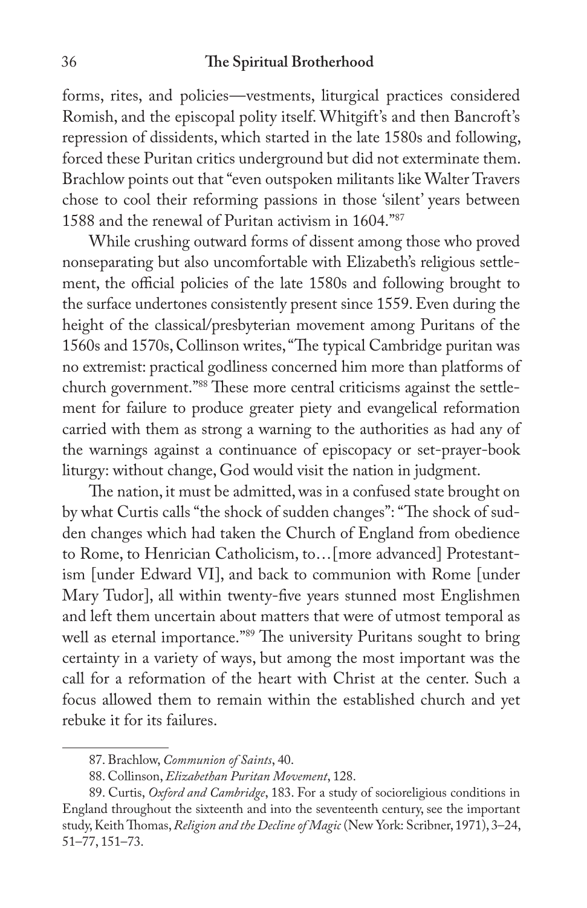forms, rites, and policies—vestments, liturgical practices considered Romish, and the episcopal polity itself. Whitgift's and then Bancroft's repression of dissidents, which started in the late 1580s and following, forced these Puritan critics underground but did not exterminate them. Brachlow points out that "even outspoken militants like Walter Travers chose to cool their reforming passions in those 'silent' years between 1588 and the renewal of Puritan activism in 1604."[87]

While crushing outward forms of dissent among those who proved nonseparating but also uncomfortable with Elizabeth's religious settlement, the official policies of the late 1580s and following brought to the surface undertones consistently present since 1559. Even during the height of the classical/presbyterian movement among Puritans of the 1560s and 1570s, Collinson writes, "The typical Cambridge puritan was no extremist: practical godliness concerned him more than platforms of church government."[88] These more central criticisms against the settlement for failure to produce greater piety and evangelical reformation carried with them as strong a warning to the authorities as had any of the warnings against a continuance of episcopacy or set-prayer-book liturgy: without change, God would visit the nation in judgment.

The nation, it must be admitted, was in a confused state brought on by what Curtis calls "the shock of sudden changes": "The shock of sudden changes which had taken the Church of England from obedience to Rome, to Henrician Catholicism, to…[more advanced] Protestantism [under Edward VI], and back to communion with Rome [under Mary Tudor], all within twenty-five years stunned most Englishmen and left them uncertain about matters that were of utmost temporal as well as eternal importance."[89] The university Puritans sought to bring certainty in a variety of ways, but among the most important was the call for a reformation of the heart with Christ at the center. Such a focus allowed them to remain within the established church and yet rebuke it for its failures.

87. Brachlow, *Communion of Saints*, 40.

88. Collinson, *Elizabethan Puritan Movement*, 128.

89. Curtis, *Oxford and Cambridge*, 183. For a study of socioreligious conditions in England throughout the sixteenth and into the seventeenth century, see the important study, Keith Thomas, *Religion and the Decline of Magic* (New York: Scribner, 1971), 3–24, 51–77, 151–73.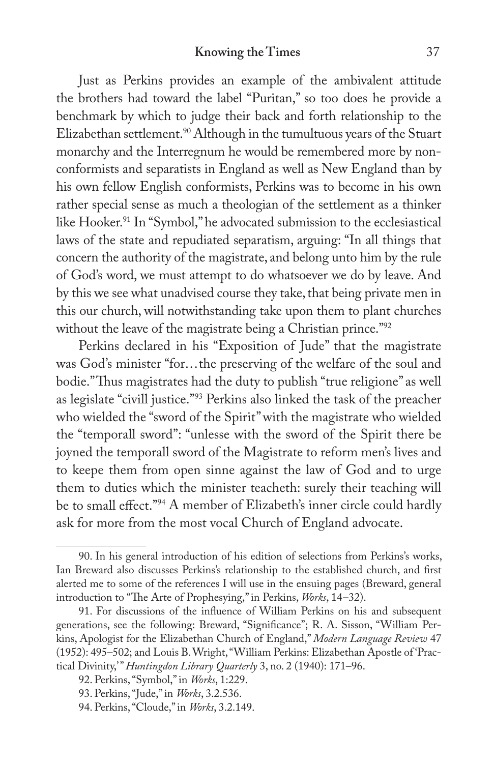Just as Perkins provides an example of the ambivalent attitude the brothers had toward the label "Puritan," so too does he provide a benchmark by which to judge their back and forth relationship to the Elizabethan settlement.[90] Although in the tumultuous years of the Stuart monarchy and the Interregnum he would be remembered more by nonconformists and separatists in England as well as New England than by his own fellow English conformists, Perkins was to become in his own rather special sense as much a theologian of the settlement as a thinker like Hooker.[91] In "Symbol," he advocated submission to the ecclesiastical laws of the state and repudiated separatism, arguing: "In all things that concern the authority of the magistrate, and belong unto him by the rule of God's word, we must attempt to do whatsoever we do by leave. And by this we see what unadvised course they take, that being private men in this our church, will notwithstanding take upon them to plant churches without the leave of the magistrate being a Christian prince."[92]

Perkins declared in his "Exposition of Jude" that the magistrate was God's minister "for…the preserving of the welfare of the soul and bodie." Thus magistrates had the duty to publish "true religione" as well as legislate "civill justice."[93] Perkins also linked the task of the preacher who wielded the "sword of the Spirit" with the magistrate who wielded the "temporall sword": "unlesse with the sword of the Spirit there be joyned the temporall sword of the Magistrate to reform men's lives and to keepe them from open sinne against the law of God and to urge them to duties which the minister teacheth: surely their teaching will be to small effect."[94] A member of Elizabeth's inner circle could hardly ask for more from the most vocal Church of England advocate.

---

90. In his general introduction of his edition of selections from Perkins's works, Ian Breward also discusses Perkins's relationship to the established church, and first alerted me to some of the references I will use in the ensuing pages (Breward, general introduction to "The Arte of Prophesying," in Perkins, *Works*, 14–32).

91. For discussions of the influence of William Perkins on his and subsequent generations, see the following: Breward, "Significance"; R. A. Sisson, "William Perkins, Apologist for the Elizabethan Church of England," *Modern Language Review* 47 (1952): 495–502; and Louis B. Wright, "William Perkins: Elizabethan Apostle of 'Practical Divinity,'" *Huntingdon Library Quarterly* 3, no. 2 (1940): 171–96.

92. Perkins, "Symbol," in *Works*, 1:229.

93. Perkins, "Jude," in *Works*, 3.2.536.

94. Perkins, "Cloude," in *Works*, 3.2.149.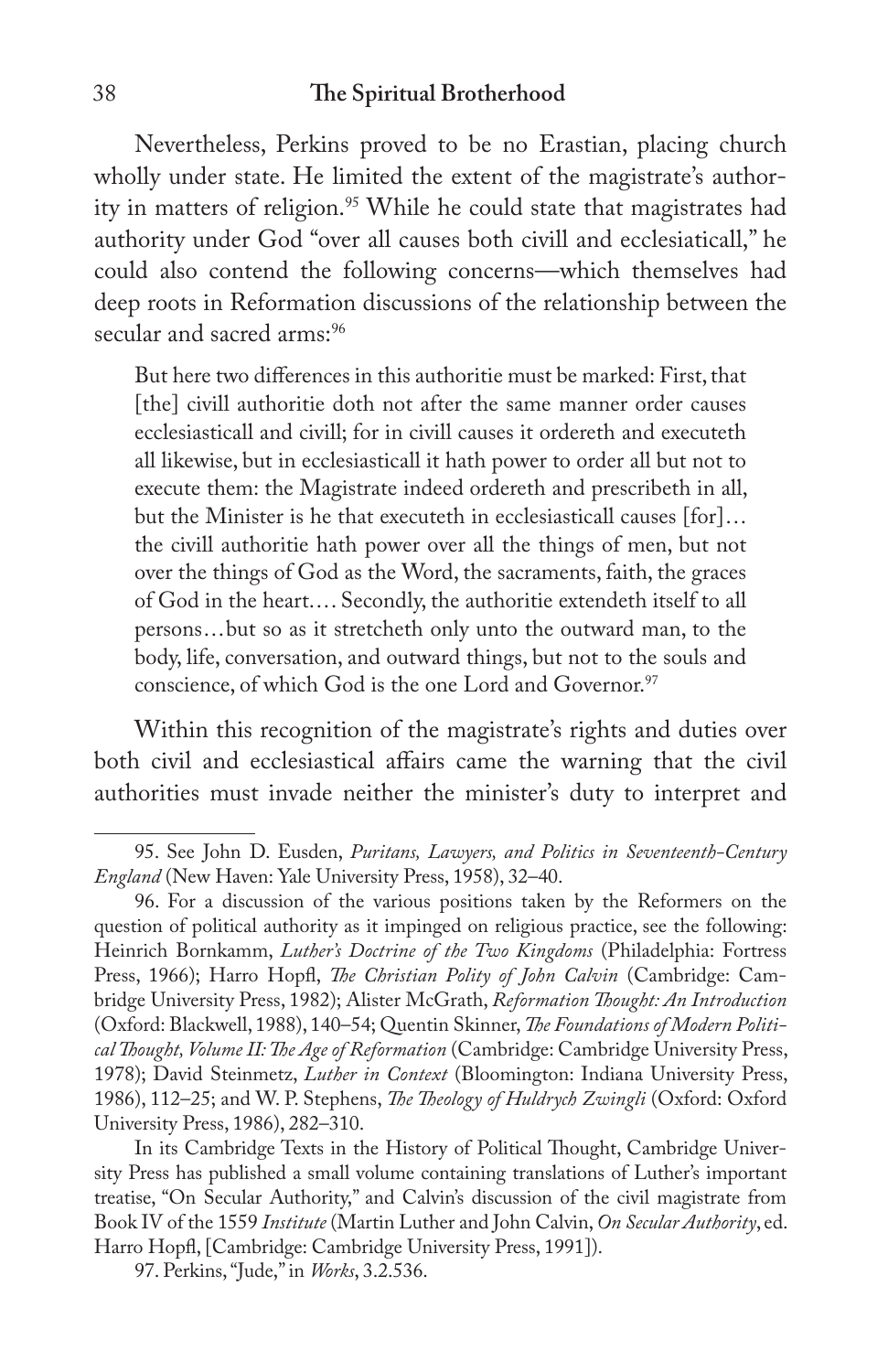Nevertheless, Perkins proved to be no Erastian, placing church wholly under state. He limited the extent of the magistrate's authority in matters of religion.[95] While he could state that magistrates had authority under God "over all causes both civill and ecclesiaticall," he could also contend the following concerns—which themselves had deep roots in Reformation discussions of the relationship between the secular and sacred arms:[96]

> But here two differences in this authoritie must be marked: First, that [the] civill authoritie doth not after the same manner order causes ecclesiasticall and civill; for in civill causes it ordereth and executeth all likewise, but in ecclesiasticall it hath power to order all but not to execute them: the Magistrate indeed ordereth and prescribeth in all, but the Minister is he that executeth in ecclesiasticall causes [for]… the civill authoritie hath power over all the things of men, but not over the things of God as the Word, the sacraments, faith, the graces of God in the heart.… Secondly, the authoritie extendeth itself to all persons…but so as it stretcheth only unto the outward man, to the body, life, conversation, and outward things, but not to the souls and conscience, of which God is the one Lord and Governor.[97]

Within this recognition of the magistrate's rights and duties over both civil and ecclesiastical affairs came the warning that the civil authorities must invade neither the minister's duty to interpret and

---

95. See John D. Eusden, *Puritans, Lawyers, and Politics in Seventeenth-Century England* (New Haven: Yale University Press, 1958), 32–40.

96. For a discussion of the various positions taken by the Reformers on the question of political authority as it impinged on religious practice, see the following: Heinrich Bornkamm, *Luther's Doctrine of the Two Kingdoms* (Philadelphia: Fortress Press, 1966); Harro Hopfl, *The Christian Polity of John Calvin* (Cambridge: Cambridge University Press, 1982); Alister McGrath, *Reformation Thought: An Introduction* (Oxford: Blackwell, 1988), 140–54; Quentin Skinner, *The Foundations of Modern Political Thought, Volume II: The Age of Reformation* (Cambridge: Cambridge University Press, 1978); David Steinmetz, *Luther in Context* (Bloomington: Indiana University Press, 1986), 112–25; and W. P. Stephens, *The Theology of Huldrych Zwingli* (Oxford: Oxford University Press, 1986), 282–310.

In its Cambridge Texts in the History of Political Thought, Cambridge University Press has published a small volume containing translations of Luther's important treatise, "On Secular Authority," and Calvin's discussion of the civil magistrate from Book IV of the 1559 *Institute* (Martin Luther and John Calvin, *On Secular Authority*, ed. Harro Hopfl, [Cambridge: Cambridge University Press, 1991]).

97. Perkins, "Jude," in *Works*, 3.2.536.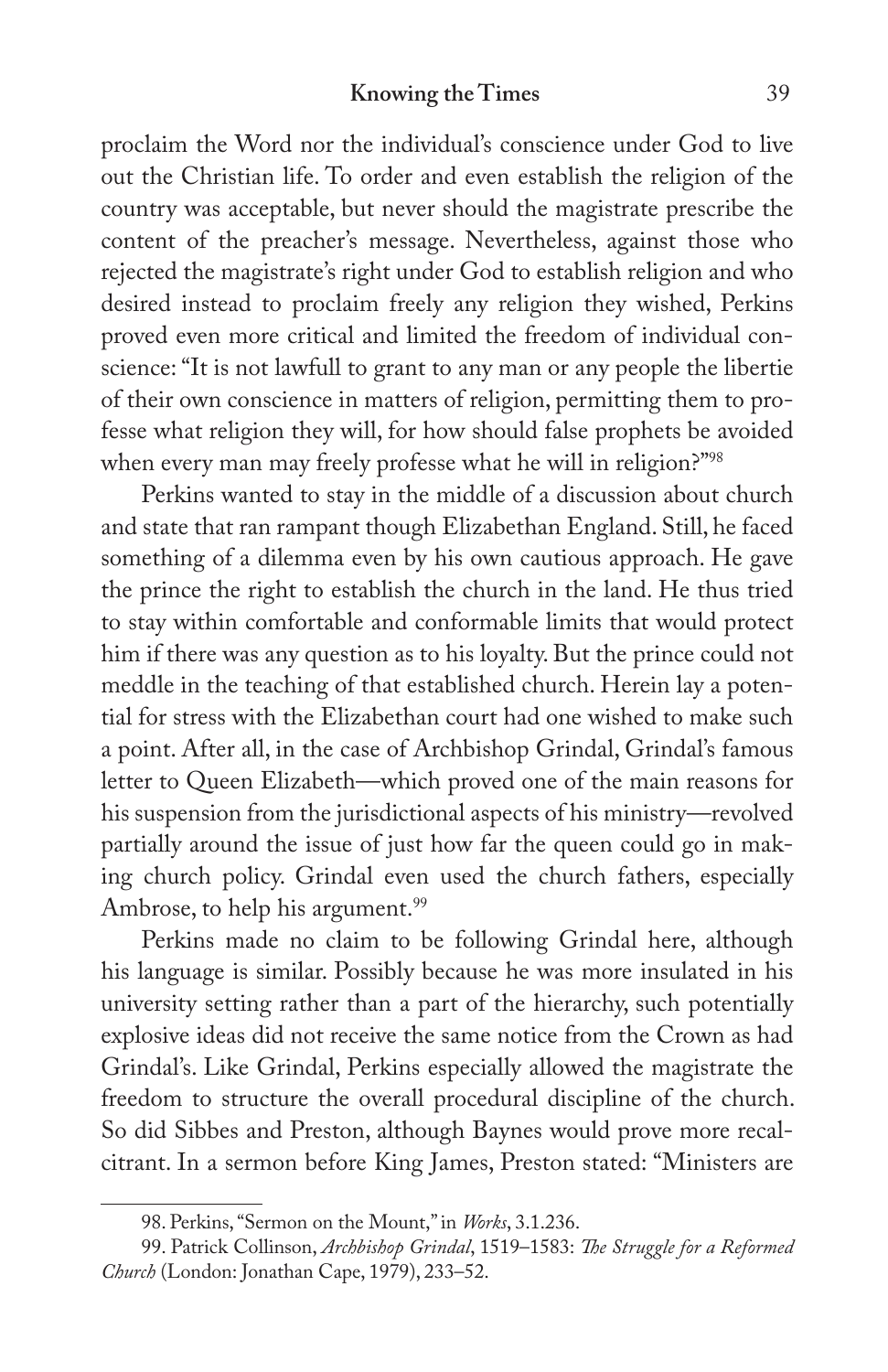proclaim the Word nor the individual's conscience under God to live out the Christian life. To order and even establish the religion of the country was acceptable, but never should the magistrate prescribe the content of the preacher's message. Nevertheless, against those who rejected the magistrate's right under God to establish religion and who desired instead to proclaim freely any religion they wished, Perkins proved even more critical and limited the freedom of individual conscience: "It is not lawfull to grant to any man or any people the libertie of their own conscience in matters of religion, permitting them to professe what religion they will, for how should false prophets be avoided when every man may freely professe what he will in religion?"[98]

Perkins wanted to stay in the middle of a discussion about church and state that ran rampant though Elizabethan England. Still, he faced something of a dilemma even by his own cautious approach. He gave the prince the right to establish the church in the land. He thus tried to stay within comfortable and conformable limits that would protect him if there was any question as to his loyalty. But the prince could not meddle in the teaching of that established church. Herein lay a potential for stress with the Elizabethan court had one wished to make such a point. After all, in the case of Archbishop Grindal, Grindal's famous letter to Queen Elizabeth—which proved one of the main reasons for his suspension from the jurisdictional aspects of his ministry—revolved partially around the issue of just how far the queen could go in making church policy. Grindal even used the church fathers, especially Ambrose, to help his argument.[99]

Perkins made no claim to be following Grindal here, although his language is similar. Possibly because he was more insulated in his university setting rather than a part of the hierarchy, such potentially explosive ideas did not receive the same notice from the Crown as had Grindal's. Like Grindal, Perkins especially allowed the magistrate the freedom to structure the overall procedural discipline of the church. So did Sibbes and Preston, although Baynes would prove more recalcitrant. In a sermon before King James, Preston stated: "Ministers are

---

98. Perkins, "Sermon on the Mount," in *Works*, 3.1.236.

99. Patrick Collinson, *Archbishop Grindal*, 1519–1583: *The Struggle for a Reformed Church* (London: Jonathan Cape, 1979), 233–52.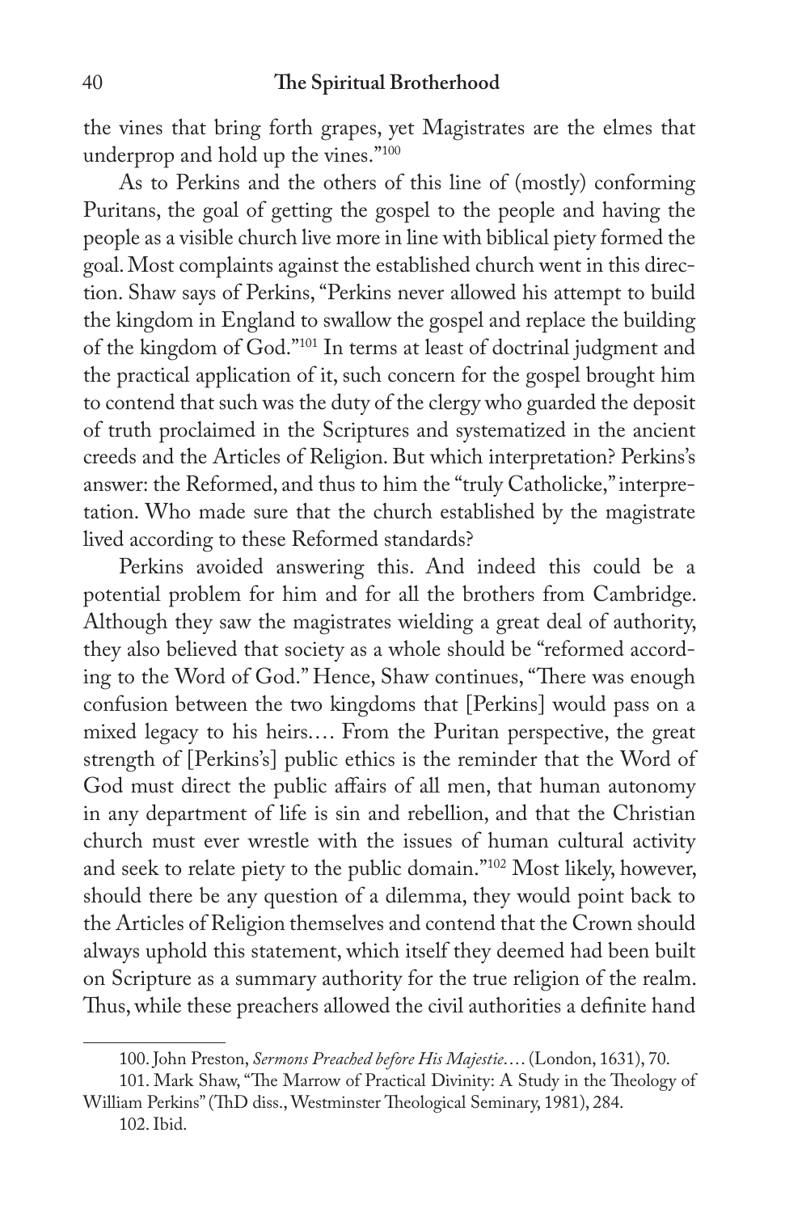the vines that bring forth grapes, yet Magistrates are the elmes that underprop and hold up the vines."[100]

As to Perkins and the others of this line of (mostly) conforming Puritans, the goal of getting the gospel to the people and having the people as a visible church live more in line with biblical piety formed the goal. Most complaints against the established church went in this direction. Shaw says of Perkins, "Perkins never allowed his attempt to build the kingdom in England to swallow the gospel and replace the building of the kingdom of God."[101] In terms at least of doctrinal judgment and the practical application of it, such concern for the gospel brought him to contend that such was the duty of the clergy who guarded the deposit of truth proclaimed in the Scriptures and systematized in the ancient creeds and the Articles of Religion. But which interpretation? Perkins's answer: the Reformed, and thus to him the "truly Catholicke," interpretation. Who made sure that the church established by the magistrate lived according to these Reformed standards?

Perkins avoided answering this. And indeed this could be a potential problem for him and for all the brothers from Cambridge. Although they saw the magistrates wielding a great deal of authority, they also believed that society as a whole should be "reformed according to the Word of God." Hence, Shaw continues, "There was enough confusion between the two kingdoms that [Perkins] would pass on a mixed legacy to his heirs.… From the Puritan perspective, the great strength of [Perkins's] public ethics is the reminder that the Word of God must direct the public affairs of all men, that human autonomy in any department of life is sin and rebellion, and that the Christian church must ever wrestle with the issues of human cultural activity and seek to relate piety to the public domain."[102] Most likely, however, should there be any question of a dilemma, they would point back to the Articles of Religion themselves and contend that the Crown should always uphold this statement, which itself they deemed had been built on Scripture as a summary authority for the true religion of the realm. Thus, while these preachers allowed the civil authorities a definite hand

---

100. John Preston, *Sermons Preached before His Majestie*…. (London, 1631), 70.

101. Mark Shaw, "The Marrow of Practical Divinity: A Study in the Theology of William Perkins" (ThD diss., Westminster Theological Seminary, 1981), 284.

102. Ibid.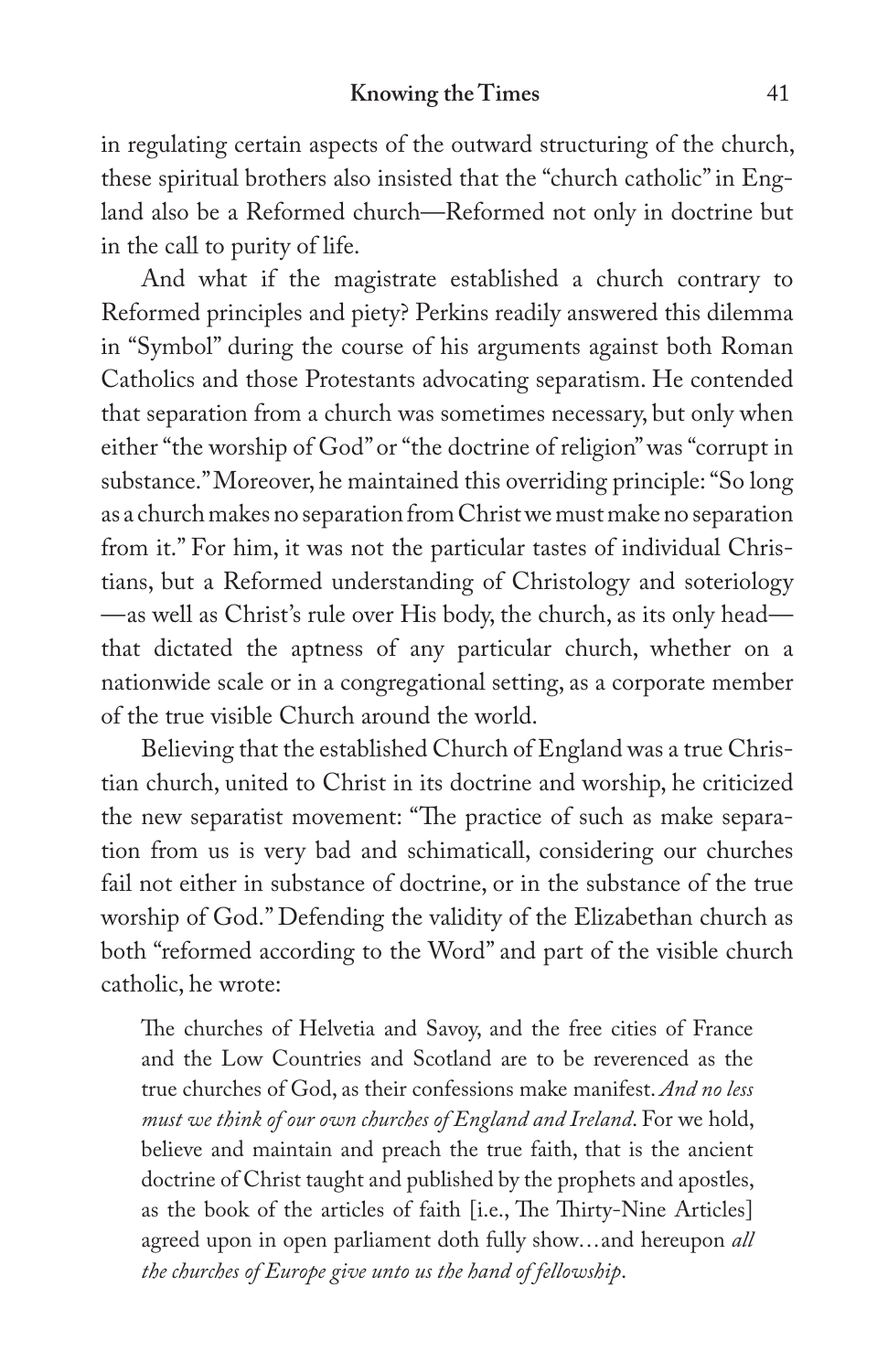in regulating certain aspects of the outward structuring of the church, these spiritual brothers also insisted that the "church catholic" in England also be a Reformed church—Reformed not only in doctrine but in the call to purity of life.

And what if the magistrate established a church contrary to Reformed principles and piety? Perkins readily answered this dilemma in "Symbol" during the course of his arguments against both Roman Catholics and those Protestants advocating separatism. He contended that separation from a church was sometimes necessary, but only when either "the worship of God" or "the doctrine of religion" was "corrupt in substance." Moreover, he maintained this overriding principle: "So long as a church makes no separation from Christ we must make no separation from it." For him, it was not the particular tastes of individual Christians, but a Reformed understanding of Christology and soteriology—as well as Christ's rule over His body, the church, as its only head—that dictated the aptness of any particular church, whether on a nationwide scale or in a congregational setting, as a corporate member of the true visible Church around the world.

Believing that the established Church of England was a true Christian church, united to Christ in its doctrine and worship, he criticized the new separatist movement: "The practice of such as make separation from us is very bad and schimaticall, considering our churches fail not either in substance of doctrine, or in the substance of the true worship of God." Defending the validity of the Elizabethan church as both "reformed according to the Word" and part of the visible church catholic, he wrote:

> The churches of Helvetia and Savoy, and the free cities of France and the Low Countries and Scotland are to be reverenced as the true churches of God, as their confessions make manifest. *And no less must we think of our own churches of England and Ireland*. For we hold, believe and maintain and preach the true faith, that is the ancient doctrine of Christ taught and published by the prophets and apostles, as the book of the articles of faith [i.e., The Thirty-Nine Articles] agreed upon in open parliament doth fully show…and hereupon *all the churches of Europe give unto us the hand of fellowship*.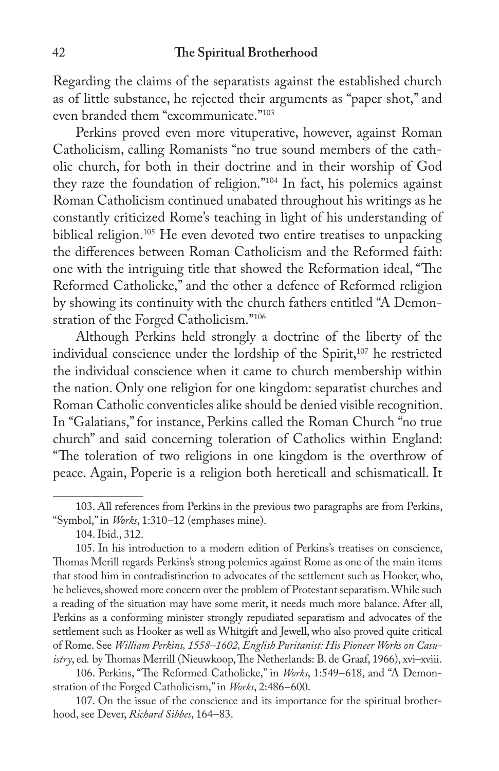Regarding the claims of the separatists against the established church as of little substance, he rejected their arguments as "paper shot," and even branded them "excommunicate."[103]

Perkins proved even more vituperative, however, against Roman Catholicism, calling Romanists "no true sound members of the catholic church, for both in their doctrine and in their worship of God they raze the foundation of religion."[104] In fact, his polemics against Roman Catholicism continued unabated throughout his writings as he constantly criticized Rome's teaching in light of his understanding of biblical religion.[105] He even devoted two entire treatises to unpacking the differences between Roman Catholicism and the Reformed faith: one with the intriguing title that showed the Reformation ideal, "The Reformed Catholicke," and the other a defence of Reformed religion by showing its continuity with the church fathers entitled "A Demonstration of the Forged Catholicism."[106]

Although Perkins held strongly a doctrine of the liberty of the individual conscience under the lordship of the Spirit,[107] he restricted the individual conscience when it came to church membership within the nation. Only one religion for one kingdom: separatist churches and Roman Catholic conventicles alike should be denied visible recognition. In "Galatians," for instance, Perkins called the Roman Church "no true church" and said concerning toleration of Catholics within England: "The toleration of two religions in one kingdom is the overthrow of peace. Again, Poperie is a religion both hereticall and schismaticall. It

---

103. All references from Perkins in the previous two paragraphs are from Perkins, "Symbol," in *Works*, 1:310–12 (emphases mine).

104. Ibid., 312.

105. In his introduction to a modern edition of Perkins's treatises on conscience, Thomas Merill regards Perkins's strong polemics against Rome as one of the main items that stood him in contradistinction to advocates of the settlement such as Hooker, who, he believes, showed more concern over the problem of Protestant separatism. While such a reading of the situation may have some merit, it needs much more balance. After all, Perkins as a conforming minister strongly repudiated separatism and advocates of the settlement such as Hooker as well as Whitgift and Jewell, who also proved quite critical of Rome. See *William Perkins, 1558–1602, English Puritanist: His Pioneer Works on Casuistry*, ed. by Thomas Merill (Nieuwkoop, The Netherlands: B. de Graaf, 1966), xvi–xviii.

106. Perkins, "The Reformed Catholicke," in *Works*, 1:549–618, and "A Demonstration of the Forged Catholicism," in *Works*, 2:486–600.

107. On the issue of the conscience and its importance for the spiritual brotherhood, see Dever, *Richard Sibbes*, 164–83.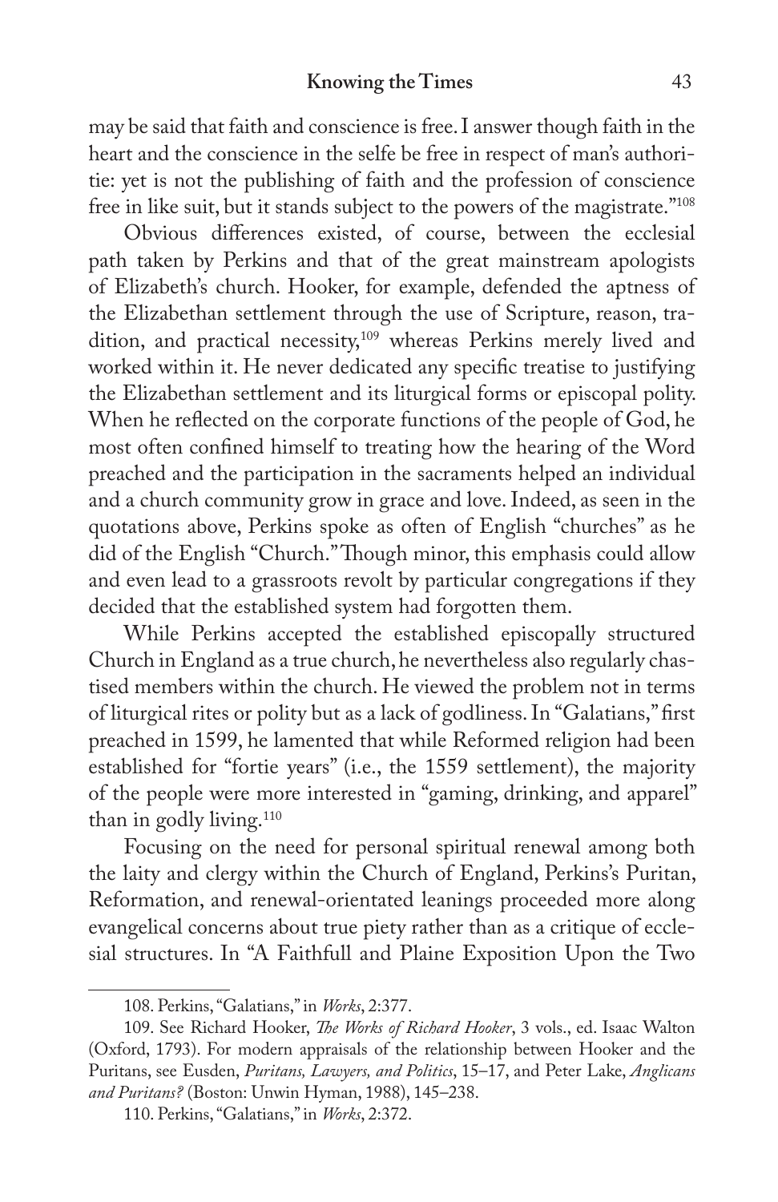may be said that faith and conscience is free. I answer though faith in the heart and the conscience in the selfe be free in respect of man's authoritie: yet is not the publishing of faith and the profession of conscience free in like suit, but it stands subject to the powers of the magistrate."[108]

Obvious differences existed, of course, between the ecclesial path taken by Perkins and that of the great mainstream apologists of Elizabeth's church. Hooker, for example, defended the aptness of the Elizabethan settlement through the use of Scripture, reason, tradition, and practical necessity,[109] whereas Perkins merely lived and worked within it. He never dedicated any specific treatise to justifying the Elizabethan settlement and its liturgical forms or episcopal polity. When he reflected on the corporate functions of the people of God, he most often confined himself to treating how the hearing of the Word preached and the participation in the sacraments helped an individual and a church community grow in grace and love. Indeed, as seen in the quotations above, Perkins spoke as often of English "churches" as he did of the English "Church." Though minor, this emphasis could allow and even lead to a grassroots revolt by particular congregations if they decided that the established system had forgotten them.

While Perkins accepted the established episcopally structured Church in England as a true church, he nevertheless also regularly chastised members within the church. He viewed the problem not in terms of liturgical rites or polity but as a lack of godliness. In "Galatians," first preached in 1599, he lamented that while Reformed religion had been established for "fortie years" (i.e., the 1559 settlement), the majority of the people were more interested in "gaming, drinking, and apparel" than in godly living.[110]

Focusing on the need for personal spiritual renewal among both the laity and clergy within the Church of England, Perkins's Puritan, Reformation, and renewal-orientated leanings proceeded more along evangelical concerns about true piety rather than as a critique of ecclesial structures. In "A Faithfull and Plaine Exposition Upon the Two

---

108. Perkins, "Galatians," in *Works*, 2:377.

109. See Richard Hooker, *The Works of Richard Hooker*, 3 vols., ed. Isaac Walton (Oxford, 1793). For modern appraisals of the relationship between Hooker and the Puritans, see Eusden, *Puritans, Lawyers, and Politics*, 15–17, and Peter Lake, *Anglicans and Puritans?* (Boston: Unwin Hyman, 1988), 145–238.

110. Perkins, "Galatians," in *Works*, 2:372.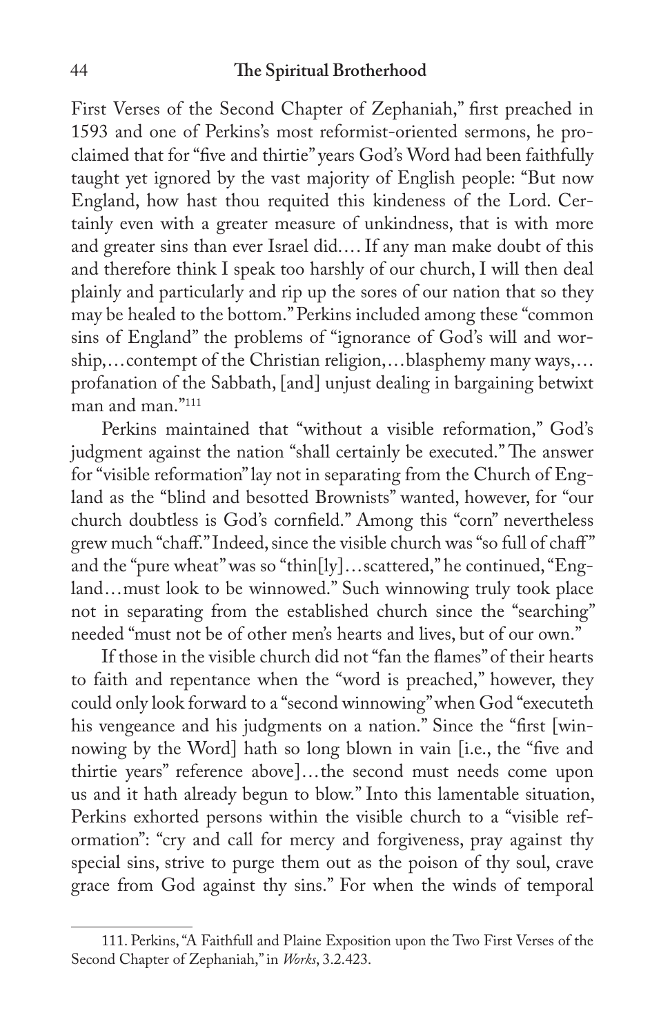First Verses of the Second Chapter of Zephaniah," first preached in 1593 and one of Perkins's most reformist-oriented sermons, he proclaimed that for "five and thirtie" years God's Word had been faithfully taught yet ignored by the vast majority of English people: "But now England, how hast thou requited this kindeness of the Lord. Certainly even with a greater measure of unkindness, that is with more and greater sins than ever Israel did.... If any man make doubt of this and therefore think I speak too harshly of our church, I will then deal plainly and particularly and rip up the sores of our nation that so they may be healed to the bottom." Perkins included among these "common sins of England" the problems of "ignorance of God's will and worship,...contempt of the Christian religion,...blasphemy many ways,...profanation of the Sabbath, [and] unjust dealing in bargaining betwixt man and man."[111]

Perkins maintained that "without a visible reformation," God's judgment against the nation "shall certainly be executed." The answer for "visible reformation" lay not in separating from the Church of England as the "blind and besotted Brownists" wanted, however, for "our church doubtless is God's cornfield." Among this "corn" nevertheless grew much "chaff." Indeed, since the visible church was "so full of chaff" and the "pure wheat" was so "thin[ly]...scattered," he continued, "England...must look to be winnowed." Such winnowing truly took place not in separating from the established church since the "searching" needed "must not be of other men's hearts and lives, but of our own."

If those in the visible church did not "fan the flames" of their hearts to faith and repentance when the "word is preached," however, they could only look forward to a "second winnowing" when God "executeth his vengeance and his judgments on a nation." Since the "first [winnowing by the Word] hath so long blown in vain [i.e., the "five and thirtie years" reference above]...the second must needs come upon us and it hath already begun to blow." Into this lamentable situation, Perkins exhorted persons within the visible church to a "visible reformation": "cry and call for mercy and forgiveness, pray against thy special sins, strive to purge them out as the poison of thy soul, crave grace from God against thy sins." For when the winds of temporal

---

111. Perkins, "A Faithfull and Plaine Exposition upon the Two First Verses of the Second Chapter of Zephaniah," in *Works*, 3.2.423.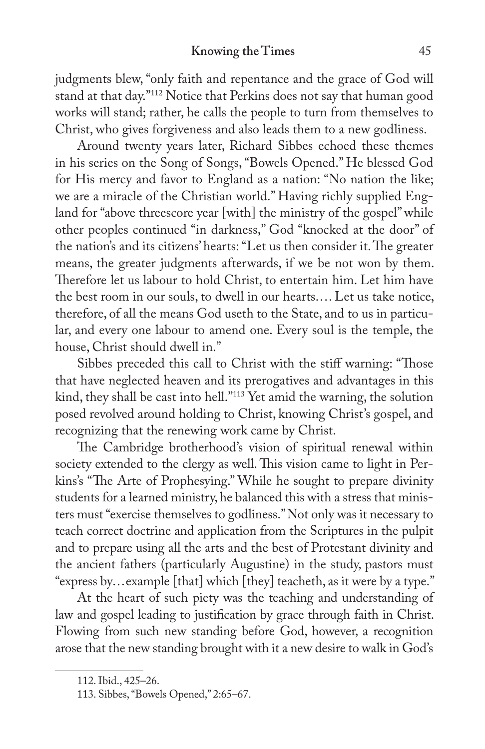judgments blew, "only faith and repentance and the grace of God will stand at that day."[112] Notice that Perkins does not say that human good works will stand; rather, he calls the people to turn from themselves to Christ, who gives forgiveness and also leads them to a new godliness.

Around twenty years later, Richard Sibbes echoed these themes in his series on the Song of Songs, "Bowels Opened." He blessed God for His mercy and favor to England as a nation: "No nation the like; we are a miracle of the Christian world." Having richly supplied England for "above threescore year [with] the ministry of the gospel" while other peoples continued "in darkness," God "knocked at the door" of the nation's and its citizens' hearts: "Let us then consider it. The greater means, the greater judgments afterwards, if we be not won by them. Therefore let us labour to hold Christ, to entertain him. Let him have the best room in our souls, to dwell in our hearts.... Let us take notice, therefore, of all the means God useth to the State, and to us in particular, and every one labour to amend one. Every soul is the temple, the house, Christ should dwell in."

Sibbes preceded this call to Christ with the stiff warning: "Those that have neglected heaven and its prerogatives and advantages in this kind, they shall be cast into hell."[113] Yet amid the warning, the solution posed revolved around holding to Christ, knowing Christ's gospel, and recognizing that the renewing work came by Christ.

The Cambridge brotherhood's vision of spiritual renewal within society extended to the clergy as well. This vision came to light in Perkins's "The Arte of Prophesying." While he sought to prepare divinity students for a learned ministry, he balanced this with a stress that ministers must "exercise themselves to godliness." Not only was it necessary to teach correct doctrine and application from the Scriptures in the pulpit and to prepare using all the arts and the best of Protestant divinity and the ancient fathers (particularly Augustine) in the study, pastors must "express by...example [that] which [they] teacheth, as it were by a type."

At the heart of such piety was the teaching and understanding of law and gospel leading to justification by grace through faith in Christ. Flowing from such new standing before God, however, a recognition arose that the new standing brought with it a new desire to walk in God's

112. Ibid., 425–26.

113. Sibbes, "Bowels Opened," 2:65–67.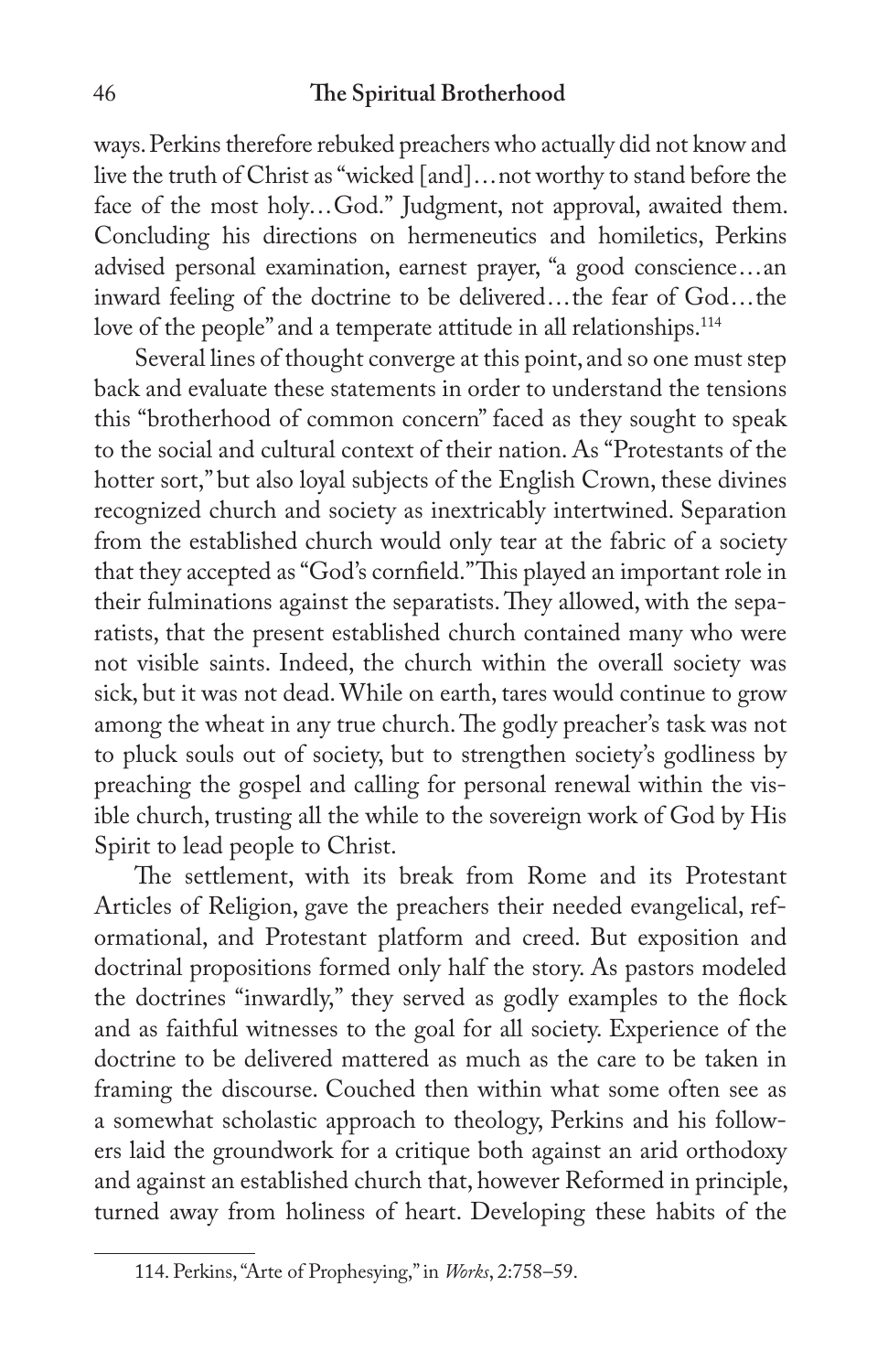ways. Perkins therefore rebuked preachers who actually did not know and live the truth of Christ as "wicked [and]…not worthy to stand before the face of the most holy…God." Judgment, not approval, awaited them. Concluding his directions on hermeneutics and homiletics, Perkins advised personal examination, earnest prayer, "a good conscience…an inward feeling of the doctrine to be delivered…the fear of God…the love of the people" and a temperate attitude in all relationships.[114]

Several lines of thought converge at this point, and so one must step back and evaluate these statements in order to understand the tensions this "brotherhood of common concern" faced as they sought to speak to the social and cultural context of their nation. As "Protestants of the hotter sort," but also loyal subjects of the English Crown, these divines recognized church and society as inextricably intertwined. Separation from the established church would only tear at the fabric of a society that they accepted as "God's cornfield." This played an important role in their fulminations against the separatists. They allowed, with the separatists, that the present established church contained many who were not visible saints. Indeed, the church within the overall society was sick, but it was not dead. While on earth, tares would continue to grow among the wheat in any true church. The godly preacher's task was not to pluck souls out of society, but to strengthen society's godliness by preaching the gospel and calling for personal renewal within the visible church, trusting all the while to the sovereign work of God by His Spirit to lead people to Christ.

The settlement, with its break from Rome and its Protestant Articles of Religion, gave the preachers their needed evangelical, reformational, and Protestant platform and creed. But exposition and doctrinal propositions formed only half the story. As pastors modeled the doctrines "inwardly," they served as godly examples to the flock and as faithful witnesses to the goal for all society. Experience of the doctrine to be delivered mattered as much as the care to be taken in framing the discourse. Couched then within what some often see as a somewhat scholastic approach to theology, Perkins and his followers laid the groundwork for a critique both against an arid orthodoxy and against an established church that, however Reformed in principle, turned away from holiness of heart. Developing these habits of the

---

114. Perkins, "Arte of Prophesying," in *Works*, 2:758–59.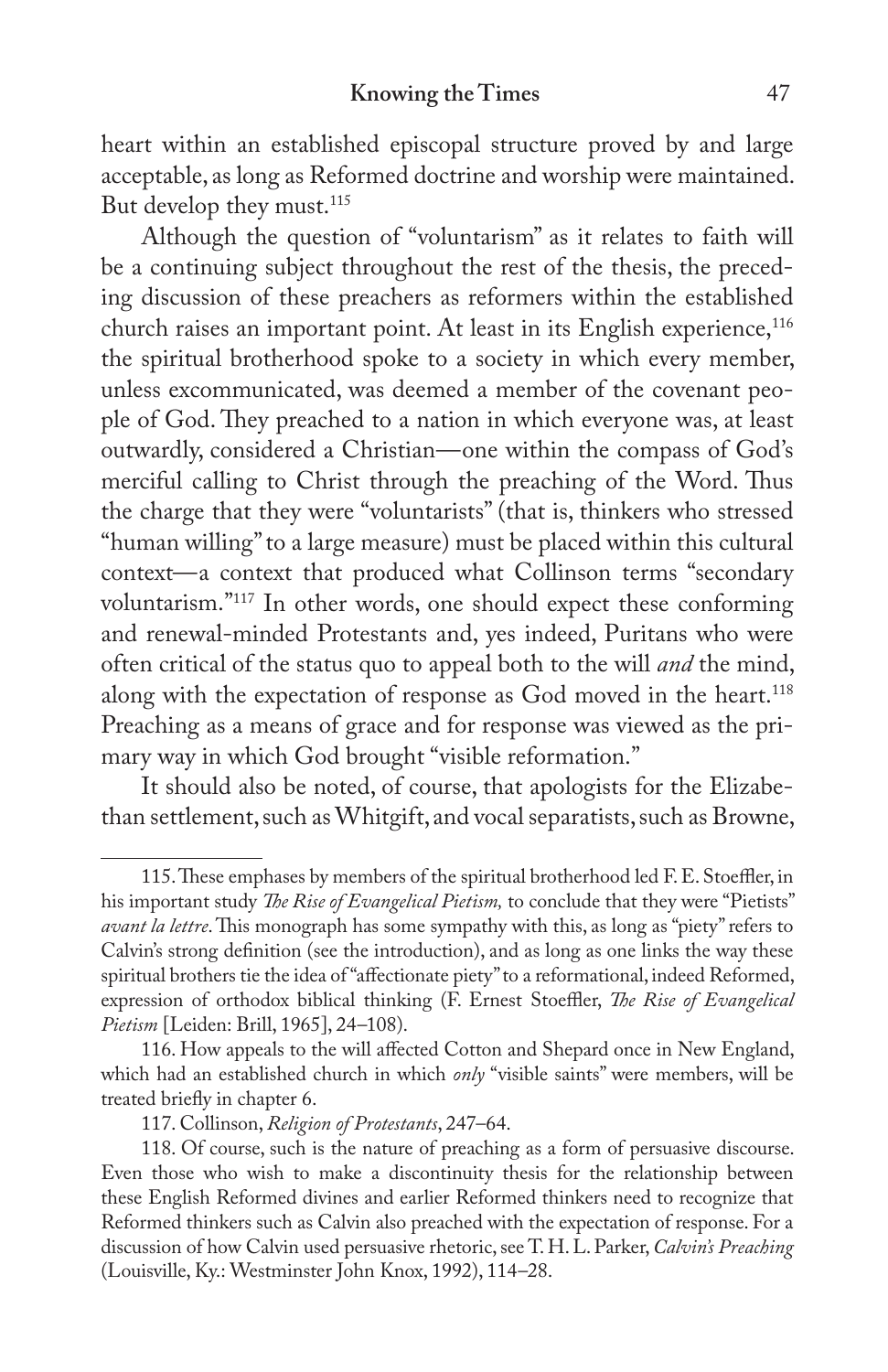heart within an established episcopal structure proved by and large acceptable, as long as Reformed doctrine and worship were maintained. But develop they must.[115]

Although the question of "voluntarism" as it relates to faith will be a continuing subject throughout the rest of the thesis, the preceding discussion of these preachers as reformers within the established church raises an important point. At least in its English experience,[116] the spiritual brotherhood spoke to a society in which every member, unless excommunicated, was deemed a member of the covenant people of God. They preached to a nation in which everyone was, at least outwardly, considered a Christian—one within the compass of God's merciful calling to Christ through the preaching of the Word. Thus the charge that they were "voluntarists" (that is, thinkers who stressed "human willing" to a large measure) must be placed within this cultural context—a context that produced what Collinson terms "secondary voluntarism."[117] In other words, one should expect these conforming and renewal-minded Protestants and, yes indeed, Puritans who were often critical of the status quo to appeal both to the will *and* the mind, along with the expectation of response as God moved in the heart.[118] Preaching as a means of grace and for response was viewed as the primary way in which God brought "visible reformation."

It should also be noted, of course, that apologists for the Elizabethan settlement, such as Whitgift, and vocal separatists, such as Browne,

---

115. These emphases by members of the spiritual brotherhood led F. E. Stoeffler, in his important study *The Rise of Evangelical Pietism,* to conclude that they were "Pietists" *avant la lettre*. This monograph has some sympathy with this, as long as "piety" refers to Calvin's strong definition (see the introduction), and as long as one links the way these spiritual brothers tie the idea of "affectionate piety" to a reformational, indeed Reformed, expression of orthodox biblical thinking (F. Ernest Stoeffler, *The Rise of Evangelical Pietism* [Leiden: Brill, 1965], 24–108).

116. How appeals to the will affected Cotton and Shepard once in New England, which had an established church in which *only* "visible saints" were members, will be treated briefly in chapter 6.

117. Collinson, *Religion of Protestants*, 247–64.

118. Of course, such is the nature of preaching as a form of persuasive discourse. Even those who wish to make a discontinuity thesis for the relationship between these English Reformed divines and earlier Reformed thinkers need to recognize that Reformed thinkers such as Calvin also preached with the expectation of response. For a discussion of how Calvin used persuasive rhetoric, see T. H. L. Parker, *Calvin's Preaching* (Louisville, Ky.: Westminster John Knox, 1992), 114–28.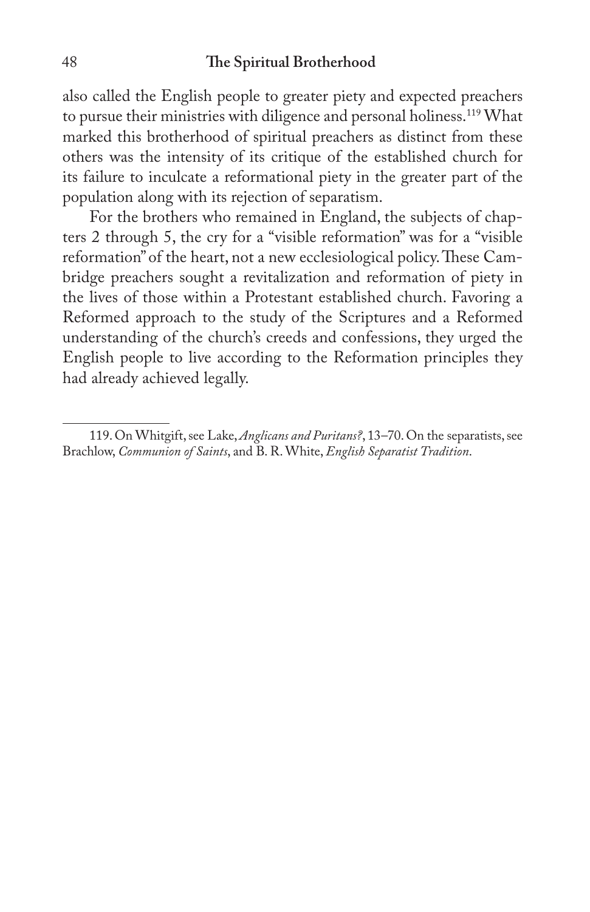also called the English people to greater piety and expected preachers to pursue their ministries with diligence and personal holiness.[119] What marked this brotherhood of spiritual preachers as distinct from these others was the intensity of its critique of the established church for its failure to inculcate a reformational piety in the greater part of the population along with its rejection of separatism.

For the brothers who remained in England, the subjects of chapters 2 through 5, the cry for a "visible reformation" was for a "visible reformation" of the heart, not a new ecclesiological policy. These Cambridge preachers sought a revitalization and reformation of piety in the lives of those within a Protestant established church. Favoring a Reformed approach to the study of the Scriptures and a Reformed understanding of the church's creeds and confessions, they urged the English people to live according to the Reformation principles they had already achieved legally.

---

119. On Whitgift, see Lake, *Anglicans and Puritans?*, 13–70. On the separatists, see Brachlow, *Communion of Saints*, and B. R. White, *English Separatist Tradition*.